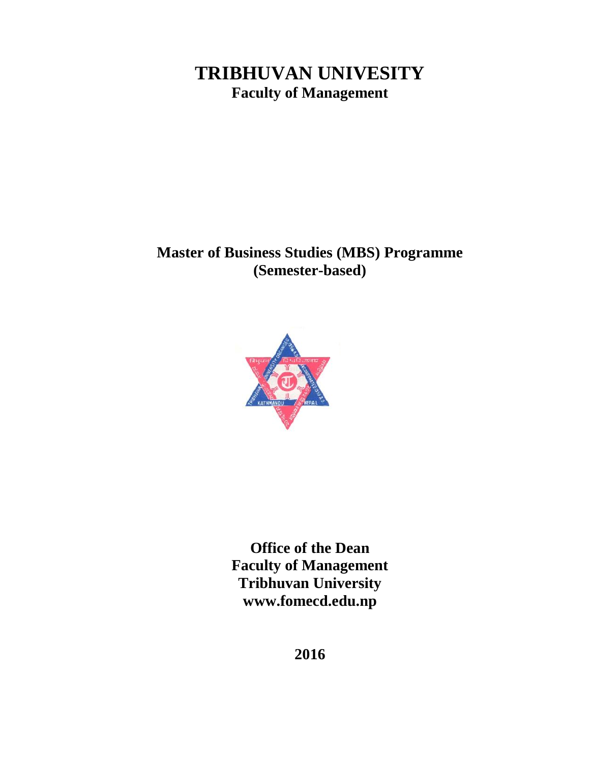# TRIBHUVAN UNIVESITY

## Faculty of Management

## Master of Business Studies (MBS) Programme
## (Semester-based)

**Office of the Dean**
**Faculty of Management**
**Tribhuvan University**
**www.fomecd.edu.np**

**2016**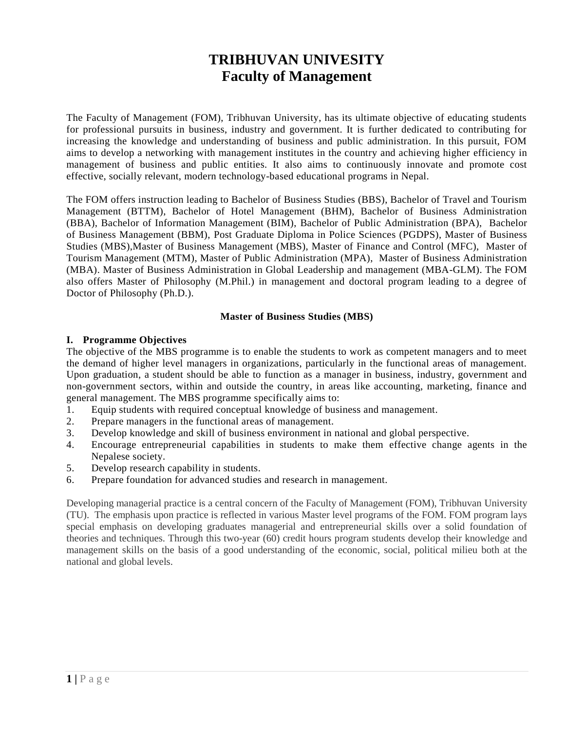# TRIBHUVAN UNIVESITY
# Faculty of Management

The Faculty of Management (FOM), Tribhuvan University, has its ultimate objective of educating students for professional pursuits in business, industry and government. It is further dedicated to contributing for increasing the knowledge and understanding of business and public administration. In this pursuit, FOM aims to develop a networking with management institutes in the country and achieving higher efficiency in management of business and public entities. It also aims to continuously innovate and promote cost effective, socially relevant, modern technology-based educational programs in Nepal.

The FOM offers instruction leading to Bachelor of Business Studies (BBS), Bachelor of Travel and Tourism Management (BTTM), Bachelor of Hotel Management (BHM), Bachelor of Business Administration (BBA), Bachelor of Information Management (BIM), Bachelor of Public Administration (BPA), Bachelor of Business Management (BBM), Post Graduate Diploma in Police Sciences (PGDPS), Master of Business Studies (MBS),Master of Business Management (MBS), Master of Finance and Control (MFC), Master of Tourism Management (MTM), Master of Public Administration (MPA), Master of Business Administration (MBA). Master of Business Administration in Global Leadership and management (MBA-GLM). The FOM also offers Master of Philosophy (M.Phil.) in management and doctoral program leading to a degree of Doctor of Philosophy (Ph.D.).

## Master of Business Studies (MBS)

### I. Programme Objectives

The objective of the MBS programme is to enable the students to work as competent managers and to meet the demand of higher level managers in organizations, particularly in the functional areas of management. Upon graduation, a student should be able to function as a manager in business, industry, government and non-government sectors, within and outside the country, in areas like accounting, marketing, finance and general management. The MBS programme specifically aims to:

1. Equip students with required conceptual knowledge of business and management.
2. Prepare managers in the functional areas of management.
3. Develop knowledge and skill of business environment in national and global perspective.
4. Encourage entrepreneurial capabilities in students to make them effective change agents in the Nepalese society.
5. Develop research capability in students.
6. Prepare foundation for advanced studies and research in management.

Developing managerial practice is a central concern of the Faculty of Management (FOM), Tribhuvan University (TU). The emphasis upon practice is reflected in various Master level programs of the FOM. FOM program lays special emphasis on developing graduates managerial and entrepreneurial skills over a solid foundation of theories and techniques. Through this two-year (60) credit hours program students develop their knowledge and management skills on the basis of a good understanding of the economic, social, political milieu both at the national and global levels.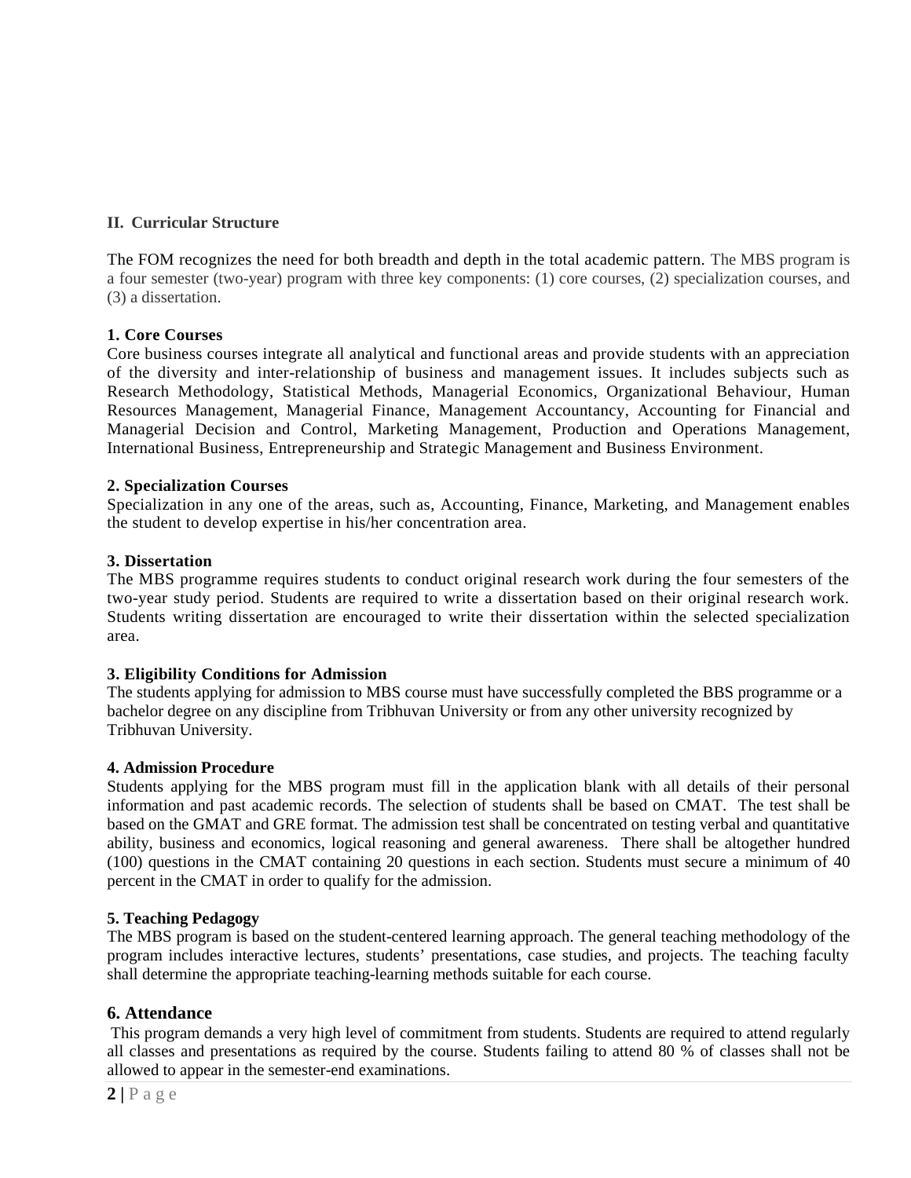## II. Curricular Structure

The FOM recognizes the need for both breadth and depth in the total academic pattern. The MBS program is a four semester (two-year) program with three key components: (1) core courses, (2) specialization courses, and (3) a dissertation.

### 1. Core Courses

Core business courses integrate all analytical and functional areas and provide students with an appreciation of the diversity and inter-relationship of business and management issues. It includes subjects such as Research Methodology, Statistical Methods, Managerial Economics, Organizational Behaviour, Human Resources Management, Managerial Finance, Management Accountancy, Accounting for Financial and Managerial Decision and Control, Marketing Management, Production and Operations Management, International Business, Entrepreneurship and Strategic Management and Business Environment.

### 2. Specialization Courses

Specialization in any one of the areas, such as, Accounting, Finance, Marketing, and Management enables the student to develop expertise in his/her concentration area.

### 3. Dissertation

The MBS programme requires students to conduct original research work during the four semesters of the two-year study period. Students are required to write a dissertation based on their original research work. Students writing dissertation are encouraged to write their dissertation within the selected specialization area.

### 3. Eligibility Conditions for Admission

The students applying for admission to MBS course must have successfully completed the BBS programme or a bachelor degree on any discipline from Tribhuvan University or from any other university recognized by Tribhuvan University.

### 4. Admission Procedure

Students applying for the MBS program must fill in the application blank with all details of their personal information and past academic records. The selection of students shall be based on CMAT. The test shall be based on the GMAT and GRE format. The admission test shall be concentrated on testing verbal and quantitative ability, business and economics, logical reasoning and general awareness. There shall be altogether hundred (100) questions in the CMAT containing 20 questions in each section. Students must secure a minimum of 40 percent in the CMAT in order to qualify for the admission.

### 5. Teaching Pedagogy

The MBS program is based on the student-centered learning approach. The general teaching methodology of the program includes interactive lectures, students' presentations, case studies, and projects. The teaching faculty shall determine the appropriate teaching-learning methods suitable for each course.

### 6. Attendance

This program demands a very high level of commitment from students. Students are required to attend regularly all classes and presentations as required by the course. Students failing to attend 80 % of classes shall not be allowed to appear in the semester-end examinations.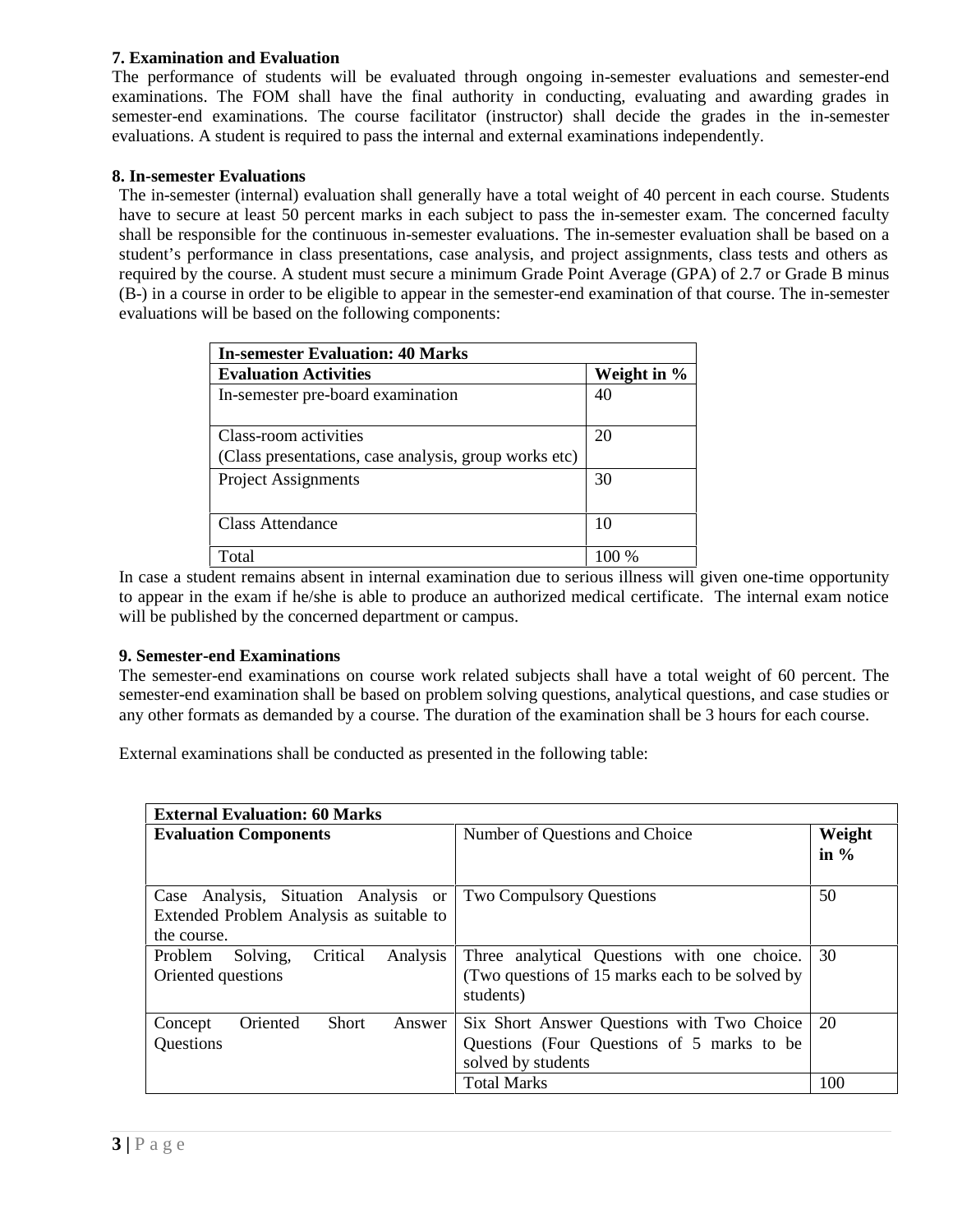### 7. Examination and Evaluation

The performance of students will be evaluated through ongoing in-semester evaluations and semester-end examinations. The FOM shall have the final authority in conducting, evaluating and awarding grades in semester-end examinations. The course facilitator (instructor) shall decide the grades in the in-semester evaluations. A student is required to pass the internal and external examinations independently.

### 8. In-semester Evaluations

The in-semester (internal) evaluation shall generally have a total weight of 40 percent in each course. Students have to secure at least 50 percent marks in each subject to pass the in-semester exam. The concerned faculty shall be responsible for the continuous in-semester evaluations. The in-semester evaluation shall be based on a student's performance in class presentations, case analysis, and project assignments, class tests and others as required by the course. A student must secure a minimum Grade Point Average (GPA) of 2.7 or Grade B minus (B-) in a course in order to be eligible to appear in the semester-end examination of that course. The in-semester evaluations will be based on the following components:

| **In-semester Evaluation: 40 Marks** | |
|---|---|
| **Evaluation Activities** | **Weight in %** |
| In-semester pre-board examination | 40 |
| Class-room activities (Class presentations, case analysis, group works etc) | 20 |
| Project Assignments | 30 |
| Class Attendance | 10 |
| Total | 100 % |

In case a student remains absent in internal examination due to serious illness will given one-time opportunity to appear in the exam if he/she is able to produce an authorized medical certificate. The internal exam notice will be published by the concerned department or campus.

### 9. Semester-end Examinations

The semester-end examinations on course work related subjects shall have a total weight of 60 percent. The semester-end examination shall be based on problem solving questions, analytical questions, and case studies or any other formats as demanded by a course. The duration of the examination shall be 3 hours for each course.

External examinations shall be conducted as presented in the following table:

| **External Evaluation: 60 Marks** | | |
|---|---|---|
| **Evaluation Components** | Number of Questions and Choice | **Weight in %** |
| Case Analysis, Situation Analysis or Extended Problem Analysis as suitable to the course. | Two Compulsory Questions | 50 |
| Problem Solving, Critical Analysis Oriented questions | Three analytical Questions with one choice. (Two questions of 15 marks each to be solved by students) | 30 |
| Concept Oriented Short Answer Questions | Six Short Answer Questions with Two Choice Questions (Four Questions of 5 marks to be solved by students | 20 |
| | Total Marks | 100 |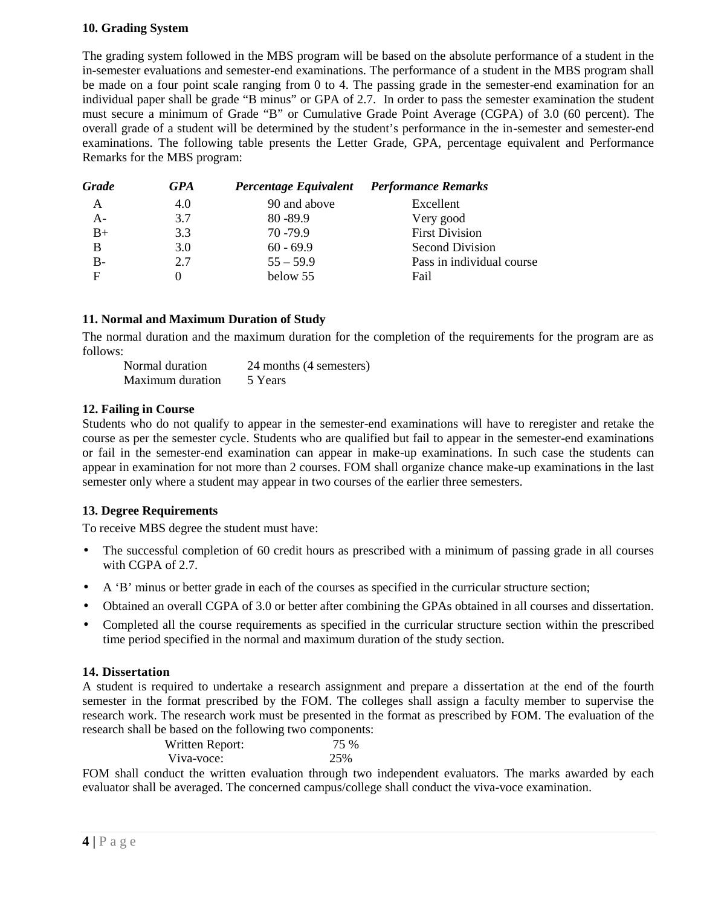## 10. Grading System

The grading system followed in the MBS program will be based on the absolute performance of a student in the in-semester evaluations and semester-end examinations. The performance of a student in the MBS program shall be made on a four point scale ranging from 0 to 4. The passing grade in the semester-end examination for an individual paper shall be grade "B minus" or GPA of 2.7. In order to pass the semester examination the student must secure a minimum of Grade "B" or Cumulative Grade Point Average (CGPA) of 3.0 (60 percent). The overall grade of a student will be determined by the student's performance in the in-semester and semester-end examinations. The following table presents the Letter Grade, GPA, percentage equivalent and Performance Remarks for the MBS program:

| *Grade* | *GPA* | *Percentage Equivalent* | *Performance Remarks* |
|---|---|---|---|
| A | 4.0 | 90 and above | Excellent |
| A- | 3.7 | 80 -89.9 | Very good |
| B+ | 3.3 | 70 -79.9 | First Division |
| B | 3.0 | 60 - 69.9 | Second Division |
| B- | 2.7 | 55 – 59.9 | Pass in individual course |
| F | 0 | below 55 | Fail |

## 11. Normal and Maximum Duration of Study

The normal duration and the maximum duration for the completion of the requirements for the program are as follows:

| | |
|---|---|
| Normal duration | 24 months (4 semesters) |
| Maximum duration | 5 Years |

## 12. Failing in Course

Students who do not qualify to appear in the semester-end examinations will have to reregister and retake the course as per the semester cycle. Students who are qualified but fail to appear in the semester-end examinations or fail in the semester-end examination can appear in make-up examinations. In such case the students can appear in examination for not more than 2 courses. FOM shall organize chance make-up examinations in the last semester only where a student may appear in two courses of the earlier three semesters.

## 13. Degree Requirements

To receive MBS degree the student must have:

- The successful completion of 60 credit hours as prescribed with a minimum of passing grade in all courses with CGPA of 2.7.
- A 'B' minus or better grade in each of the courses as specified in the curricular structure section;
- Obtained an overall CGPA of 3.0 or better after combining the GPAs obtained in all courses and dissertation.
- Completed all the course requirements as specified in the curricular structure section within the prescribed time period specified in the normal and maximum duration of the study section.

## 14. Dissertation

A student is required to undertake a research assignment and prepare a dissertation at the end of the fourth semester in the format prescribed by the FOM. The colleges shall assign a faculty member to supervise the research work. The research work must be presented in the format as prescribed by FOM. The evaluation of the research shall be based on the following two components:

| | |
|---|---|
| Written Report: | 75 % |
| Viva-voce: | 25% |

FOM shall conduct the written evaluation through two independent evaluators. The marks awarded by each evaluator shall be averaged. The concerned campus/college shall conduct the viva-voce examination.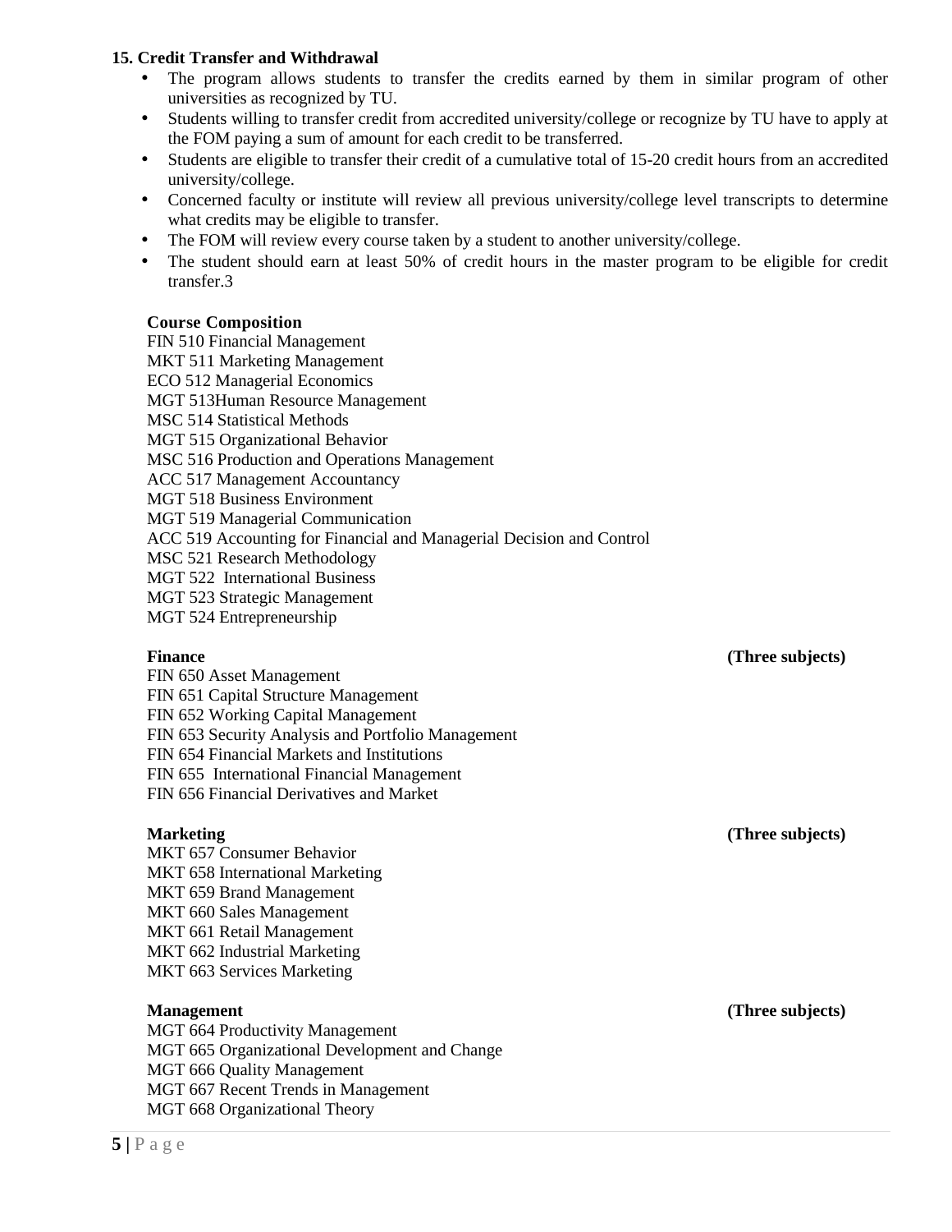## 15. Credit Transfer and Withdrawal

- The program allows students to transfer the credits earned by them in similar program of other universities as recognized by TU.
- Students willing to transfer credit from accredited university/college or recognize by TU have to apply at the FOM paying a sum of amount for each credit to be transferred.
- Students are eligible to transfer their credit of a cumulative total of 15-20 credit hours from an accredited university/college.
- Concerned faculty or institute will review all previous university/college level transcripts to determine what credits may be eligible to transfer.
- The FOM will review every course taken by a student to another university/college.
- The student should earn at least 50% of credit hours in the master program to be eligible for credit transfer.3

**Course Composition**

FIN 510 Financial Management
MKT 511 Marketing Management
ECO 512 Managerial Economics
MGT 513Human Resource Management
MSC 514 Statistical Methods
MGT 515 Organizational Behavior
MSC 516 Production and Operations Management
ACC 517 Management Accountancy
MGT 518 Business Environment
MGT 519 Managerial Communication
ACC 519 Accounting for Financial and Managerial Decision and Control
MSC 521 Research Methodology
MGT 522 International Business
MGT 523 Strategic Management
MGT 524 Entrepreneurship

**Finance** **(Three subjects)**

FIN 650 Asset Management
FIN 651 Capital Structure Management
FIN 652 Working Capital Management
FIN 653 Security Analysis and Portfolio Management
FIN 654 Financial Markets and Institutions
FIN 655 International Financial Management
FIN 656 Financial Derivatives and Market

**Marketing** **(Three subjects)**

MKT 657 Consumer Behavior
MKT 658 International Marketing
MKT 659 Brand Management
MKT 660 Sales Management
MKT 661 Retail Management
MKT 662 Industrial Marketing
MKT 663 Services Marketing

**Management** **(Three subjects)**

MGT 664 Productivity Management
MGT 665 Organizational Development and Change
MGT 666 Quality Management
MGT 667 Recent Trends in Management
MGT 668 Organizational Theory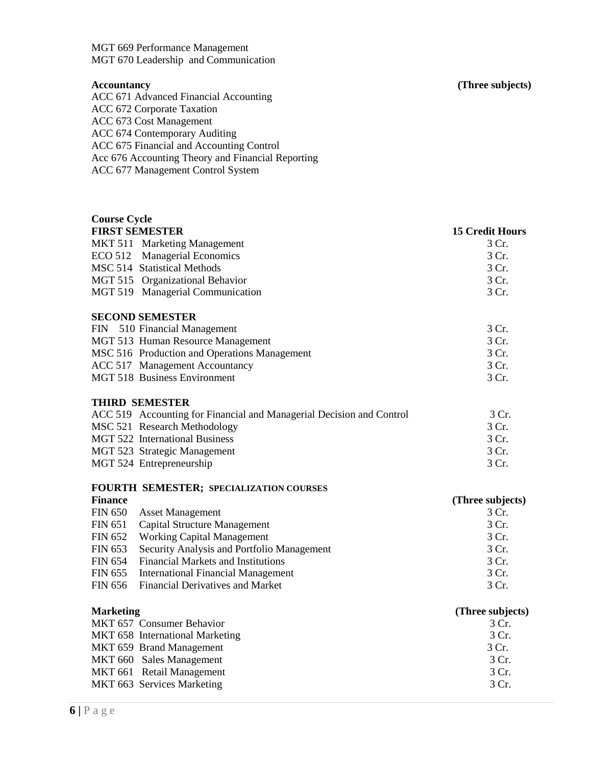MGT 669 Performance Management
MGT 670 Leadership and Communication

**Accountancy** **(Three subjects)**

ACC 671 Advanced Financial Accounting
ACC 672 Corporate Taxation
ACC 673 Cost Management
ACC 674 Contemporary Auditing
ACC 675 Financial and Accounting Control
Acc 676 Accounting Theory and Financial Reporting
ACC 677 Management Control System

**Course Cycle**

| **FIRST SEMESTER** | **15 Credit Hours** |
|---|---|
| MKT 511 Marketing Management | 3 Cr. |
| ECO 512 Managerial Economics | 3 Cr. |
| MSC 514 Statistical Methods | 3 Cr. |
| MGT 515 Organizational Behavior | 3 Cr. |
| MGT 519 Managerial Communication | 3 Cr. |

| **SECOND SEMESTER** | |
|---|---|
| FIN 510 Financial Management | 3 Cr. |
| MGT 513 Human Resource Management | 3 Cr. |
| MSC 516 Production and Operations Management | 3 Cr. |
| ACC 517 Management Accountancy | 3 Cr. |
| MGT 518 Business Environment | 3 Cr. |

| **THIRD SEMESTER** | |
|---|---|
| ACC 519 Accounting for Financial and Managerial Decision and Control | 3 Cr. |
| MSC 521 Research Methodology | 3 Cr. |
| MGT 522 International Business | 3 Cr. |
| MGT 523 Strategic Management | 3 Cr. |
| MGT 524 Entrepreneurship | 3 Cr. |

**FOURTH SEMESTER; SPECIALIZATION COURSES**

| **Finance** | **(Three subjects)** |
|---|---|
| FIN 650 Asset Management | 3 Cr. |
| FIN 651 Capital Structure Management | 3 Cr. |
| FIN 652 Working Capital Management | 3 Cr. |
| FIN 653 Security Analysis and Portfolio Management | 3 Cr. |
| FIN 654 Financial Markets and Institutions | 3 Cr. |
| FIN 655 International Financial Management | 3 Cr. |
| FIN 656 Financial Derivatives and Market | 3 Cr. |

| **Marketing** | **(Three subjects)** |
|---|---|
| MKT 657 Consumer Behavior | 3 Cr. |
| MKT 658 International Marketing | 3 Cr. |
| MKT 659 Brand Management | 3 Cr. |
| MKT 660 Sales Management | 3 Cr. |
| MKT 661 Retail Management | 3 Cr. |
| MKT 663 Services Marketing | 3 Cr. |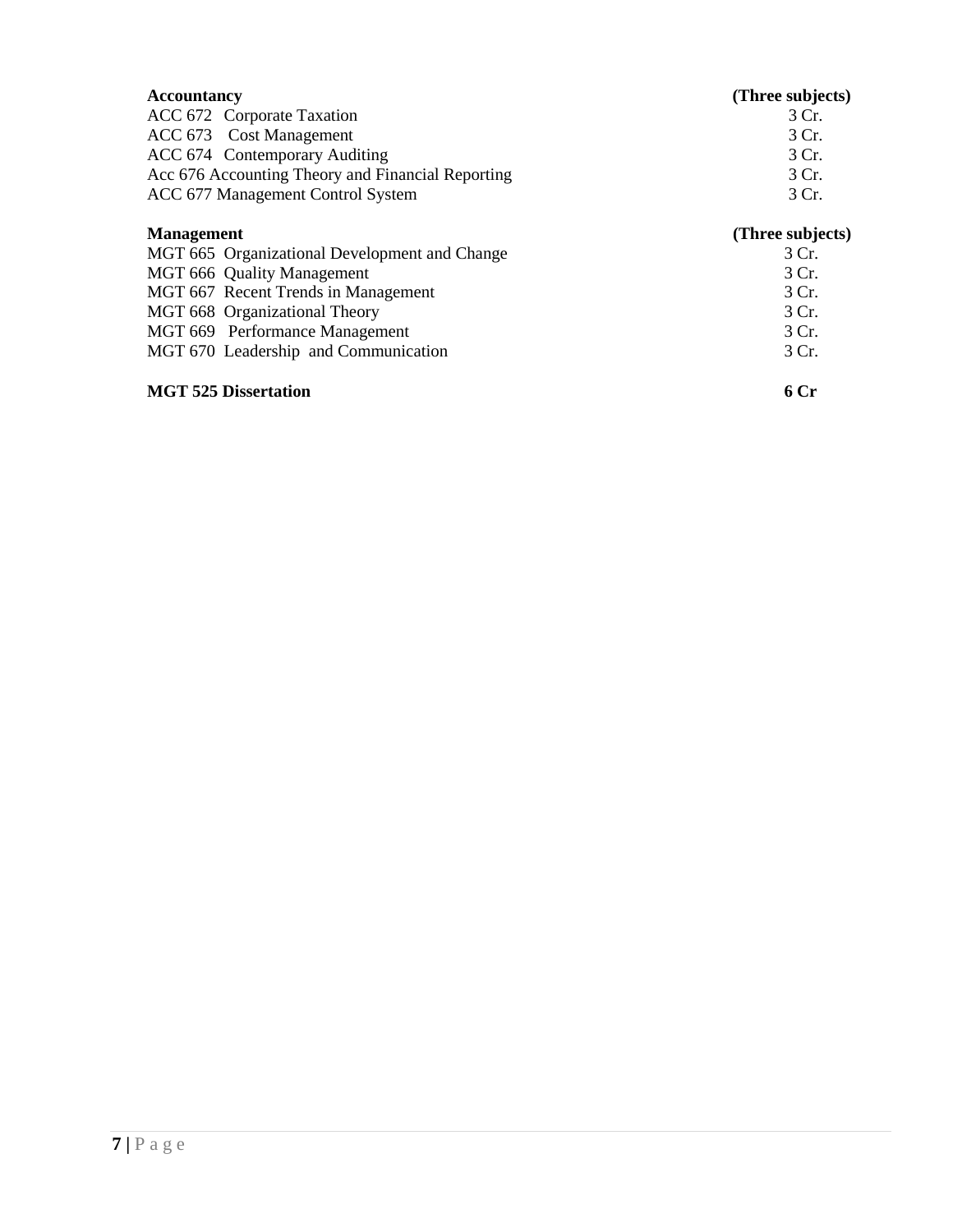| **Accountancy** | **(Three subjects)** |
|---|---|
| ACC 672 Corporate Taxation | 3 Cr. |
| ACC 673 Cost Management | 3 Cr. |
| ACC 674 Contemporary Auditing | 3 Cr. |
| Acc 676 Accounting Theory and Financial Reporting | 3 Cr. |
| ACC 677 Management Control System | 3 Cr. |

| **Management** | **(Three subjects)** |
|---|---|
| MGT 665 Organizational Development and Change | 3 Cr. |
| MGT 666 Quality Management | 3 Cr. |
| MGT 667 Recent Trends in Management | 3 Cr. |
| MGT 668 Organizational Theory | 3 Cr. |
| MGT 669 Performance Management | 3 Cr. |
| MGT 670 Leadership and Communication | 3 Cr. |

**MGT 525 Dissertation** **6 Cr**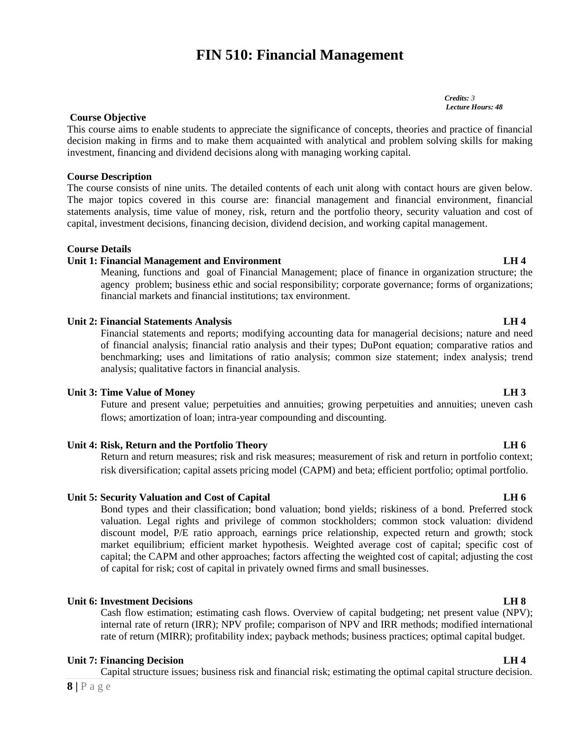# FIN 510: Financial Management

*Credits: 3*
*Lecture Hours: 48*

**Course Objective**

This course aims to enable students to appreciate the significance of concepts, theories and practice of financial decision making in firms and to make them acquainted with analytical and problem solving skills for making investment, financing and dividend decisions along with managing working capital.

**Course Description**

The course consists of nine units. The detailed contents of each unit along with contact hours are given below. The major topics covered in this course are: financial management and financial environment, financial statements analysis, time value of money, risk, return and the portfolio theory, security valuation and cost of capital, investment decisions, financing decision, dividend decision, and working capital management.

**Course Details**

**Unit 1: Financial Management and Environment LH 4**

Meaning, functions and goal of Financial Management; place of finance in organization structure; the agency problem; business ethic and social responsibility; corporate governance; forms of organizations; financial markets and financial institutions; tax environment.

**Unit 2: Financial Statements Analysis LH 4**

Financial statements and reports; modifying accounting data for managerial decisions; nature and need of financial analysis; financial ratio analysis and their types; DuPont equation; comparative ratios and benchmarking; uses and limitations of ratio analysis; common size statement; index analysis; trend analysis; qualitative factors in financial analysis.

**Unit 3: Time Value of Money LH 3**

Future and present value; perpetuities and annuities; growing perpetuities and annuities; uneven cash flows; amortization of loan; intra-year compounding and discounting.

**Unit 4: Risk, Return and the Portfolio Theory LH 6**

Return and return measures; risk and risk measures; measurement of risk and return in portfolio context; risk diversification; capital assets pricing model (CAPM) and beta; efficient portfolio; optimal portfolio.

**Unit 5: Security Valuation and Cost of Capital LH 6**

Bond types and their classification; bond valuation; bond yields; riskiness of a bond. Preferred stock valuation. Legal rights and privilege of common stockholders; common stock valuation: dividend discount model, P/E ratio approach, earnings price relationship, expected return and growth; stock market equilibrium; efficient market hypothesis. Weighted average cost of capital; specific cost of capital; the CAPM and other approaches; factors affecting the weighted cost of capital; adjusting the cost of capital for risk; cost of capital in privately owned firms and small businesses.

**Unit 6: Investment Decisions LH 8**

Cash flow estimation; estimating cash flows. Overview of capital budgeting; net present value (NPV); internal rate of return (IRR); NPV profile; comparison of NPV and IRR methods; modified international rate of return (MIRR); profitability index; payback methods; business practices; optimal capital budget.

**Unit 7: Financing Decision LH 4**

Capital structure issues; business risk and financial risk; estimating the optimal capital structure decision.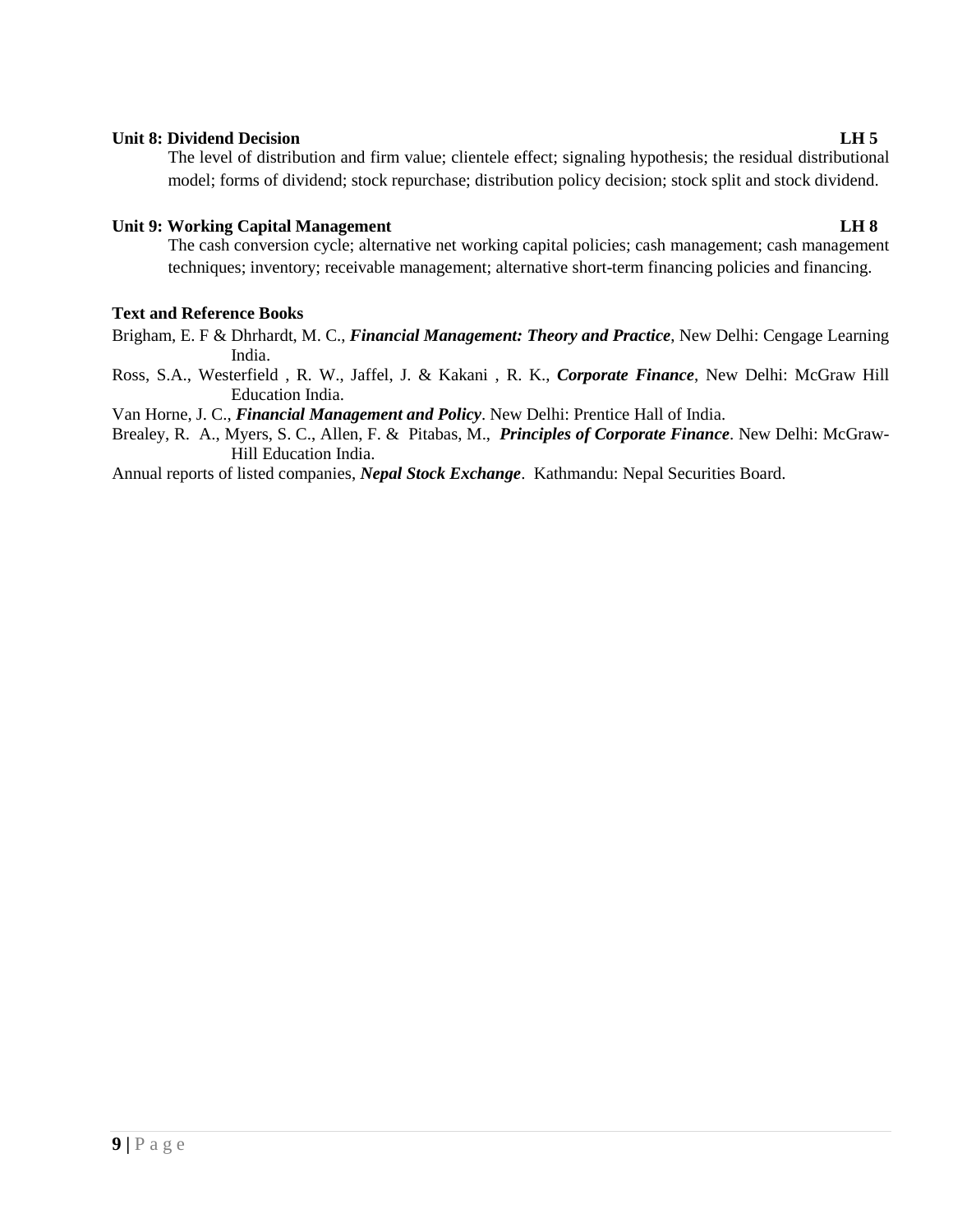**Unit 8: Dividend Decision** **LH 5**

The level of distribution and firm value; clientele effect; signaling hypothesis; the residual distributional model; forms of dividend; stock repurchase; distribution policy decision; stock split and stock dividend.

**Unit 9: Working Capital Management** **LH 8**

The cash conversion cycle; alternative net working capital policies; cash management; cash management techniques; inventory; receivable management; alternative short-term financing policies and financing.

**Text and Reference Books**

Brigham, E. F & Dhrhardt, M. C., ***Financial Management: Theory and Practice***, New Delhi: Cengage Learning India.

Ross, S.A., Westerfield , R. W., Jaffel, J. & Kakani , R. K., ***Corporate Finance***, New Delhi: McGraw Hill Education India.

Van Horne, J. C., ***Financial Management and Policy***. New Delhi: Prentice Hall of India.

Brealey, R. A., Myers, S. C., Allen, F. & Pitabas, M., ***Principles of Corporate Finance***. New Delhi: McGraw-Hill Education India.

Annual reports of listed companies, ***Nepal Stock Exchange***. Kathmandu: Nepal Securities Board.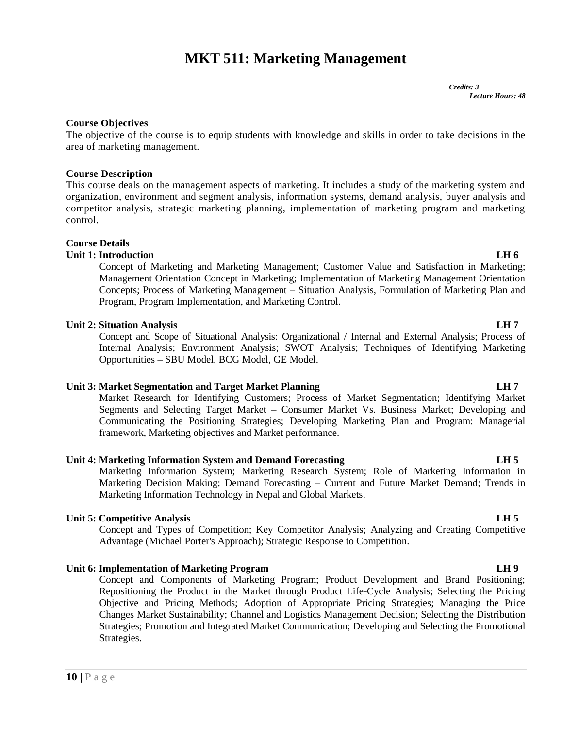# MKT 511: Marketing Management

*Credits: 3*
*Lecture Hours: 48*

**Course Objectives**

The objective of the course is to equip students with knowledge and skills in order to take decisions in the area of marketing management.

**Course Description**

This course deals on the management aspects of marketing. It includes a study of the marketing system and organization, environment and segment analysis, information systems, demand analysis, buyer analysis and competitor analysis, strategic marketing planning, implementation of marketing program and marketing control.

**Course Details**

**Unit 1: Introduction** **LH 6**

Concept of Marketing and Marketing Management; Customer Value and Satisfaction in Marketing; Management Orientation Concept in Marketing; Implementation of Marketing Management Orientation Concepts; Process of Marketing Management – Situation Analysis, Formulation of Marketing Plan and Program, Program Implementation, and Marketing Control.

**Unit 2: Situation Analysis** **LH 7**

Concept and Scope of Situational Analysis: Organizational / Internal and External Analysis; Process of Internal Analysis; Environment Analysis; SWOT Analysis; Techniques of Identifying Marketing Opportunities – SBU Model, BCG Model, GE Model.

**Unit 3: Market Segmentation and Target Market Planning** **LH 7**

Market Research for Identifying Customers; Process of Market Segmentation; Identifying Market Segments and Selecting Target Market – Consumer Market Vs. Business Market; Developing and Communicating the Positioning Strategies; Developing Marketing Plan and Program: Managerial framework, Marketing objectives and Market performance.

**Unit 4: Marketing Information System and Demand Forecasting** **LH 5**

Marketing Information System; Marketing Research System; Role of Marketing Information in Marketing Decision Making; Demand Forecasting – Current and Future Market Demand; Trends in Marketing Information Technology in Nepal and Global Markets.

**Unit 5: Competitive Analysis** **LH 5**

Concept and Types of Competition; Key Competitor Analysis; Analyzing and Creating Competitive Advantage (Michael Porter's Approach); Strategic Response to Competition.

**Unit 6: Implementation of Marketing Program** **LH 9**

Concept and Components of Marketing Program; Product Development and Brand Positioning; Repositioning the Product in the Market through Product Life-Cycle Analysis; Selecting the Pricing Objective and Pricing Methods; Adoption of Appropriate Pricing Strategies; Managing the Price Changes Market Sustainability; Channel and Logistics Management Decision; Selecting the Distribution Strategies; Promotion and Integrated Market Communication; Developing and Selecting the Promotional Strategies.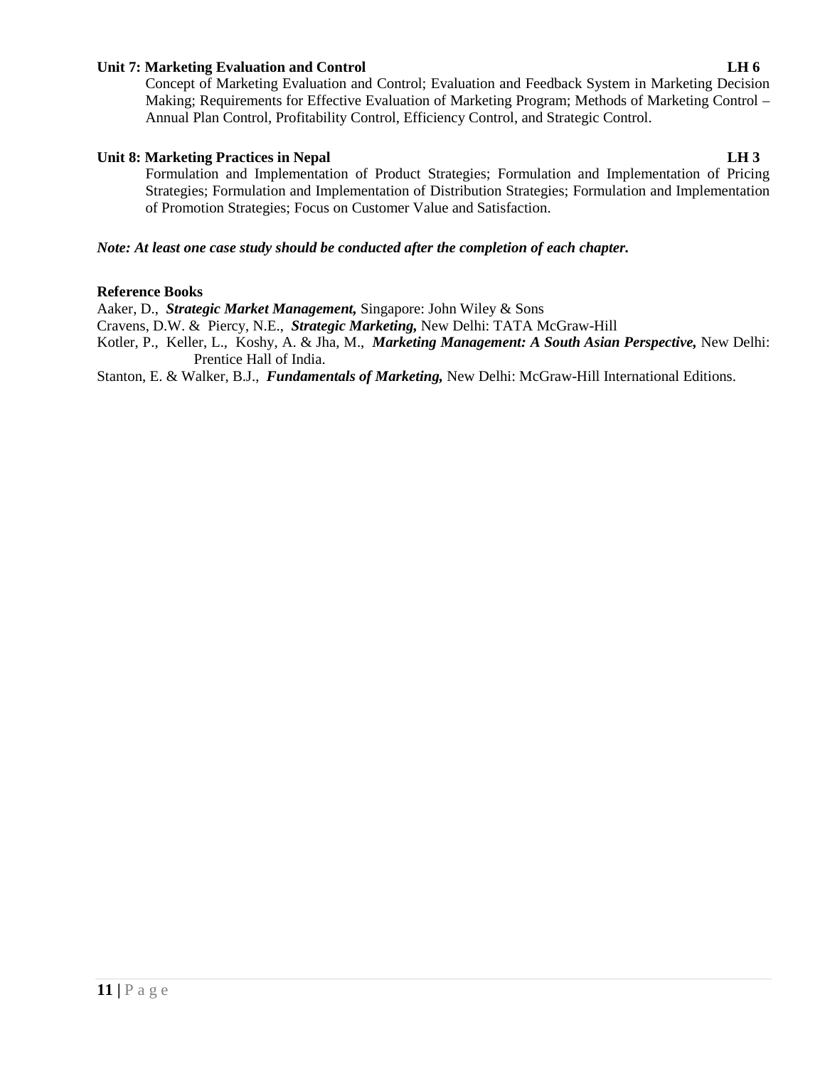**Unit 7: Marketing Evaluation and Control** **LH 6**

Concept of Marketing Evaluation and Control; Evaluation and Feedback System in Marketing Decision Making; Requirements for Effective Evaluation of Marketing Program; Methods of Marketing Control – Annual Plan Control, Profitability Control, Efficiency Control, and Strategic Control.

**Unit 8: Marketing Practices in Nepal** **LH 3**

Formulation and Implementation of Product Strategies; Formulation and Implementation of Pricing Strategies; Formulation and Implementation of Distribution Strategies; Formulation and Implementation of Promotion Strategies; Focus on Customer Value and Satisfaction.

***Note: At least one case study should be conducted after the completion of each chapter.***

**Reference Books**

Aaker, D., ***Strategic Market Management,*** Singapore: John Wiley & Sons

Cravens, D.W. & Piercy, N.E., ***Strategic Marketing,*** New Delhi: TATA McGraw-Hill

Kotler, P., Keller, L., Koshy, A. & Jha, M., ***Marketing Management: A South Asian Perspective,*** New Delhi: Prentice Hall of India.

Stanton, E. & Walker, B.J., ***Fundamentals of Marketing,*** New Delhi: McGraw-Hill International Editions.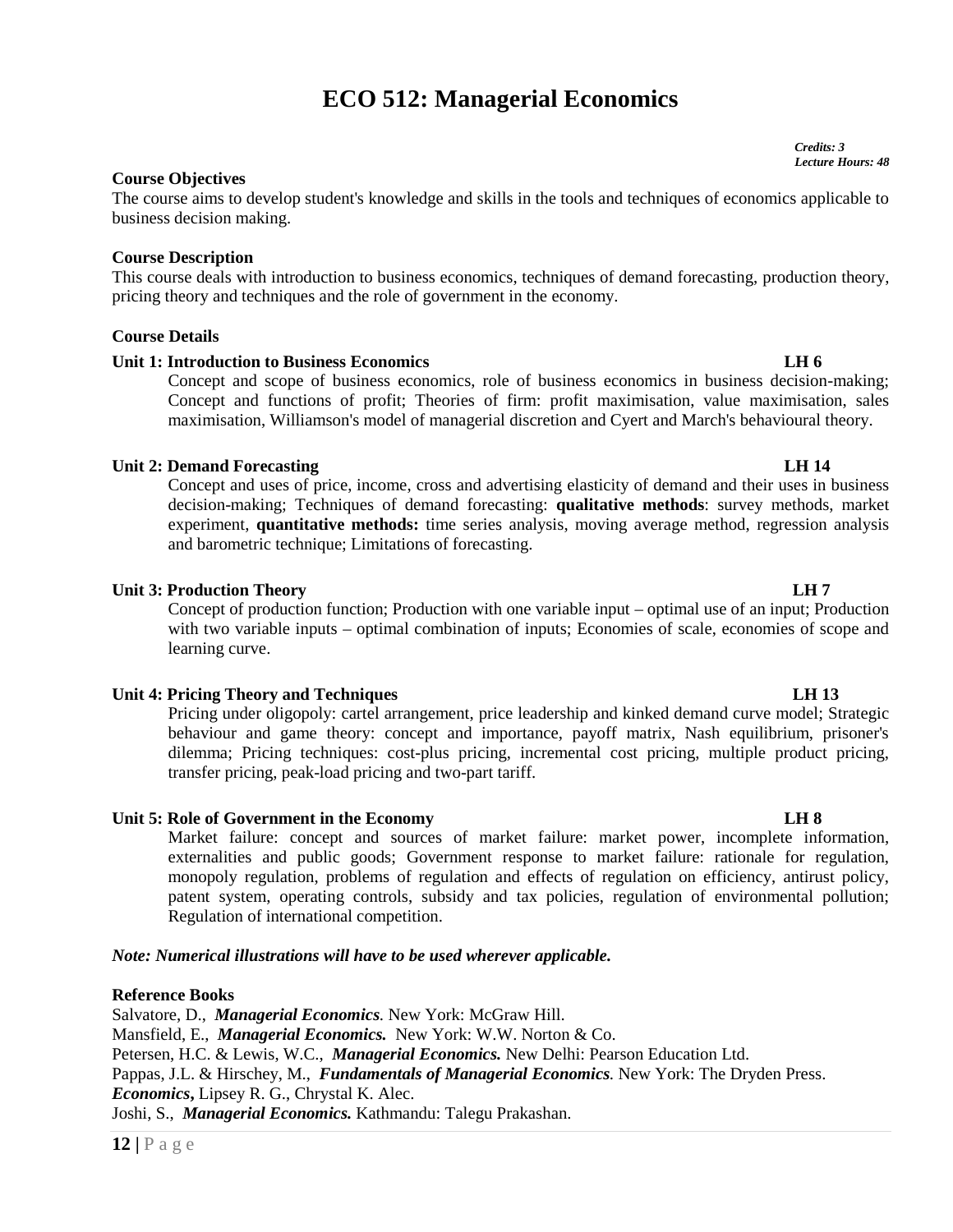# ECO 512: Managerial Economics

***Credits: 3***
***Lecture Hours: 48***

**Course Objectives**

The course aims to develop student's knowledge and skills in the tools and techniques of economics applicable to business decision making.

**Course Description**

This course deals with introduction to business economics, techniques of demand forecasting, production theory, pricing theory and techniques and the role of government in the economy.

**Course Details**

**Unit 1: Introduction to Business Economics LH 6**

Concept and scope of business economics, role of business economics in business decision-making; Concept and functions of profit; Theories of firm: profit maximisation, value maximisation, sales maximisation, Williamson's model of managerial discretion and Cyert and March's behavioural theory.

**Unit 2: Demand Forecasting LH 14**

Concept and uses of price, income, cross and advertising elasticity of demand and their uses in business decision-making; Techniques of demand forecasting: **qualitative methods**: survey methods, market experiment, **quantitative methods:** time series analysis, moving average method, regression analysis and barometric technique; Limitations of forecasting.

**Unit 3: Production Theory LH 7**

Concept of production function; Production with one variable input – optimal use of an input; Production with two variable inputs – optimal combination of inputs; Economies of scale, economies of scope and learning curve.

**Unit 4: Pricing Theory and Techniques LH 13**

Pricing under oligopoly: cartel arrangement, price leadership and kinked demand curve model; Strategic behaviour and game theory: concept and importance, payoff matrix, Nash equilibrium, prisoner's dilemma; Pricing techniques: cost-plus pricing, incremental cost pricing, multiple product pricing, transfer pricing, peak-load pricing and two-part tariff.

**Unit 5: Role of Government in the Economy LH 8**

Market failure: concept and sources of market failure: market power, incomplete information, externalities and public goods; Government response to market failure: rationale for regulation, monopoly regulation, problems of regulation and effects of regulation on efficiency, antirust policy, patent system, operating controls, subsidy and tax policies, regulation of environmental pollution; Regulation of international competition.

***Note: Numerical illustrations will have to be used wherever applicable.***

**Reference Books**

Salvatore, D., ***Managerial Economics***. New York: McGraw Hill.
Mansfield, E., ***Managerial Economics.*** New York: W.W. Norton & Co.
Petersen, H.C. & Lewis, W.C., ***Managerial Economics.*** New Delhi: Pearson Education Ltd.
Pappas, J.L. & Hirschey, M., ***Fundamentals of Managerial Economics***. New York: The Dryden Press.
***Economics*,** Lipsey R. G., Chrystal K. Alec.
Joshi, S., ***Managerial Economics.*** Kathmandu: Talegu Prakashan.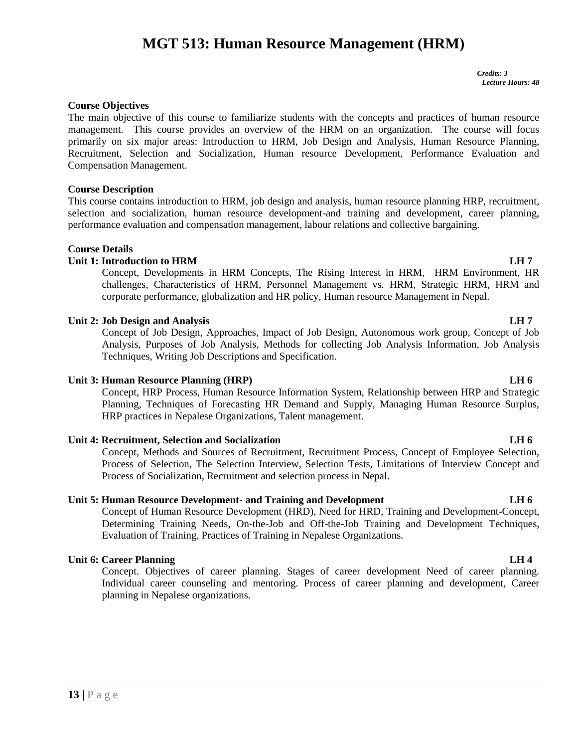# MGT 513: Human Resource Management (HRM)

***Credits: 3***
***Lecture Hours: 48***

**Course Objectives**

The main objective of this course to familiarize students with the concepts and practices of human resource management. This course provides an overview of the HRM on an organization. The course will focus primarily on six major areas: Introduction to HRM, Job Design and Analysis, Human Resource Planning, Recruitment, Selection and Socialization, Human resource Development, Performance Evaluation and Compensation Management.

**Course Description**

This course contains introduction to HRM, job design and analysis, human resource planning HRP, recruitment, selection and socialization, human resource development-and training and development, career planning, performance evaluation and compensation management, labour relations and collective bargaining.

**Course Details**

**Unit 1: Introduction to HRM** **LH 7**

Concept, Developments in HRM Concepts, The Rising Interest in HRM, HRM Environment, HR challenges, Characteristics of HRM, Personnel Management vs. HRM, Strategic HRM, HRM and corporate performance, globalization and HR policy, Human resource Management in Nepal.

**Unit 2: Job Design and Analysis** **LH 7**

Concept of Job Design, Approaches, Impact of Job Design, Autonomous work group, Concept of Job Analysis, Purposes of Job Analysis, Methods for collecting Job Analysis Information, Job Analysis Techniques, Writing Job Descriptions and Specification.

**Unit 3: Human Resource Planning (HRP)** **LH 6**

Concept, HRP Process, Human Resource Information System, Relationship between HRP and Strategic Planning, Techniques of Forecasting HR Demand and Supply, Managing Human Resource Surplus, HRP practices in Nepalese Organizations, Talent management.

**Unit 4: Recruitment, Selection and Socialization** **LH 6**

Concept, Methods and Sources of Recruitment, Recruitment Process, Concept of Employee Selection, Process of Selection, The Selection Interview, Selection Tests, Limitations of Interview Concept and Process of Socialization, Recruitment and selection process in Nepal.

**Unit 5: Human Resource Development- and Training and Development** **LH 6**

Concept of Human Resource Development (HRD), Need for HRD, Training and Development-Concept, Determining Training Needs, On-the-Job and Off-the-Job Training and Development Techniques, Evaluation of Training, Practices of Training in Nepalese Organizations.

**Unit 6: Career Planning** **LH 4**

Concept. Objectives of career planning. Stages of career development Need of career planning. Individual career counseling and mentoring. Process of career planning and development, Career planning in Nepalese organizations.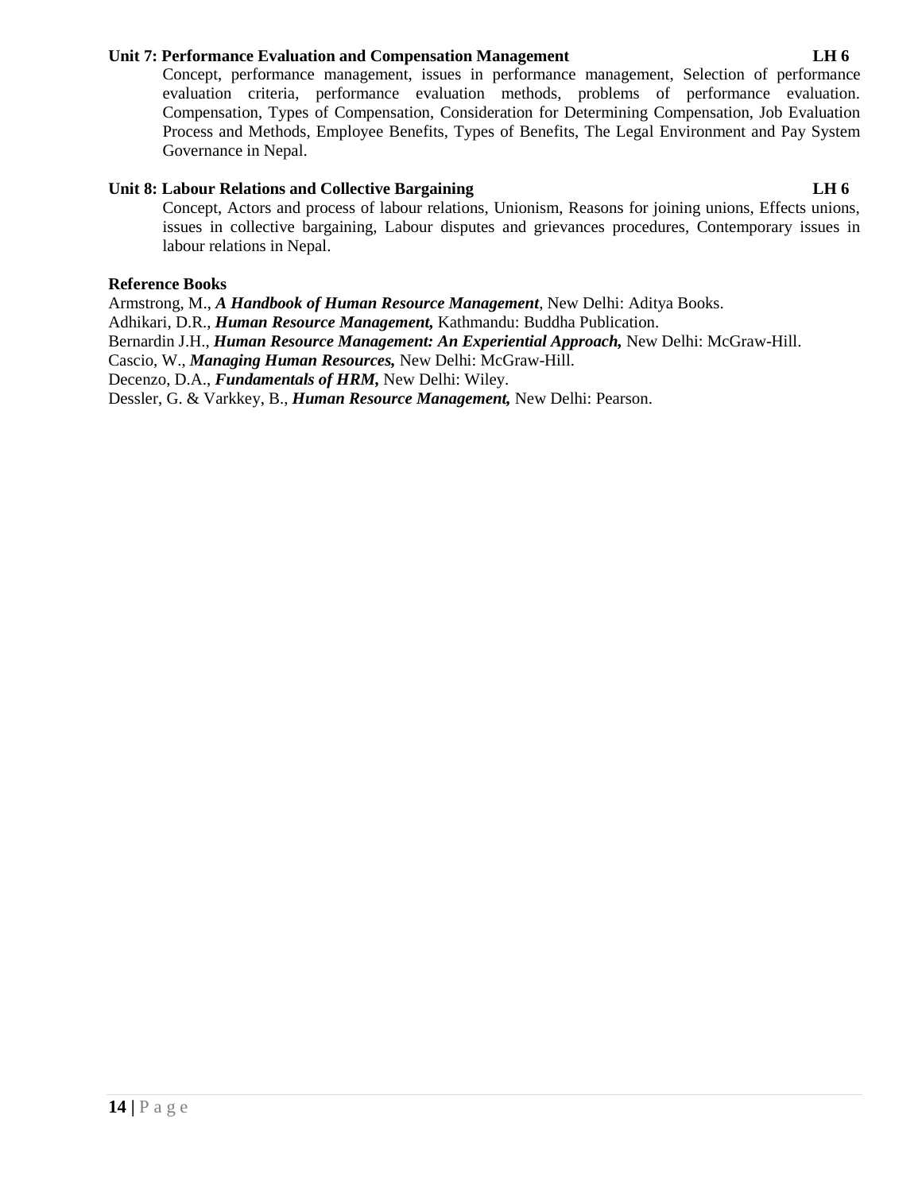**Unit 7: Performance Evaluation and Compensation Management** **LH 6**

Concept, performance management, issues in performance management, Selection of performance evaluation criteria, performance evaluation methods, problems of performance evaluation. Compensation, Types of Compensation, Consideration for Determining Compensation, Job Evaluation Process and Methods, Employee Benefits, Types of Benefits, The Legal Environment and Pay System Governance in Nepal.

**Unit 8: Labour Relations and Collective Bargaining** **LH 6**

Concept, Actors and process of labour relations, Unionism, Reasons for joining unions, Effects unions, issues in collective bargaining, Labour disputes and grievances procedures, Contemporary issues in labour relations in Nepal.

**Reference Books**

Armstrong, M., ***A Handbook of Human Resource Management***, New Delhi: Aditya Books.
Adhikari, D.R., ***Human Resource Management,*** Kathmandu: Buddha Publication.
Bernardin J.H., ***Human Resource Management: An Experiential Approach,*** New Delhi: McGraw-Hill.
Cascio, W., ***Managing Human Resources,*** New Delhi: McGraw-Hill.
Decenzo, D.A., ***Fundamentals of HRM,*** New Delhi: Wiley.
Dessler, G. & Varkkey, B., ***Human Resource Management,*** New Delhi: Pearson.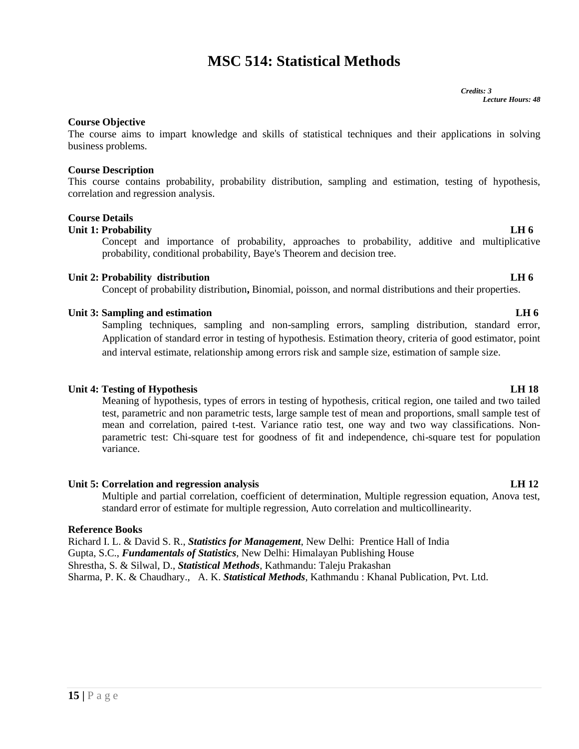# MSC 514: Statistical Methods

*Credits: 3*
*Lecture Hours: 48*

**Course Objective**

The course aims to impart knowledge and skills of statistical techniques and their applications in solving business problems.

**Course Description**

This course contains probability, probability distribution, sampling and estimation, testing of hypothesis, correlation and regression analysis.

**Course Details**

**Unit 1: Probability LH 6**

Concept and importance of probability, approaches to probability, additive and multiplicative probability, conditional probability, Baye's Theorem and decision tree.

**Unit 2: Probability distribution LH 6**

Concept of probability distribution**,** Binomial, poisson, and normal distributions and their properties.

**Unit 3: Sampling and estimation LH 6**

Sampling techniques, sampling and non-sampling errors, sampling distribution, standard error, Application of standard error in testing of hypothesis. Estimation theory, criteria of good estimator, point and interval estimate, relationship among errors risk and sample size, estimation of sample size.

**Unit 4: Testing of Hypothesis LH 18**

Meaning of hypothesis, types of errors in testing of hypothesis, critical region, one tailed and two tailed test, parametric and non parametric tests, large sample test of mean and proportions, small sample test of mean and correlation, paired t-test. Variance ratio test, one way and two way classifications. Non-parametric test: Chi-square test for goodness of fit and independence, chi-square test for population variance.

**Unit 5: Correlation and regression analysis LH 12**

Multiple and partial correlation, coefficient of determination, Multiple regression equation, Anova test, standard error of estimate for multiple regression, Auto correlation and multicollinearity.

**Reference Books**

Richard I. L. & David S. R., ***Statistics for Management***, New Delhi: Prentice Hall of India

Gupta, S.C., ***Fundamentals of Statistics***, New Delhi: Himalayan Publishing House

Shrestha, S. & Silwal, D., ***Statistical Methods***, Kathmandu: Taleju Prakashan

Sharma, P. K. & Chaudhary., A. K. ***Statistical Methods***, Kathmandu : Khanal Publication, Pvt. Ltd.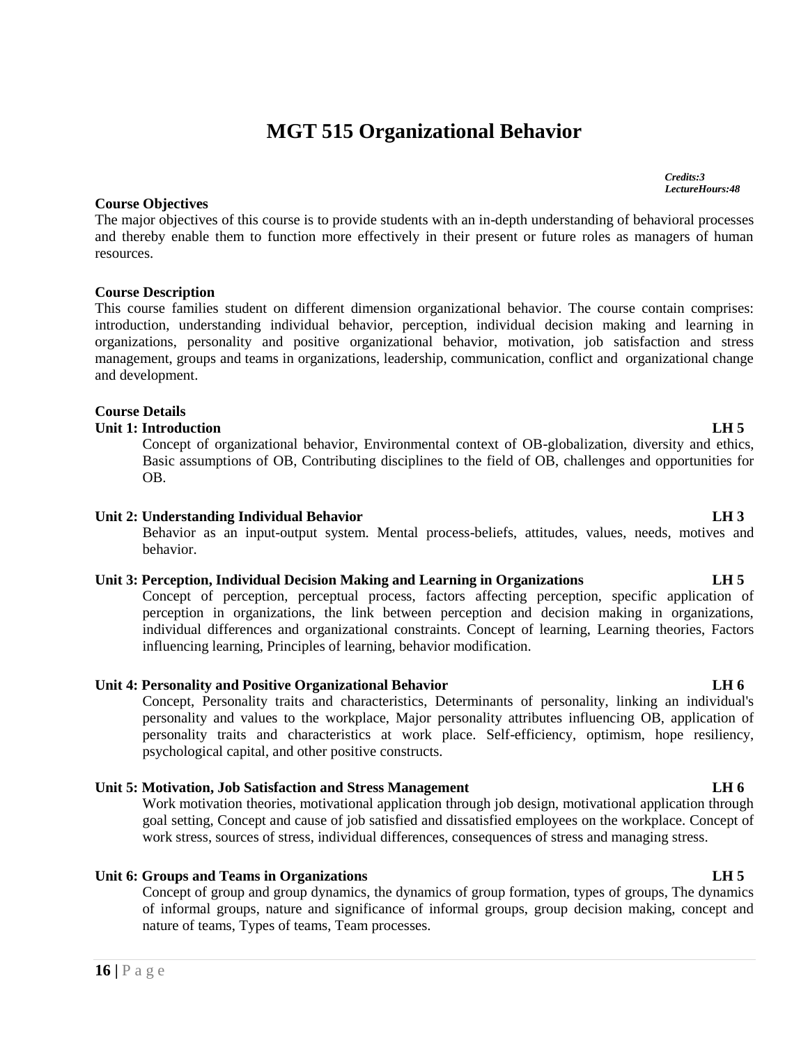# MGT 515 Organizational Behavior

***Credits:3***
***LectureHours:48***

**Course Objectives**

The major objectives of this course is to provide students with an in-depth understanding of behavioral processes and thereby enable them to function more effectively in their present or future roles as managers of human resources.

**Course Description**

This course families student on different dimension organizational behavior. The course contain comprises: introduction, understanding individual behavior, perception, individual decision making and learning in organizations, personality and positive organizational behavior, motivation, job satisfaction and stress management, groups and teams in organizations, leadership, communication, conflict and organizational change and development.

**Course Details**

**Unit 1: Introduction LH 5**

Concept of organizational behavior, Environmental context of OB-globalization, diversity and ethics, Basic assumptions of OB, Contributing disciplines to the field of OB, challenges and opportunities for OB.

**Unit 2: Understanding Individual Behavior LH 3**

Behavior as an input-output system. Mental process-beliefs, attitudes, values, needs, motives and behavior.

**Unit 3: Perception, Individual Decision Making and Learning in Organizations LH 5**

Concept of perception, perceptual process, factors affecting perception, specific application of perception in organizations, the link between perception and decision making in organizations, individual differences and organizational constraints. Concept of learning, Learning theories, Factors influencing learning, Principles of learning, behavior modification.

**Unit 4: Personality and Positive Organizational Behavior LH 6**

Concept, Personality traits and characteristics, Determinants of personality, linking an individual's personality and values to the workplace, Major personality attributes influencing OB, application of personality traits and characteristics at work place. Self-efficiency, optimism, hope resiliency, psychological capital, and other positive constructs.

**Unit 5: Motivation, Job Satisfaction and Stress Management LH 6**

Work motivation theories, motivational application through job design, motivational application through goal setting, Concept and cause of job satisfied and dissatisfied employees on the workplace. Concept of work stress, sources of stress, individual differences, consequences of stress and managing stress.

**Unit 6: Groups and Teams in Organizations LH 5**

Concept of group and group dynamics, the dynamics of group formation, types of groups, The dynamics of informal groups, nature and significance of informal groups, group decision making, concept and nature of teams, Types of teams, Team processes.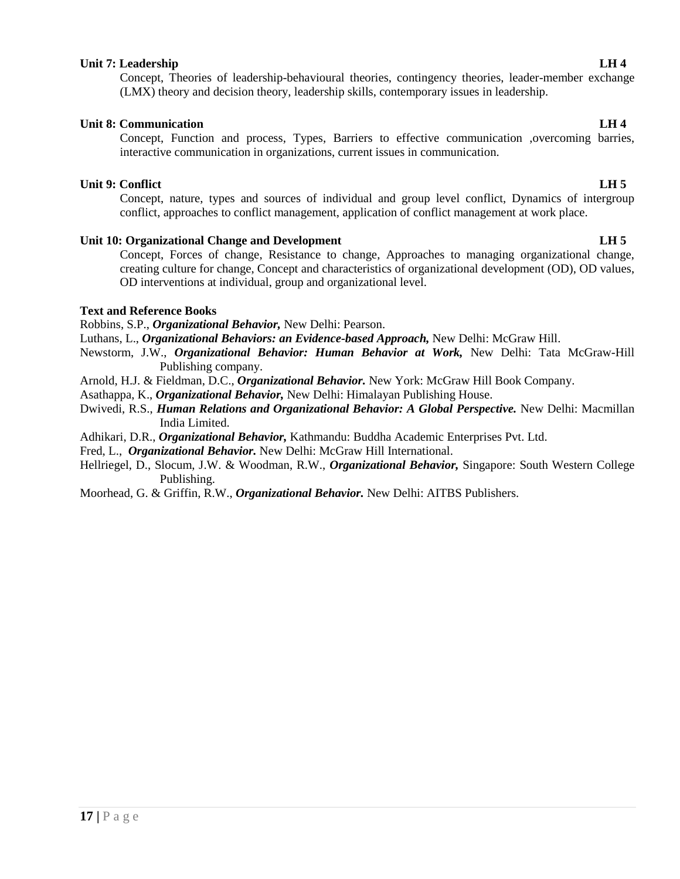**Unit 7: Leadership** **LH 4**

Concept, Theories of leadership-behavioural theories, contingency theories, leader-member exchange (LMX) theory and decision theory, leadership skills, contemporary issues in leadership.

**Unit 8: Communication** **LH 4**

Concept, Function and process, Types, Barriers to effective communication ,overcoming barries, interactive communication in organizations, current issues in communication.

**Unit 9: Conflict** **LH 5**

Concept, nature, types and sources of individual and group level conflict, Dynamics of intergroup conflict, approaches to conflict management, application of conflict management at work place.

**Unit 10: Organizational Change and Development** **LH 5**

Concept, Forces of change, Resistance to change, Approaches to managing organizational change, creating culture for change, Concept and characteristics of organizational development (OD), OD values, OD interventions at individual, group and organizational level.

**Text and Reference Books**

Robbins, S.P., ***Organizational Behavior,*** New Delhi: Pearson.

Luthans, L., ***Organizational Behaviors: an Evidence-based Approach,*** New Delhi: McGraw Hill.

Newstorm, J.W., ***Organizational Behavior: Human Behavior at Work,*** New Delhi: Tata McGraw-Hill Publishing company.

Arnold, H.J. & Fieldman, D.C., ***Organizational Behavior.*** New York: McGraw Hill Book Company.

Asathappa, K., ***Organizational Behavior,*** New Delhi: Himalayan Publishing House.

Dwivedi, R.S., ***Human Relations and Organizational Behavior: A Global Perspective.*** New Delhi: Macmillan India Limited.

Adhikari, D.R., ***Organizational Behavior,*** Kathmandu: Buddha Academic Enterprises Pvt. Ltd.

Fred, L., ***Organizational Behavior.*** New Delhi: McGraw Hill International.

Hellriegel, D., Slocum, J.W. & Woodman, R.W., ***Organizational Behavior,*** Singapore: South Western College Publishing.

Moorhead, G. & Griffin, R.W., ***Organizational Behavior.*** New Delhi: AITBS Publishers.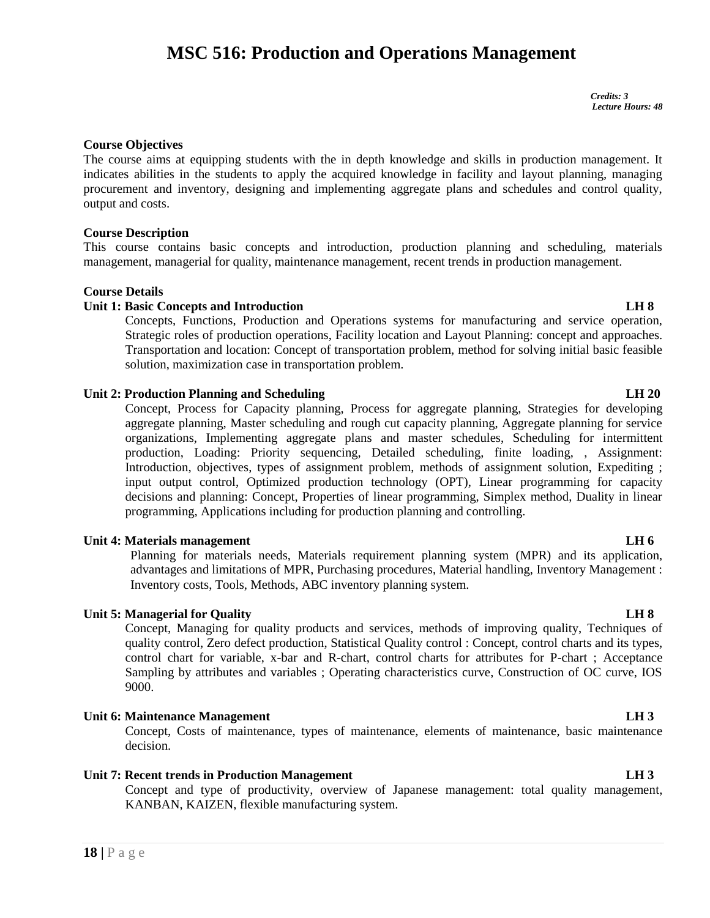# MSC 516: Production and Operations Management

*Credits: 3*
*Lecture Hours: 48*

**Course Objectives**

The course aims at equipping students with the in depth knowledge and skills in production management. It indicates abilities in the students to apply the acquired knowledge in facility and layout planning, managing procurement and inventory, designing and implementing aggregate plans and schedules and control quality, output and costs.

**Course Description**

This course contains basic concepts and introduction, production planning and scheduling, materials management, managerial for quality, maintenance management, recent trends in production management.

**Course Details**

**Unit 1: Basic Concepts and Introduction** **LH 8**

Concepts, Functions, Production and Operations systems for manufacturing and service operation, Strategic roles of production operations, Facility location and Layout Planning: concept and approaches. Transportation and location: Concept of transportation problem, method for solving initial basic feasible solution, maximization case in transportation problem.

**Unit 2: Production Planning and Scheduling** **LH 20**

Concept, Process for Capacity planning, Process for aggregate planning, Strategies for developing aggregate planning, Master scheduling and rough cut capacity planning, Aggregate planning for service organizations, Implementing aggregate plans and master schedules, Scheduling for intermittent production, Loading: Priority sequencing, Detailed scheduling, finite loading, , Assignment: Introduction, objectives, types of assignment problem, methods of assignment solution, Expediting ; input output control, Optimized production technology (OPT), Linear programming for capacity decisions and planning: Concept, Properties of linear programming, Simplex method, Duality in linear programming, Applications including for production planning and controlling.

**Unit 4: Materials management** **LH 6**

Planning for materials needs, Materials requirement planning system (MPR) and its application, advantages and limitations of MPR, Purchasing procedures, Material handling, Inventory Management : Inventory costs, Tools, Methods, ABC inventory planning system.

**Unit 5: Managerial for Quality** **LH 8**

Concept, Managing for quality products and services, methods of improving quality, Techniques of quality control, Zero defect production, Statistical Quality control : Concept, control charts and its types, control chart for variable, x-bar and R-chart, control charts for attributes for P-chart ; Acceptance Sampling by attributes and variables ; Operating characteristics curve, Construction of OC curve, IOS 9000.

**Unit 6: Maintenance Management** **LH 3**

Concept, Costs of maintenance, types of maintenance, elements of maintenance, basic maintenance decision.

**Unit 7: Recent trends in Production Management** **LH 3**

Concept and type of productivity, overview of Japanese management: total quality management, KANBAN, KAIZEN, flexible manufacturing system.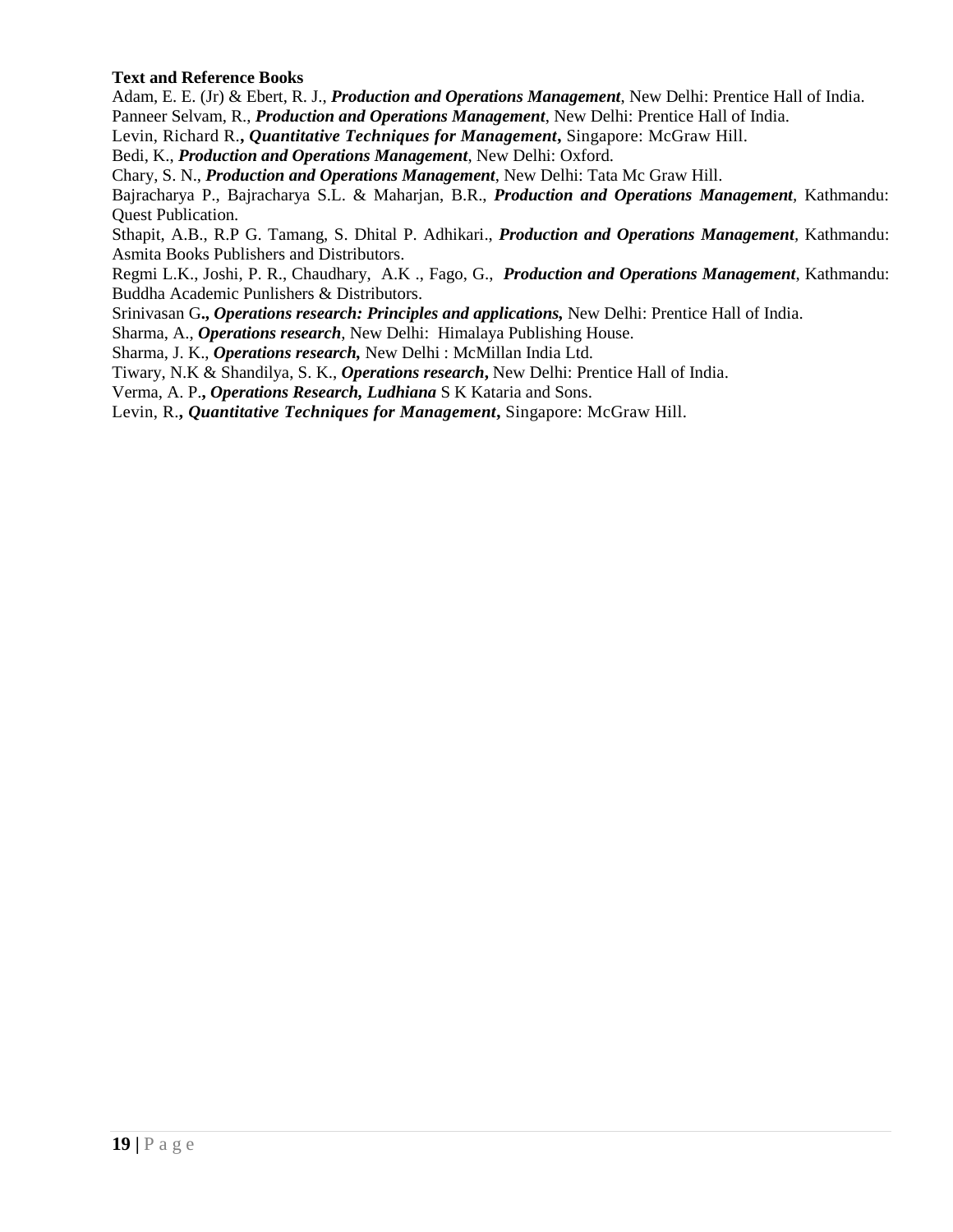**Text and Reference Books**

Adam, E. E. (Jr) & Ebert, R. J., ***Production and Operations Management***, New Delhi: Prentice Hall of India.

Panneer Selvam, R., ***Production and Operations Management***, New Delhi: Prentice Hall of India.

Levin, Richard R.**,** ***Quantitative Techniques for Management*****,** Singapore: McGraw Hill.

Bedi, K., ***Production and Operations Management***, New Delhi: Oxford.

Chary, S. N., ***Production and Operations Management***, New Delhi: Tata Mc Graw Hill.

Bajracharya P., Bajracharya S.L. & Maharjan, B.R., ***Production and Operations Management***, Kathmandu: Quest Publication.

Sthapit, A.B., R.P G. Tamang, S. Dhital P. Adhikari., ***Production and Operations Management***, Kathmandu: Asmita Books Publishers and Distributors.

Regmi L.K., Joshi, P. R., Chaudhary, A.K ., Fago, G., ***Production and Operations Management***, Kathmandu: Buddha Academic Punlishers & Distributors.

Srinivasan G**.,** ***Operations research: Principles and applications,*** New Delhi: Prentice Hall of India.

Sharma, A., ***Operations research***, New Delhi: Himalaya Publishing House.

Sharma, J. K., ***Operations research,*** New Delhi : McMillan India Ltd.

Tiwary, N.K & Shandilya, S. K., ***Operations research*****,** New Delhi: Prentice Hall of India.

Verma, A. P.**,** ***Operations Research, Ludhiana*** S K Kataria and Sons.

Levin, R.**,** ***Quantitative Techniques for Management*****,** Singapore: McGraw Hill.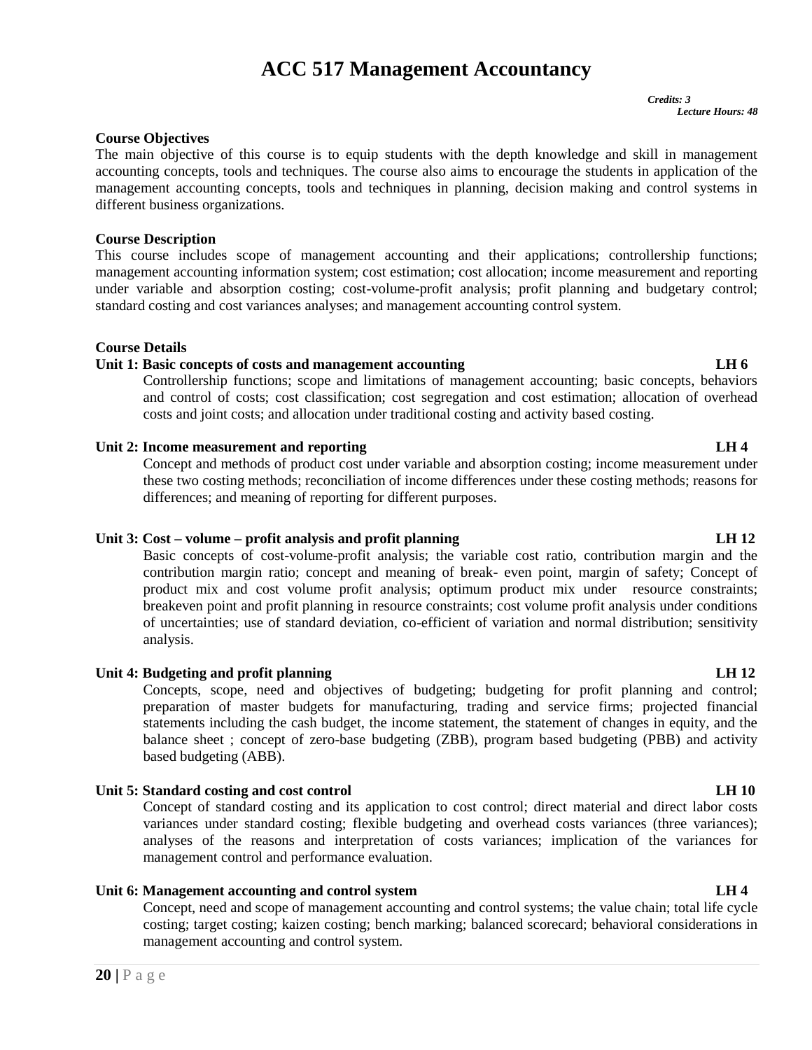# ACC 517 Management Accountancy

*Credits: 3*
*Lecture Hours: 48*

**Course Objectives**

The main objective of this course is to equip students with the depth knowledge and skill in management accounting concepts, tools and techniques. The course also aims to encourage the students in application of the management accounting concepts, tools and techniques in planning, decision making and control systems in different business organizations.

**Course Description**

This course includes scope of management accounting and their applications; controllership functions; management accounting information system; cost estimation; cost allocation; income measurement and reporting under variable and absorption costing; cost-volume-profit analysis; profit planning and budgetary control; standard costing and cost variances analyses; and management accounting control system.

**Course Details**

**Unit 1: Basic concepts of costs and management accounting LH 6**

Controllership functions; scope and limitations of management accounting; basic concepts, behaviors and control of costs; cost classification; cost segregation and cost estimation; allocation of overhead costs and joint costs; and allocation under traditional costing and activity based costing.

**Unit 2: Income measurement and reporting LH 4**

Concept and methods of product cost under variable and absorption costing; income measurement under these two costing methods; reconciliation of income differences under these costing methods; reasons for differences; and meaning of reporting for different purposes.

**Unit 3: Cost – volume – profit analysis and profit planning LH 12**

Basic concepts of cost-volume-profit analysis; the variable cost ratio, contribution margin and the contribution margin ratio; concept and meaning of break- even point, margin of safety; Concept of product mix and cost volume profit analysis; optimum product mix under resource constraints; breakeven point and profit planning in resource constraints; cost volume profit analysis under conditions of uncertainties; use of standard deviation, co-efficient of variation and normal distribution; sensitivity analysis.

**Unit 4: Budgeting and profit planning LH 12**

Concepts, scope, need and objectives of budgeting; budgeting for profit planning and control; preparation of master budgets for manufacturing, trading and service firms; projected financial statements including the cash budget, the income statement, the statement of changes in equity, and the balance sheet ; concept of zero-base budgeting (ZBB), program based budgeting (PBB) and activity based budgeting (ABB).

**Unit 5: Standard costing and cost control LH 10**

Concept of standard costing and its application to cost control; direct material and direct labor costs variances under standard costing; flexible budgeting and overhead costs variances (three variances); analyses of the reasons and interpretation of costs variances; implication of the variances for management control and performance evaluation.

**Unit 6: Management accounting and control system LH 4**

Concept, need and scope of management accounting and control systems; the value chain; total life cycle costing; target costing; kaizen costing; bench marking; balanced scorecard; behavioral considerations in management accounting and control system.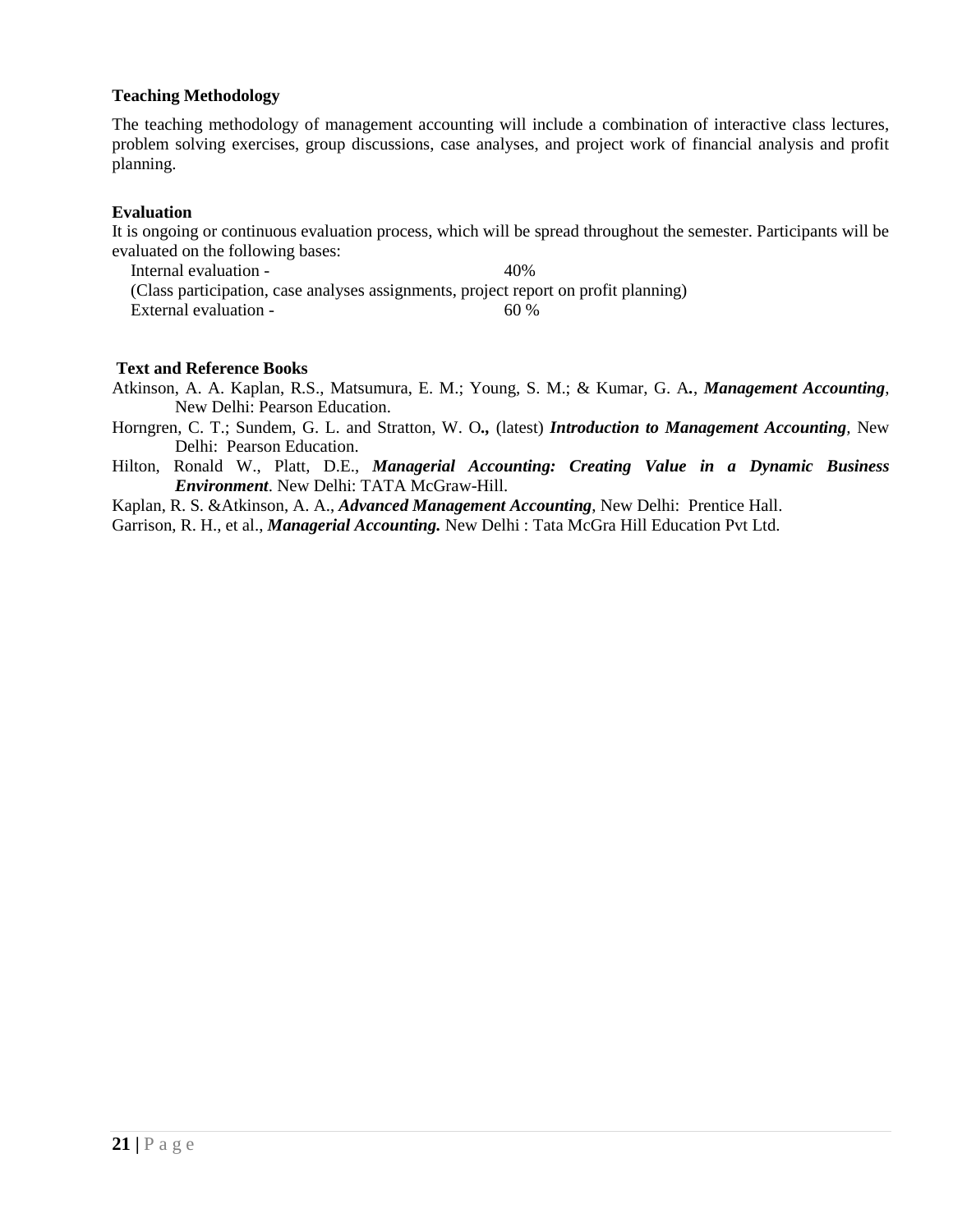**Teaching Methodology**

The teaching methodology of management accounting will include a combination of interactive class lectures, problem solving exercises, group discussions, case analyses, and project work of financial analysis and profit planning.

**Evaluation**

It is ongoing or continuous evaluation process, which will be spread throughout the semester. Participants will be evaluated on the following bases:

Internal evaluation - 40%
(Class participation, case analyses assignments, project report on profit planning)
External evaluation - 60 %

**Text and Reference Books**

Atkinson, A. A. Kaplan, R.S., Matsumura, E. M.; Young, S. M.; & Kumar, G. A**.**, ***Management Accounting***, New Delhi: Pearson Education.

Horngren, C. T.; Sundem, G. L. and Stratton, W. O**.,** (latest) ***Introduction to Management Accounting***, New Delhi: Pearson Education.

Hilton, Ronald W., Platt, D.E., ***Managerial Accounting: Creating Value in a Dynamic Business Environment***. New Delhi: TATA McGraw-Hill.

Kaplan, R. S. &Atkinson, A. A., ***Advanced Management Accounting***, New Delhi: Prentice Hall.

Garrison, R. H., et al., ***Managerial Accounting.*** New Delhi : Tata McGra Hill Education Pvt Ltd.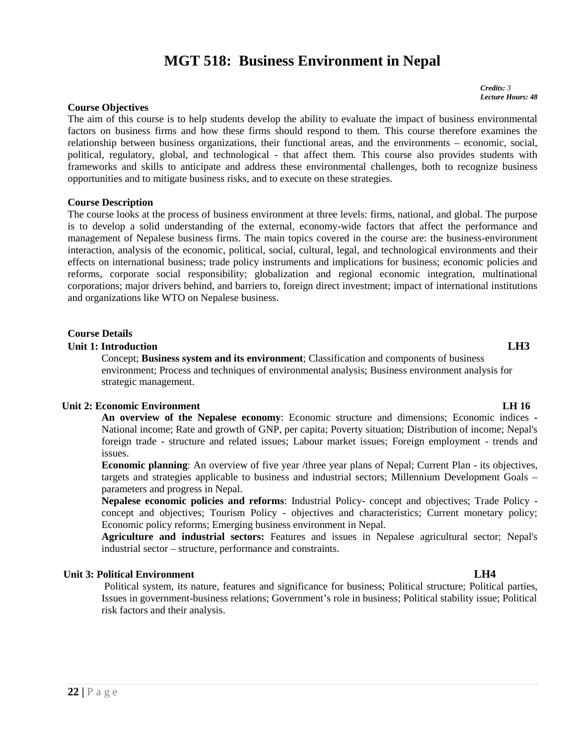# MGT 518: Business Environment in Nepal

***Credits:*** *3*
***Lecture Hours: 48***

**Course Objectives**

The aim of this course is to help students develop the ability to evaluate the impact of business environmental factors on business firms and how these firms should respond to them. This course therefore examines the relationship between business organizations, their functional areas, and the environments – economic, social, political, regulatory, global, and technological - that affect them. This course also provides students with frameworks and skills to anticipate and address these environmental challenges, both to recognize business opportunities and to mitigate business risks, and to execute on these strategies.

**Course Description**

The course looks at the process of business environment at three levels: firms, national, and global. The purpose is to develop a solid understanding of the external, economy-wide factors that affect the performance and management of Nepalese business firms. The main topics covered in the course are: the business-environment interaction, analysis of the economic, political, social, cultural, legal, and technological environments and their effects on international business; trade policy instruments and implications for business; economic policies and reforms, corporate social responsibility; globalization and regional economic integration, multinational corporations; major drivers behind, and barriers to, foreign direct investment; impact of international institutions and organizations like WTO on Nepalese business.

**Course Details**

**Unit 1: Introduction** **LH3**

Concept; **Business system and its environment**; Classification and components of business environment; Process and techniques of environmental analysis; Business environment analysis for strategic management.

**Unit 2: Economic Environment** **LH 16**

**An overview of the Nepalese economy**: Economic structure and dimensions; Economic indices - National income; Rate and growth of GNP, per capita; Poverty situation; Distribution of income; Nepal's foreign trade - structure and related issues; Labour market issues; Foreign employment - trends and issues.

**Economic planning**: An overview of five year /three year plans of Nepal; Current Plan - its objectives, targets and strategies applicable to business and industrial sectors; Millennium Development Goals – parameters and progress in Nepal.

**Nepalese economic policies and reforms**: Industrial Policy- concept and objectives; Trade Policy - concept and objectives; Tourism Policy - objectives and characteristics; Current monetary policy; Economic policy reforms; Emerging business environment in Nepal.

**Agriculture and industrial sectors:** Features and issues in Nepalese agricultural sector; Nepal's industrial sector – structure, performance and constraints.

**Unit 3: Political Environment** **LH4**

Political system, its nature, features and significance for business; Political structure; Political parties, Issues in government-business relations; Government's role in business; Political stability issue; Political risk factors and their analysis.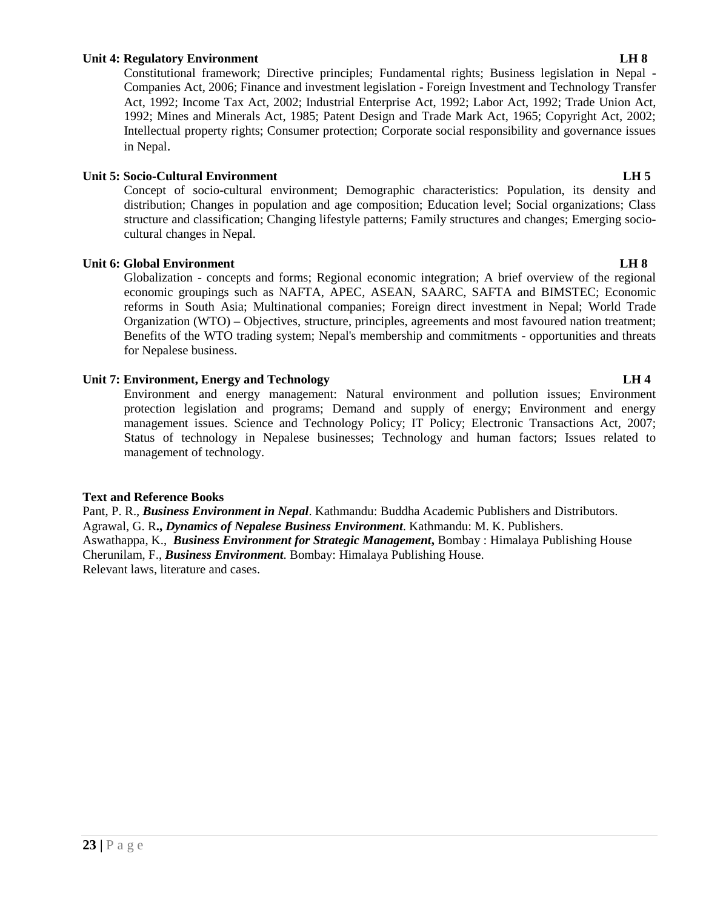**Unit 4: Regulatory Environment LH 8**

Constitutional framework; Directive principles; Fundamental rights; Business legislation in Nepal - Companies Act, 2006; Finance and investment legislation - Foreign Investment and Technology Transfer Act, 1992; Income Tax Act, 2002; Industrial Enterprise Act, 1992; Labor Act, 1992; Trade Union Act, 1992; Mines and Minerals Act, 1985; Patent Design and Trade Mark Act, 1965; Copyright Act, 2002; Intellectual property rights; Consumer protection; Corporate social responsibility and governance issues in Nepal.

**Unit 5: Socio-Cultural Environment LH 5**

Concept of socio-cultural environment; Demographic characteristics: Population, its density and distribution; Changes in population and age composition; Education level; Social organizations; Class structure and classification; Changing lifestyle patterns; Family structures and changes; Emerging socio-cultural changes in Nepal.

**Unit 6: Global Environment LH 8**

Globalization - concepts and forms; Regional economic integration; A brief overview of the regional economic groupings such as NAFTA, APEC, ASEAN, SAARC, SAFTA and BIMSTEC; Economic reforms in South Asia; Multinational companies; Foreign direct investment in Nepal; World Trade Organization (WTO) – Objectives, structure, principles, agreements and most favoured nation treatment; Benefits of the WTO trading system; Nepal's membership and commitments - opportunities and threats for Nepalese business.

**Unit 7: Environment, Energy and Technology LH 4**

Environment and energy management: Natural environment and pollution issues; Environment protection legislation and programs; Demand and supply of energy; Environment and energy management issues. Science and Technology Policy; IT Policy; Electronic Transactions Act, 2007; Status of technology in Nepalese businesses; Technology and human factors; Issues related to management of technology.

**Text and Reference Books**

Pant, P. R., ***Business Environment in Nepal***. Kathmandu: Buddha Academic Publishers and Distributors.
Agrawal, G. R**.,** ***Dynamics of Nepalese Business Environment***. Kathmandu: M. K. Publishers.
Aswathappa, K., ***Business Environment for Strategic Management***, Bombay : Himalaya Publishing House
Cherunilam, F., ***Business Environment***. Bombay: Himalaya Publishing House.
Relevant laws, literature and cases.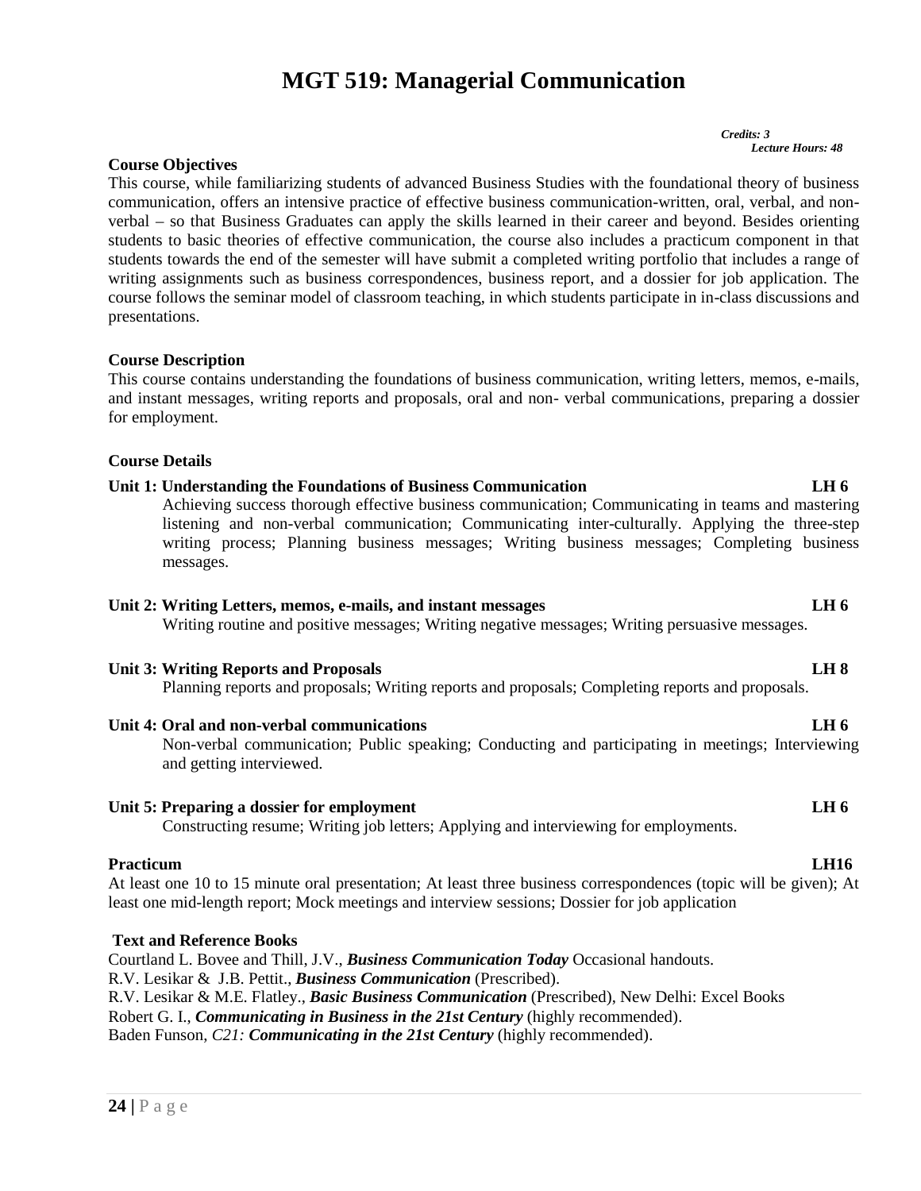# MGT 519: Managerial Communication

*Credits: 3*
*Lecture Hours: 48*

**Course Objectives**

This course, while familiarizing students of advanced Business Studies with the foundational theory of business communication, offers an intensive practice of effective business communication-written, oral, verbal, and non-verbal – so that Business Graduates can apply the skills learned in their career and beyond. Besides orienting students to basic theories of effective communication, the course also includes a practicum component in that students towards the end of the semester will have submit a completed writing portfolio that includes a range of writing assignments such as business correspondences, business report, and a dossier for job application. The course follows the seminar model of classroom teaching, in which students participate in in-class discussions and presentations.

**Course Description**

This course contains understanding the foundations of business communication, writing letters, memos, e-mails, and instant messages, writing reports and proposals, oral and non- verbal communications, preparing a dossier for employment.

**Course Details**

**Unit 1: Understanding the Foundations of Business Communication LH 6**

Achieving success thorough effective business communication; Communicating in teams and mastering listening and non-verbal communication; Communicating inter-culturally. Applying the three-step writing process; Planning business messages; Writing business messages; Completing business messages.

**Unit 2: Writing Letters, memos, e-mails, and instant messages LH 6**

Writing routine and positive messages; Writing negative messages; Writing persuasive messages.

**Unit 3: Writing Reports and Proposals LH 8**

Planning reports and proposals; Writing reports and proposals; Completing reports and proposals.

**Unit 4: Oral and non-verbal communications LH 6**

Non-verbal communication; Public speaking; Conducting and participating in meetings; Interviewing and getting interviewed.

**Unit 5: Preparing a dossier for employment LH 6**

Constructing resume; Writing job letters; Applying and interviewing for employments.

**Practicum LH16**

At least one 10 to 15 minute oral presentation; At least three business correspondences (topic will be given); At least one mid-length report; Mock meetings and interview sessions; Dossier for job application

**Text and Reference Books**

Courtland L. Bovee and Thill, J.V., ***Business Communication Today*** Occasional handouts.
R.V. Lesikar & J.B. Pettit., ***Business Communication*** (Prescribed).
R.V. Lesikar & M.E. Flatley., ***Basic Business Communication*** (Prescribed), New Delhi: Excel Books
Robert G. I., ***Communicating in Business in the 21st Century*** (highly recommended).
Baden Funson, *C21:* ***Communicating in the 21st Century*** (highly recommended).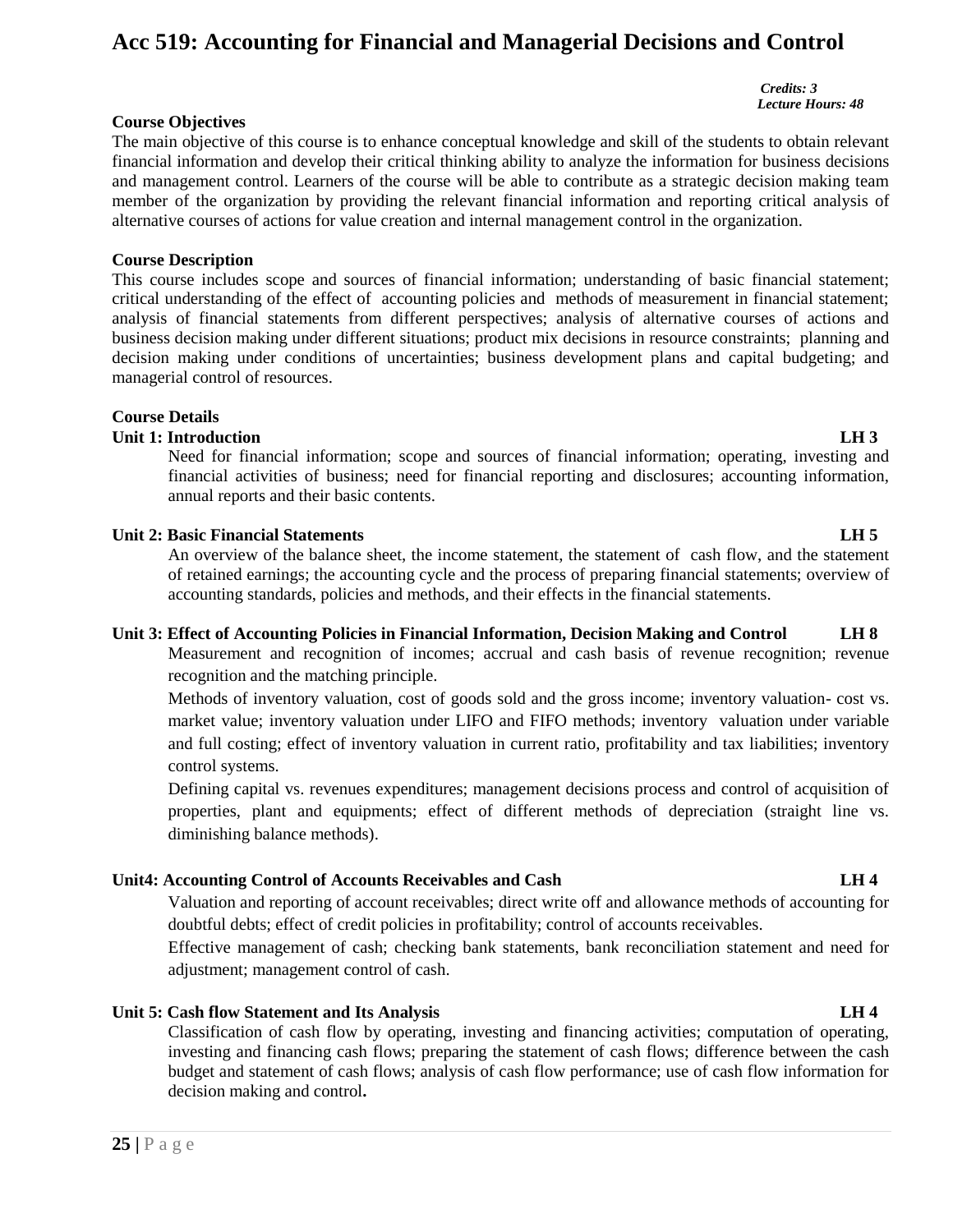# Acc 519: Accounting for Financial and Managerial Decisions and Control

*Credits: 3*
*Lecture Hours: 48*

**Course Objectives**

The main objective of this course is to enhance conceptual knowledge and skill of the students to obtain relevant financial information and develop their critical thinking ability to analyze the information for business decisions and management control. Learners of the course will be able to contribute as a strategic decision making team member of the organization by providing the relevant financial information and reporting critical analysis of alternative courses of actions for value creation and internal management control in the organization.

**Course Description**

This course includes scope and sources of financial information; understanding of basic financial statement; critical understanding of the effect of accounting policies and methods of measurement in financial statement; analysis of financial statements from different perspectives; analysis of alternative courses of actions and business decision making under different situations; product mix decisions in resource constraints; planning and decision making under conditions of uncertainties; business development plans and capital budgeting; and managerial control of resources.

**Course Details**

**Unit 1: Introduction LH 3**

Need for financial information; scope and sources of financial information; operating, investing and financial activities of business; need for financial reporting and disclosures; accounting information, annual reports and their basic contents.

**Unit 2: Basic Financial Statements LH 5**

An overview of the balance sheet, the income statement, the statement of cash flow, and the statement of retained earnings; the accounting cycle and the process of preparing financial statements; overview of accounting standards, policies and methods, and their effects in the financial statements.

**Unit 3: Effect of Accounting Policies in Financial Information, Decision Making and Control LH 8**

Measurement and recognition of incomes; accrual and cash basis of revenue recognition; revenue recognition and the matching principle.

Methods of inventory valuation, cost of goods sold and the gross income; inventory valuation- cost vs. market value; inventory valuation under LIFO and FIFO methods; inventory valuation under variable and full costing; effect of inventory valuation in current ratio, profitability and tax liabilities; inventory control systems.

Defining capital vs. revenues expenditures; management decisions process and control of acquisition of properties, plant and equipments; effect of different methods of depreciation (straight line vs. diminishing balance methods).

**Unit4: Accounting Control of Accounts Receivables and Cash LH 4**

Valuation and reporting of account receivables; direct write off and allowance methods of accounting for doubtful debts; effect of credit policies in profitability; control of accounts receivables.

Effective management of cash; checking bank statements, bank reconciliation statement and need for adjustment; management control of cash.

**Unit 5: Cash flow Statement and Its Analysis LH 4**

Classification of cash flow by operating, investing and financing activities; computation of operating, investing and financing cash flows; preparing the statement of cash flows; difference between the cash budget and statement of cash flows; analysis of cash flow performance; use of cash flow information for decision making and control**.**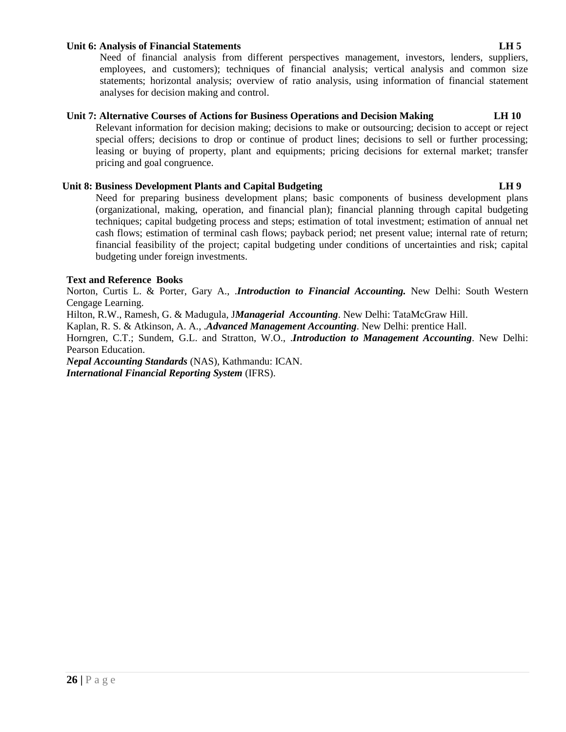**Unit 6: Analysis of Financial Statements LH 5**

Need of financial analysis from different perspectives management, investors, lenders, suppliers, employees, and customers); techniques of financial analysis; vertical analysis and common size statements; horizontal analysis; overview of ratio analysis, using information of financial statement analyses for decision making and control.

**Unit 7: Alternative Courses of Actions for Business Operations and Decision Making LH 10**

Relevant information for decision making; decisions to make or outsourcing; decision to accept or reject special offers; decisions to drop or continue of product lines; decisions to sell or further processing; leasing or buying of property, plant and equipments; pricing decisions for external market; transfer pricing and goal congruence.

**Unit 8: Business Development Plants and Capital Budgeting LH 9**

Need for preparing business development plans; basic components of business development plans (organizational, making, operation, and financial plan); financial planning through capital budgeting techniques; capital budgeting process and steps; estimation of total investment; estimation of annual net cash flows; estimation of terminal cash flows; payback period; net present value; internal rate of return; financial feasibility of the project; capital budgeting under conditions of uncertainties and risk; capital budgeting under foreign investments.

**Text and Reference Books**

Norton, Curtis L. & Porter, Gary A., .***Introduction to Financial Accounting.*** New Delhi: South Western Cengage Learning.

Hilton, R.W., Ramesh, G. & Madugula, J***Managerial Accounting***. New Delhi: TataMcGraw Hill.

Kaplan, R. S. & Atkinson, A. A., .***Advanced Management Accounting***. New Delhi: prentice Hall.

Horngren, C.T.; Sundem, G.L. and Stratton, W.O., .***Introduction to Management Accounting***. New Delhi: Pearson Education.

***Nepal Accounting Standards*** (NAS), Kathmandu: ICAN.

***International Financial Reporting System*** (IFRS).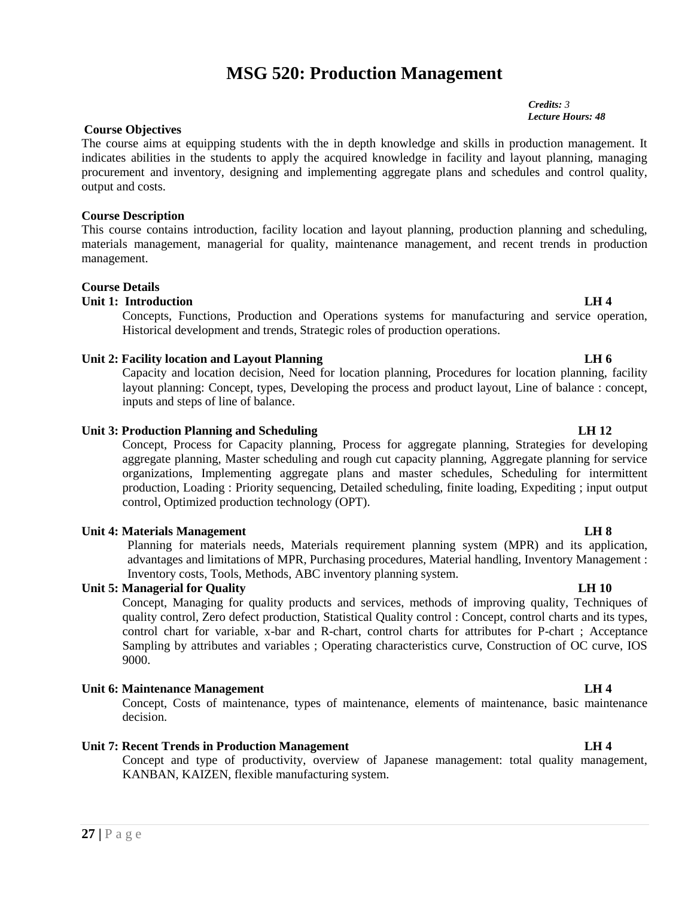# MSG 520: Production Management

***Credits:*** *3*
***Lecture Hours: 48***

**Course Objectives**

The course aims at equipping students with the in depth knowledge and skills in production management. It indicates abilities in the students to apply the acquired knowledge in facility and layout planning, managing procurement and inventory, designing and implementing aggregate plans and schedules and control quality, output and costs.

**Course Description**

This course contains introduction, facility location and layout planning, production planning and scheduling, materials management, managerial for quality, maintenance management, and recent trends in production management.

**Course Details**

**Unit 1: Introduction** **LH 4**

Concepts, Functions, Production and Operations systems for manufacturing and service operation, Historical development and trends, Strategic roles of production operations.

**Unit 2: Facility location and Layout Planning** **LH 6**

Capacity and location decision, Need for location planning, Procedures for location planning, facility layout planning: Concept, types, Developing the process and product layout, Line of balance : concept, inputs and steps of line of balance.

**Unit 3: Production Planning and Scheduling** **LH 12**

Concept, Process for Capacity planning, Process for aggregate planning, Strategies for developing aggregate planning, Master scheduling and rough cut capacity planning, Aggregate planning for service organizations, Implementing aggregate plans and master schedules, Scheduling for intermittent production, Loading : Priority sequencing, Detailed scheduling, finite loading, Expediting ; input output control, Optimized production technology (OPT).

**Unit 4: Materials Management** **LH 8**

Planning for materials needs, Materials requirement planning system (MPR) and its application, advantages and limitations of MPR, Purchasing procedures, Material handling, Inventory Management : Inventory costs, Tools, Methods, ABC inventory planning system.

**Unit 5: Managerial for Quality** **LH 10**

Concept, Managing for quality products and services, methods of improving quality, Techniques of quality control, Zero defect production, Statistical Quality control : Concept, control charts and its types, control chart for variable, x-bar and R-chart, control charts for attributes for P-chart ; Acceptance Sampling by attributes and variables ; Operating characteristics curve, Construction of OC curve, IOS 9000.

**Unit 6: Maintenance Management** **LH 4**

Concept, Costs of maintenance, types of maintenance, elements of maintenance, basic maintenance decision.

**Unit 7: Recent Trends in Production Management** **LH 4**

Concept and type of productivity, overview of Japanese management: total quality management, KANBAN, KAIZEN, flexible manufacturing system.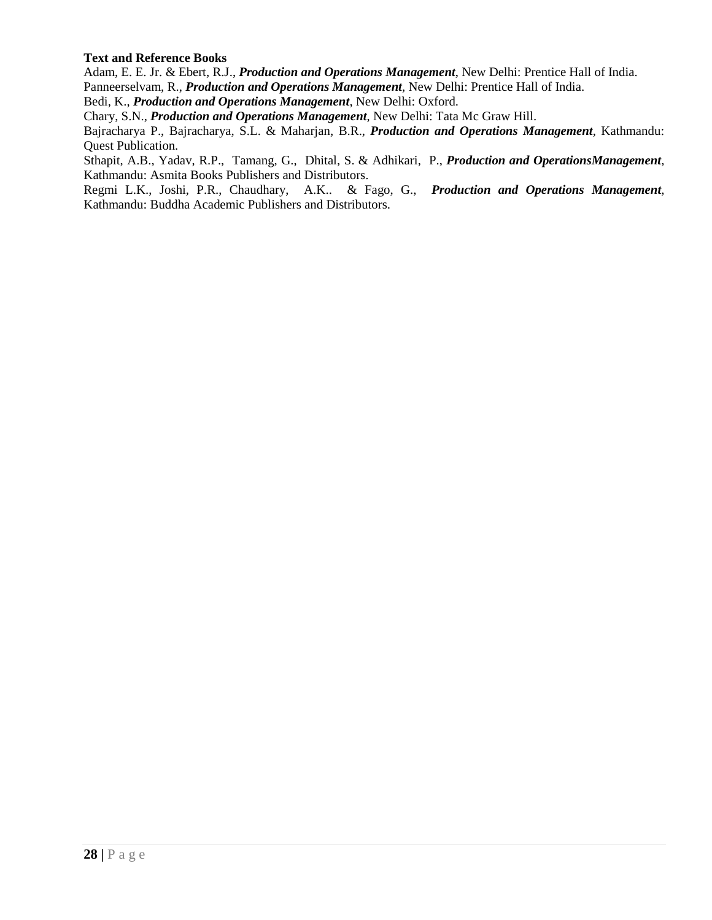**Text and Reference Books**

Adam, E. E. Jr. & Ebert, R.J., ***Production and Operations Management***, New Delhi: Prentice Hall of India.

Panneerselvam, R., ***Production and Operations Management***, New Delhi: Prentice Hall of India.

Bedi, K., ***Production and Operations Management***, New Delhi: Oxford.

Chary, S.N., ***Production and Operations Management***, New Delhi: Tata Mc Graw Hill.

Bajracharya P., Bajracharya, S.L. & Maharjan, B.R., ***Production and Operations Management***, Kathmandu: Quest Publication.

Sthapit, A.B., Yadav, R.P., Tamang, G., Dhital, S. & Adhikari, P., ***Production and OperationsManagement***, Kathmandu: Asmita Books Publishers and Distributors.

Regmi L.K., Joshi, P.R., Chaudhary, A.K.. & Fago, G., ***Production and Operations Management***, Kathmandu: Buddha Academic Publishers and Distributors.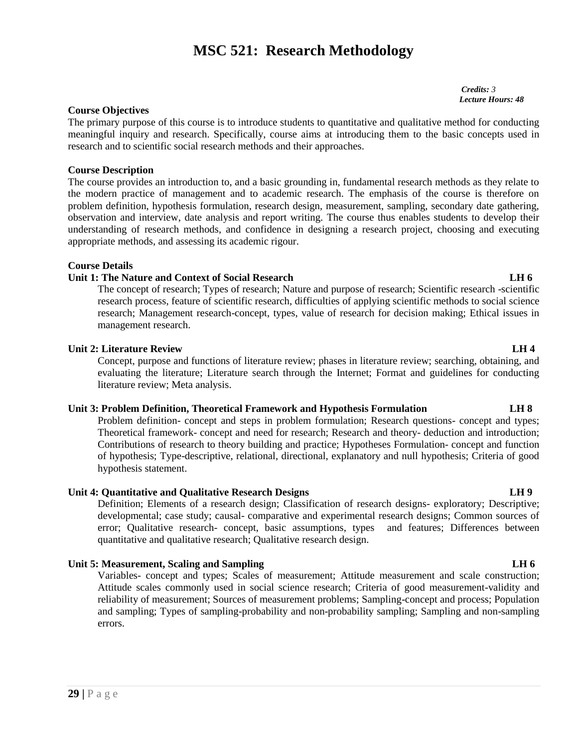# MSC 521: Research Methodology

*Credits: 3*
*Lecture Hours: 48*

**Course Objectives**

The primary purpose of this course is to introduce students to quantitative and qualitative method for conducting meaningful inquiry and research. Specifically, course aims at introducing them to the basic concepts used in research and to scientific social research methods and their approaches.

**Course Description**

The course provides an introduction to, and a basic grounding in, fundamental research methods as they relate to the modern practice of management and to academic research. The emphasis of the course is therefore on problem definition, hypothesis formulation, research design, measurement, sampling, secondary date gathering, observation and interview, date analysis and report writing. The course thus enables students to develop their understanding of research methods, and confidence in designing a research project, choosing and executing appropriate methods, and assessing its academic rigour.

**Course Details**

**Unit 1: The Nature and Context of Social Research LH 6**

The concept of research; Types of research; Nature and purpose of research; Scientific research -scientific research process, feature of scientific research, difficulties of applying scientific methods to social science research; Management research-concept, types, value of research for decision making; Ethical issues in management research.

**Unit 2: Literature Review LH 4**

Concept, purpose and functions of literature review; phases in literature review; searching, obtaining, and evaluating the literature; Literature search through the Internet; Format and guidelines for conducting literature review; Meta analysis.

**Unit 3: Problem Definition, Theoretical Framework and Hypothesis Formulation LH 8**

Problem definition- concept and steps in problem formulation; Research questions- concept and types; Theoretical framework- concept and need for research; Research and theory- deduction and introduction; Contributions of research to theory building and practice; Hypotheses Formulation- concept and function of hypothesis; Type-descriptive, relational, directional, explanatory and null hypothesis; Criteria of good hypothesis statement.

**Unit 4: Quantitative and Qualitative Research Designs LH 9**

Definition; Elements of a research design; Classification of research designs- exploratory; Descriptive; developmental; case study; causal- comparative and experimental research designs; Common sources of error; Qualitative research- concept, basic assumptions, types and features; Differences between quantitative and qualitative research; Qualitative research design.

**Unit 5: Measurement, Scaling and Sampling LH 6**

Variables- concept and types; Scales of measurement; Attitude measurement and scale construction; Attitude scales commonly used in social science research; Criteria of good measurement-validity and reliability of measurement; Sources of measurement problems; Sampling-concept and process; Population and sampling; Types of sampling-probability and non-probability sampling; Sampling and non-sampling errors.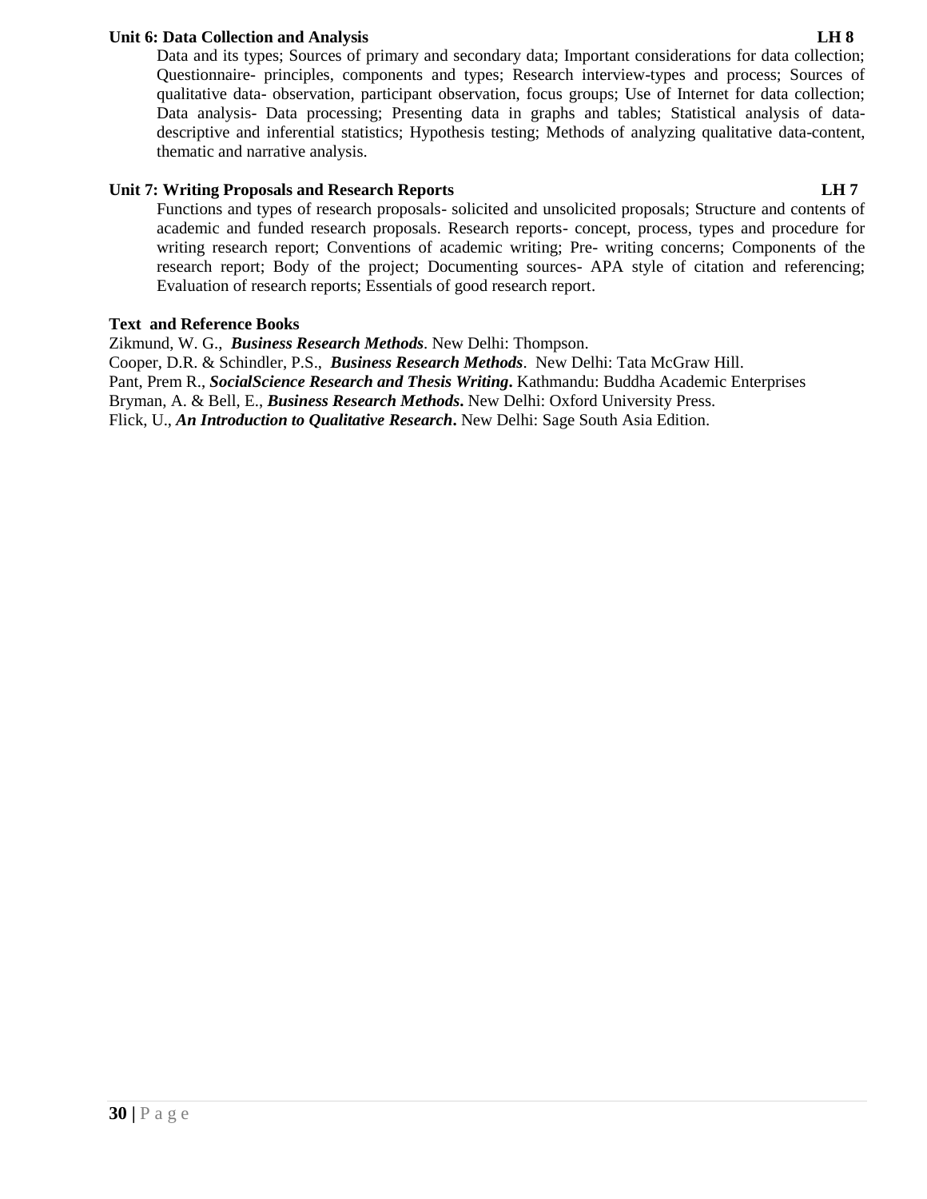**Unit 6: Data Collection and Analysis LH 8**

Data and its types; Sources of primary and secondary data; Important considerations for data collection; Questionnaire- principles, components and types; Research interview-types and process; Sources of qualitative data- observation, participant observation, focus groups; Use of Internet for data collection; Data analysis- Data processing; Presenting data in graphs and tables; Statistical analysis of data-descriptive and inferential statistics; Hypothesis testing; Methods of analyzing qualitative data-content, thematic and narrative analysis.

**Unit 7: Writing Proposals and Research Reports LH 7**

Functions and types of research proposals- solicited and unsolicited proposals; Structure and contents of academic and funded research proposals. Research reports- concept, process, types and procedure for writing research report; Conventions of academic writing; Pre- writing concerns; Components of the research report; Body of the project; Documenting sources- APA style of citation and referencing; Evaluation of research reports; Essentials of good research report.

**Text and Reference Books**

Zikmund, W. G., ***Business Research Methods***. New Delhi: Thompson.
Cooper, D.R. & Schindler, P.S., ***Business Research Methods***. New Delhi: Tata McGraw Hill.
Pant, Prem R., ***SocialScience Research and Thesis Writing***. Kathmandu: Buddha Academic Enterprises
Bryman, A. & Bell, E., ***Business Research Methods***. New Delhi: Oxford University Press.
Flick, U., ***An Introduction to Qualitative Research***. New Delhi: Sage South Asia Edition.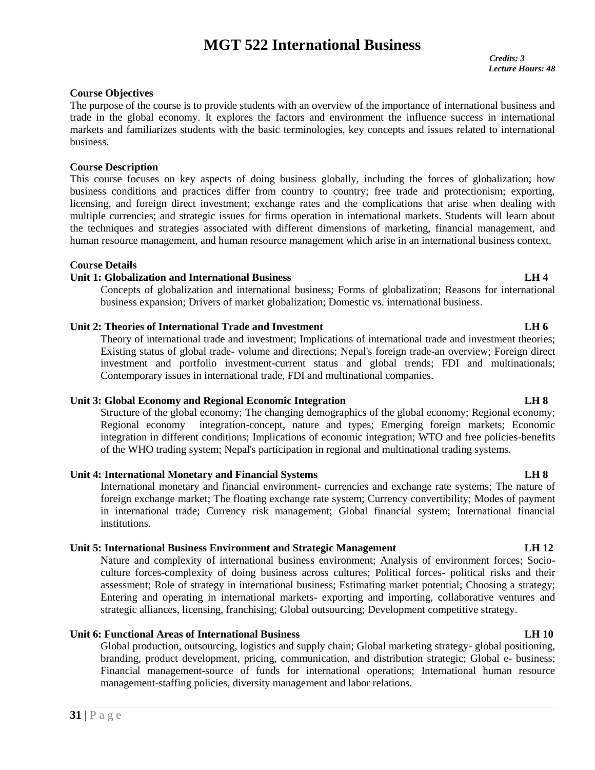# MGT 522 International Business

*Credits: 3*
*Lecture Hours: 48*

**Course Objectives**

The purpose of the course is to provide students with an overview of the importance of international business and trade in the global economy. It explores the factors and environment the influence success in international markets and familiarizes students with the basic terminologies, key concepts and issues related to international business.

**Course Description**

This course focuses on key aspects of doing business globally, including the forces of globalization; how business conditions and practices differ from country to country; free trade and protectionism; exporting, licensing, and foreign direct investment; exchange rates and the complications that arise when dealing with multiple currencies; and strategic issues for firms operation in international markets. Students will learn about the techniques and strategies associated with different dimensions of marketing, financial management, and human resource management, and human resource management which arise in an international business context.

**Course Details**

**Unit 1: Globalization and International Business LH 4**

Concepts of globalization and international business; Forms of globalization; Reasons for international business expansion; Drivers of market globalization; Domestic vs. international business.

**Unit 2: Theories of International Trade and Investment LH 6**

Theory of international trade and investment; Implications of international trade and investment theories; Existing status of global trade- volume and directions; Nepal's foreign trade-an overview; Foreign direct investment and portfolio investment-current status and global trends; FDI and multinationals; Contemporary issues in international trade, FDI and multinational companies.

**Unit 3: Global Economy and Regional Economic Integration LH 8**

Structure of the global economy; The changing demographics of the global economy; Regional economy; Regional economy integration-concept, nature and types; Emerging foreign markets; Economic integration in different conditions; Implications of economic integration; WTO and free policies-benefits of the WHO trading system; Nepal's participation in regional and multinational trading systems.

**Unit 4: International Monetary and Financial Systems LH 8**

International monetary and financial environment- currencies and exchange rate systems; The nature of foreign exchange market; The floating exchange rate system; Currency convertibility; Modes of payment in international trade; Currency risk management; Global financial system; International financial institutions.

**Unit 5: International Business Environment and Strategic Management LH 12**

Nature and complexity of international business environment; Analysis of environment forces; Socio-culture forces-complexity of doing business across cultures; Political forces- political risks and their assessment; Role of strategy in international business; Estimating market potential; Choosing a strategy; Entering and operating in international markets- exporting and importing, collaborative ventures and strategic alliances, licensing, franchising; Global outsourcing; Development competitive strategy.

**Unit 6: Functional Areas of International Business LH 10**

Global production, outsourcing, logistics and supply chain; Global marketing strategy- global positioning, branding, product development, pricing, communication, and distribution strategic; Global e- business; Financial management-source of funds for international operations; International human resource management-staffing policies, diversity management and labor relations.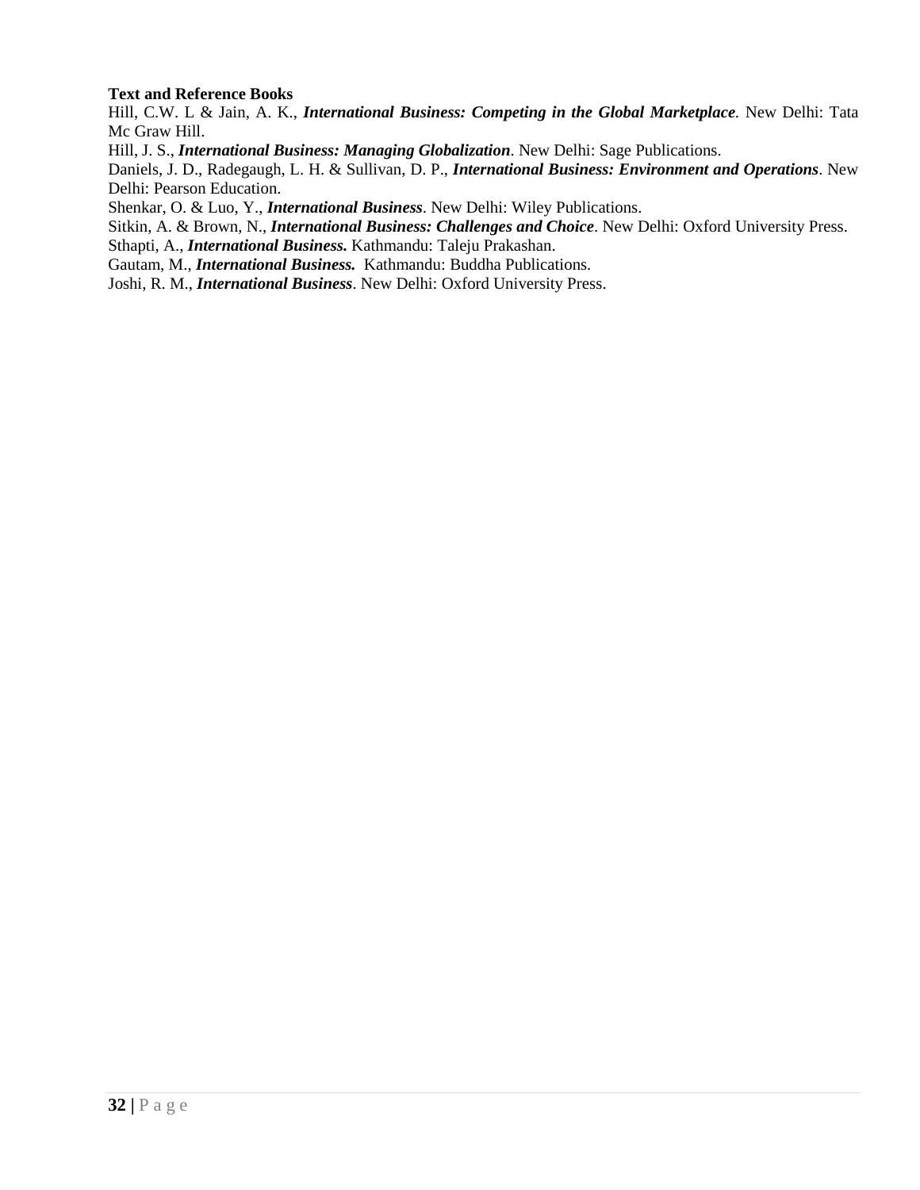**Text and Reference Books**

Hill, C.W. L & Jain, A. K., ***International Business: Competing in the Global Marketplace***. New Delhi: Tata Mc Graw Hill.

Hill, J. S., ***International Business: Managing Globalization***. New Delhi: Sage Publications.

Daniels, J. D., Radegaugh, L. H. & Sullivan, D. P., ***International Business: Environment and Operations***. New Delhi: Pearson Education.

Shenkar, O. & Luo, Y., ***International Business***. New Delhi: Wiley Publications.

Sitkin, A. & Brown, N., ***International Business: Challenges and Choice***. New Delhi: Oxford University Press.

Sthapti, A., ***International Business.*** Kathmandu: Taleju Prakashan.

Gautam, M., ***International Business.*** Kathmandu: Buddha Publications.

Joshi, R. M., ***International Business***. New Delhi: Oxford University Press.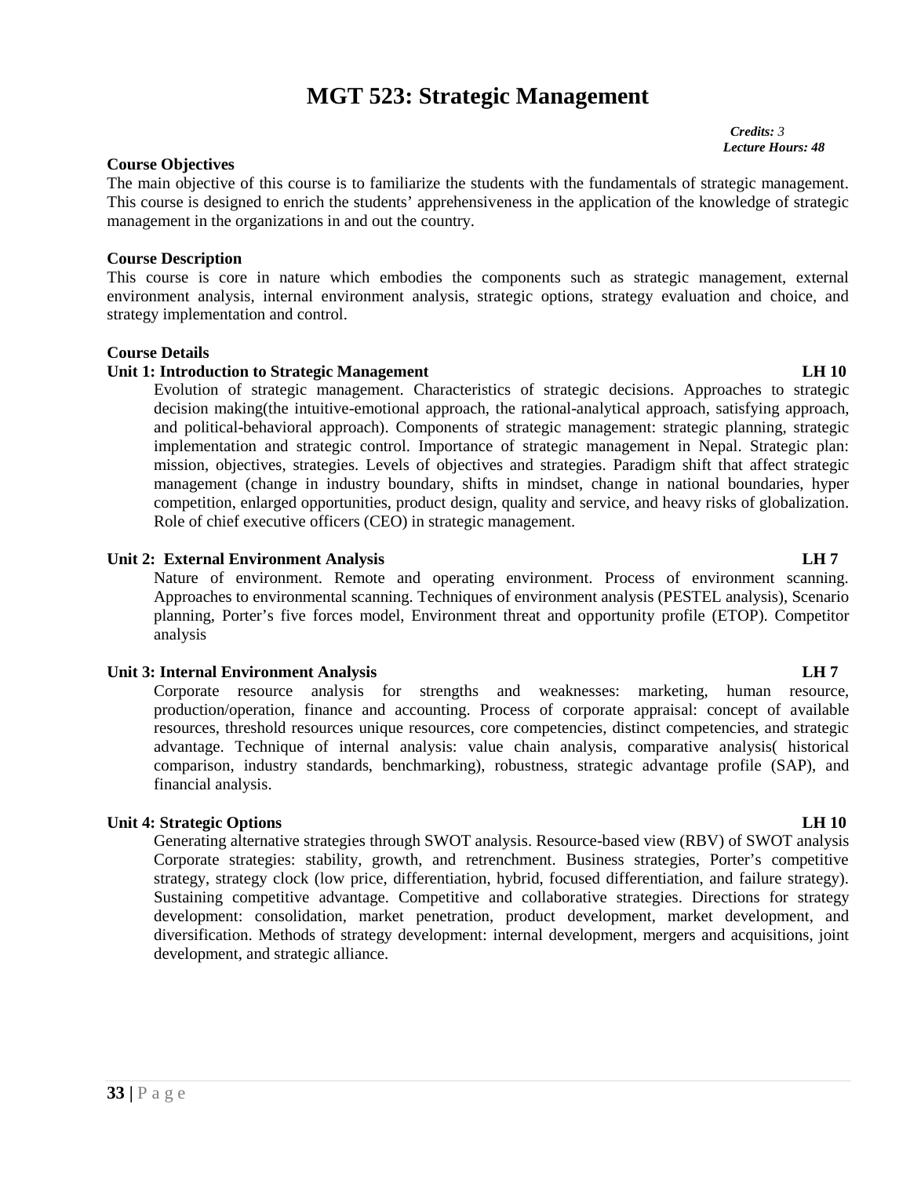# MGT 523: Strategic Management

*Credits: 3*
*Lecture Hours: 48*

**Course Objectives**

The main objective of this course is to familiarize the students with the fundamentals of strategic management. This course is designed to enrich the students' apprehensiveness in the application of the knowledge of strategic management in the organizations in and out the country.

**Course Description**

This course is core in nature which embodies the components such as strategic management, external environment analysis, internal environment analysis, strategic options, strategy evaluation and choice, and strategy implementation and control.

**Course Details**

**Unit 1: Introduction to Strategic Management LH 10**

Evolution of strategic management. Characteristics of strategic decisions. Approaches to strategic decision making(the intuitive-emotional approach, the rational-analytical approach, satisfying approach, and political-behavioral approach). Components of strategic management: strategic planning, strategic implementation and strategic control. Importance of strategic management in Nepal. Strategic plan: mission, objectives, strategies. Levels of objectives and strategies. Paradigm shift that affect strategic management (change in industry boundary, shifts in mindset, change in national boundaries, hyper competition, enlarged opportunities, product design, quality and service, and heavy risks of globalization. Role of chief executive officers (CEO) in strategic management.

**Unit 2: External Environment Analysis LH 7**

Nature of environment. Remote and operating environment. Process of environment scanning. Approaches to environmental scanning. Techniques of environment analysis (PESTEL analysis), Scenario planning, Porter's five forces model, Environment threat and opportunity profile (ETOP). Competitor analysis

**Unit 3: Internal Environment Analysis LH 7**

Corporate resource analysis for strengths and weaknesses: marketing, human resource, production/operation, finance and accounting. Process of corporate appraisal: concept of available resources, threshold resources unique resources, core competencies, distinct competencies, and strategic advantage. Technique of internal analysis: value chain analysis, comparative analysis( historical comparison, industry standards, benchmarking), robustness, strategic advantage profile (SAP), and financial analysis.

**Unit 4: Strategic Options LH 10**

Generating alternative strategies through SWOT analysis. Resource-based view (RBV) of SWOT analysis Corporate strategies: stability, growth, and retrenchment. Business strategies, Porter's competitive strategy, strategy clock (low price, differentiation, hybrid, focused differentiation, and failure strategy). Sustaining competitive advantage. Competitive and collaborative strategies. Directions for strategy development: consolidation, market penetration, product development, market development, and diversification. Methods of strategy development: internal development, mergers and acquisitions, joint development, and strategic alliance.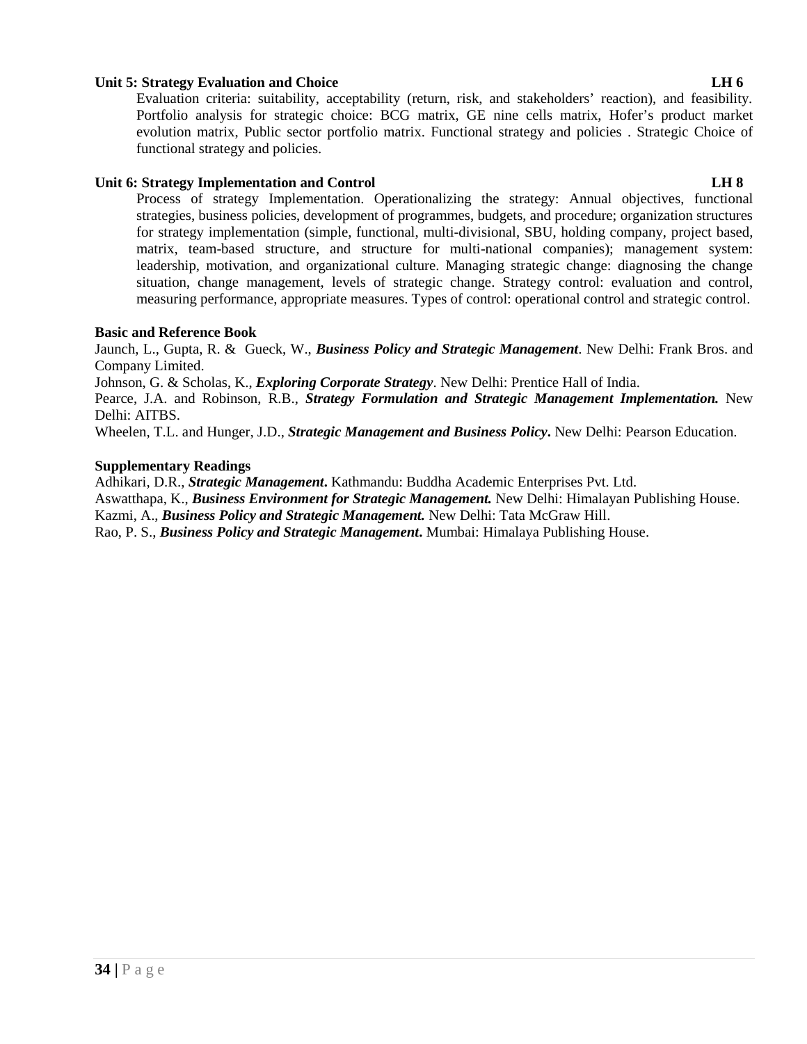**Unit 5: Strategy Evaluation and Choice** **LH 6**

Evaluation criteria: suitability, acceptability (return, risk, and stakeholders' reaction), and feasibility. Portfolio analysis for strategic choice: BCG matrix, GE nine cells matrix, Hofer's product market evolution matrix, Public sector portfolio matrix. Functional strategy and policies . Strategic Choice of functional strategy and policies.

**Unit 6: Strategy Implementation and Control** **LH 8**

Process of strategy Implementation. Operationalizing the strategy: Annual objectives, functional strategies, business policies, development of programmes, budgets, and procedure; organization structures for strategy implementation (simple, functional, multi-divisional, SBU, holding company, project based, matrix, team-based structure, and structure for multi-national companies); management system: leadership, motivation, and organizational culture. Managing strategic change: diagnosing the change situation, change management, levels of strategic change. Strategy control: evaluation and control, measuring performance, appropriate measures. Types of control: operational control and strategic control.

**Basic and Reference Book**

Jaunch, L., Gupta, R. & Gueck, W., ***Business Policy and Strategic Management***. New Delhi: Frank Bros. and Company Limited.

Johnson, G. & Scholas, K., ***Exploring Corporate Strategy***. New Delhi: Prentice Hall of India.

Pearce, J.A. and Robinson, R.B., ***Strategy Formulation and Strategic Management Implementation.*** New Delhi: AITBS.

Wheelen, T.L. and Hunger, J.D., ***Strategic Management and Business Policy*****.** New Delhi: Pearson Education.

**Supplementary Readings**

Adhikari, D.R., ***Strategic Management*****.** Kathmandu: Buddha Academic Enterprises Pvt. Ltd.

Aswatthapa, K., ***Business Environment for Strategic Management.*** New Delhi: Himalayan Publishing House.

Kazmi, A., ***Business Policy and Strategic Management.*** New Delhi: Tata McGraw Hill.

Rao, P. S., ***Business Policy and Strategic Management*****.** Mumbai: Himalaya Publishing House.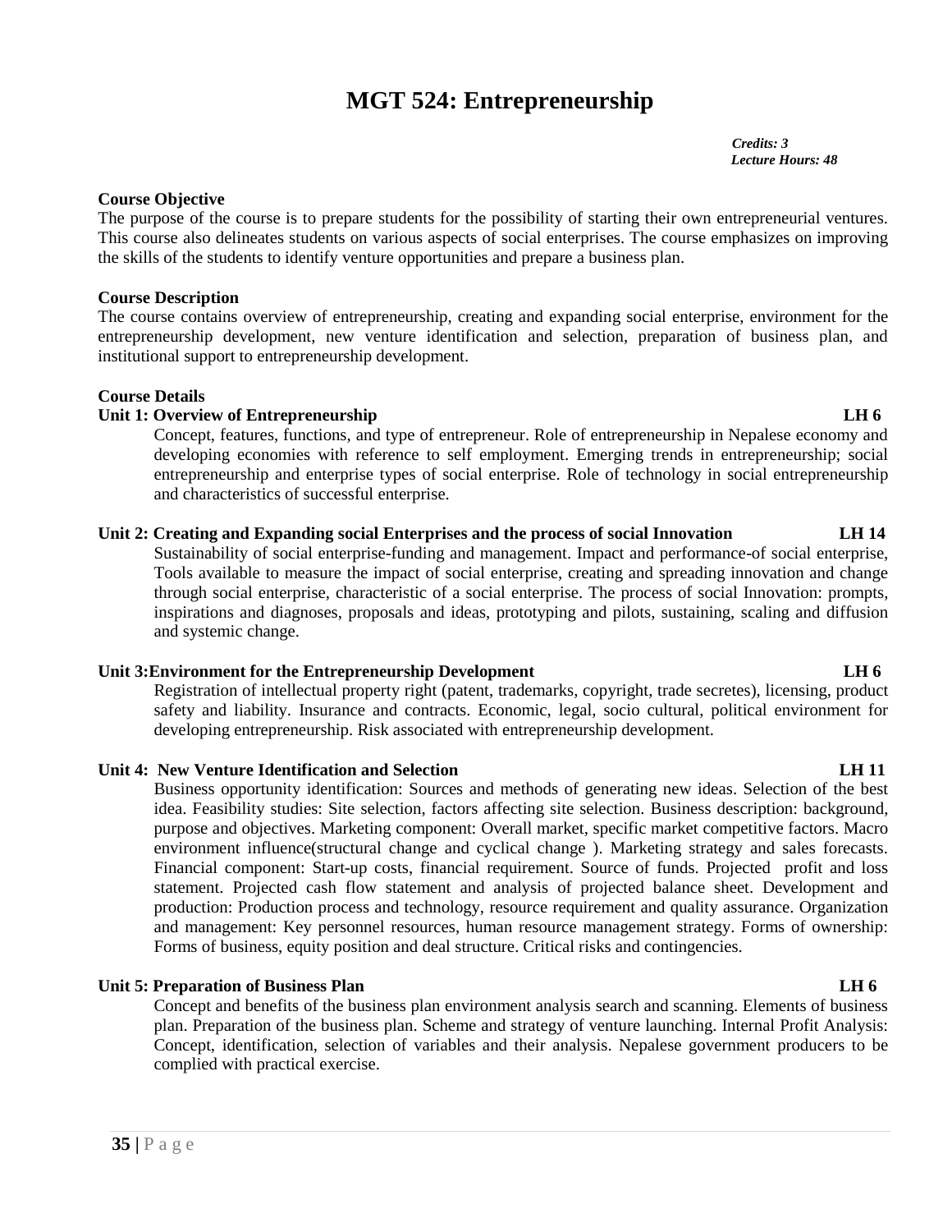# MGT 524: Entrepreneurship

*Credits: 3*
*Lecture Hours: 48*

**Course Objective**

The purpose of the course is to prepare students for the possibility of starting their own entrepreneurial ventures. This course also delineates students on various aspects of social enterprises. The course emphasizes on improving the skills of the students to identify venture opportunities and prepare a business plan.

**Course Description**

The course contains overview of entrepreneurship, creating and expanding social enterprise, environment for the entrepreneurship development, new venture identification and selection, preparation of business plan, and institutional support to entrepreneurship development.

**Course Details**

**Unit 1: Overview of Entrepreneurship LH 6**

Concept, features, functions, and type of entrepreneur. Role of entrepreneurship in Nepalese economy and developing economies with reference to self employment. Emerging trends in entrepreneurship; social entrepreneurship and enterprise types of social enterprise. Role of technology in social entrepreneurship and characteristics of successful enterprise.

**Unit 2: Creating and Expanding social Enterprises and the process of social Innovation LH 14**

Sustainability of social enterprise-funding and management. Impact and performance-of social enterprise, Tools available to measure the impact of social enterprise, creating and spreading innovation and change through social enterprise, characteristic of a social enterprise. The process of social Innovation: prompts, inspirations and diagnoses, proposals and ideas, prototyping and pilots, sustaining, scaling and diffusion and systemic change.

**Unit 3:Environment for the Entrepreneurship Development LH 6**

Registration of intellectual property right (patent, trademarks, copyright, trade secretes), licensing, product safety and liability. Insurance and contracts. Economic, legal, socio cultural, political environment for developing entrepreneurship. Risk associated with entrepreneurship development.

**Unit 4: New Venture Identification and Selection LH 11**

Business opportunity identification: Sources and methods of generating new ideas. Selection of the best idea. Feasibility studies: Site selection, factors affecting site selection. Business description: background, purpose and objectives. Marketing component: Overall market, specific market competitive factors. Macro environment influence(structural change and cyclical change ). Marketing strategy and sales forecasts. Financial component: Start-up costs, financial requirement. Source of funds. Projected profit and loss statement. Projected cash flow statement and analysis of projected balance sheet. Development and production: Production process and technology, resource requirement and quality assurance. Organization and management: Key personnel resources, human resource management strategy. Forms of ownership: Forms of business, equity position and deal structure. Critical risks and contingencies.

**Unit 5: Preparation of Business Plan LH 6**

Concept and benefits of the business plan environment analysis search and scanning. Elements of business plan. Preparation of the business plan. Scheme and strategy of venture launching. Internal Profit Analysis: Concept, identification, selection of variables and their analysis. Nepalese government producers to be complied with practical exercise.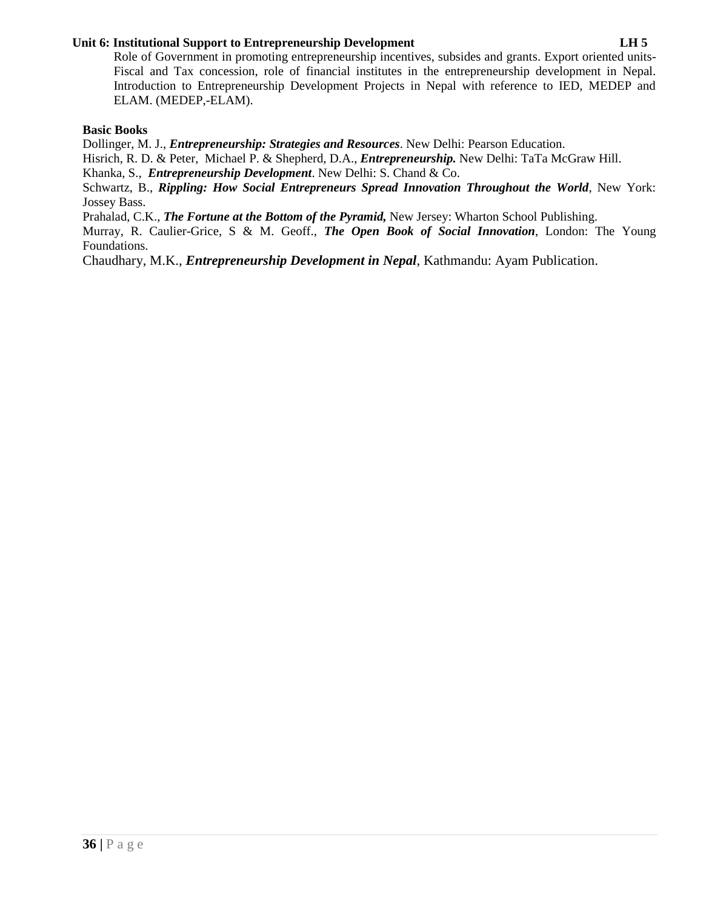**Unit 6: Institutional Support to Entrepreneurship Development LH 5**

Role of Government in promoting entrepreneurship incentives, subsides and grants. Export oriented units-Fiscal and Tax concession, role of financial institutes in the entrepreneurship development in Nepal. Introduction to Entrepreneurship Development Projects in Nepal with reference to IED, MEDEP and ELAM. (MEDEP,-ELAM).

**Basic Books**

Dollinger, M. J., ***Entrepreneurship: Strategies and Resources***. New Delhi: Pearson Education.

Hisrich, R. D. & Peter, Michael P. & Shepherd, D.A., ***Entrepreneurship.*** New Delhi: TaTa McGraw Hill.

Khanka, S., ***Entrepreneurship Development***. New Delhi: S. Chand & Co.

Schwartz, B., ***Rippling: How Social Entrepreneurs Spread Innovation Throughout the World***, New York: Jossey Bass.

Prahalad, C.K., ***The Fortune at the Bottom of the Pyramid,*** New Jersey: Wharton School Publishing.

Murray, R. Caulier-Grice, S & M. Geoff., ***The Open Book of Social Innovation***, London: The Young Foundations.

Chaudhary, M.K., ***Entrepreneurship Development in Nepal***, Kathmandu: Ayam Publication.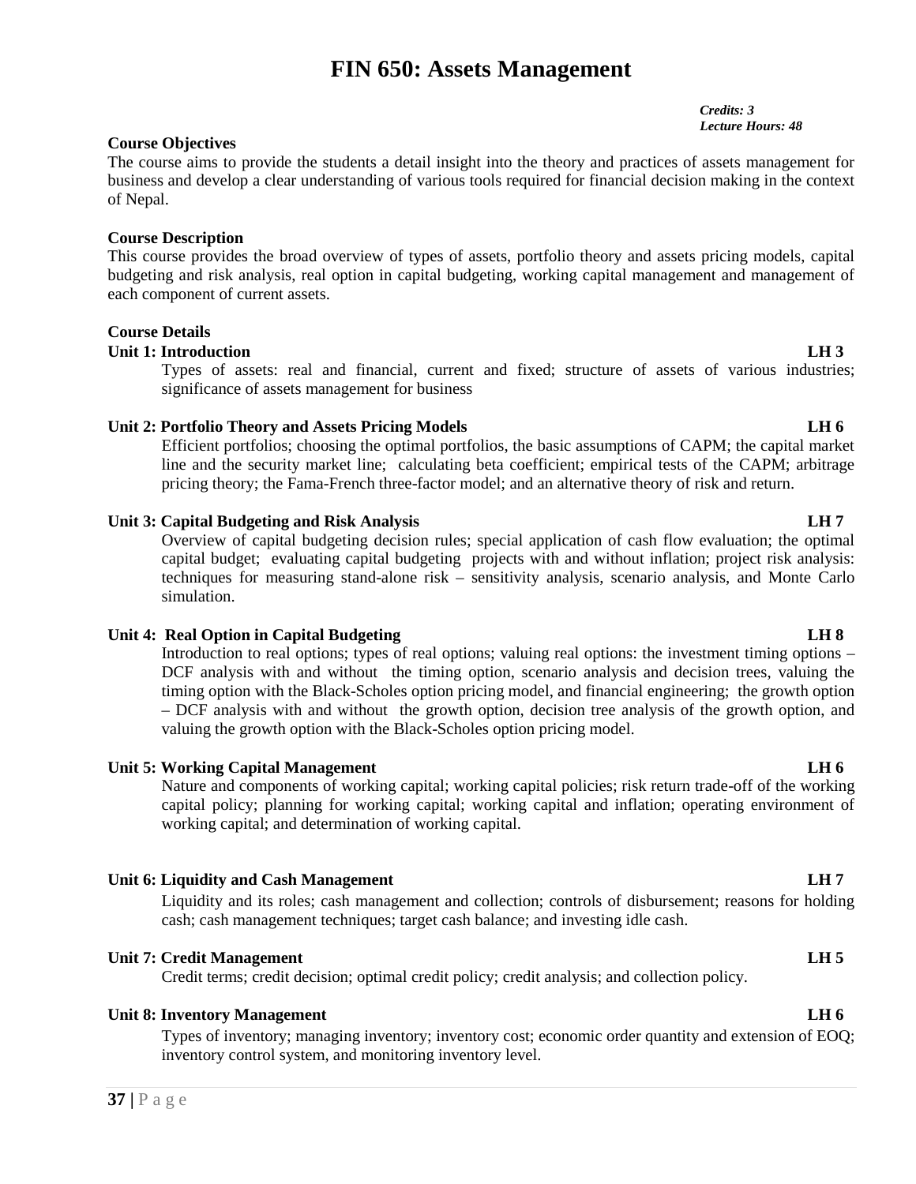# FIN 650: Assets Management

*Credits: 3*
*Lecture Hours: 48*

**Course Objectives**

The course aims to provide the students a detail insight into the theory and practices of assets management for business and develop a clear understanding of various tools required for financial decision making in the context of Nepal.

**Course Description**

This course provides the broad overview of types of assets, portfolio theory and assets pricing models, capital budgeting and risk analysis, real option in capital budgeting, working capital management and management of each component of current assets.

**Course Details**

**Unit 1: Introduction** **LH 3**

Types of assets: real and financial, current and fixed; structure of assets of various industries; significance of assets management for business

**Unit 2: Portfolio Theory and Assets Pricing Models** **LH 6**

Efficient portfolios; choosing the optimal portfolios, the basic assumptions of CAPM; the capital market line and the security market line; calculating beta coefficient; empirical tests of the CAPM; arbitrage pricing theory; the Fama-French three-factor model; and an alternative theory of risk and return.

**Unit 3: Capital Budgeting and Risk Analysis** **LH 7**

Overview of capital budgeting decision rules; special application of cash flow evaluation; the optimal capital budget; evaluating capital budgeting projects with and without inflation; project risk analysis: techniques for measuring stand-alone risk – sensitivity analysis, scenario analysis, and Monte Carlo simulation.

**Unit 4: Real Option in Capital Budgeting** **LH 8**

Introduction to real options; types of real options; valuing real options: the investment timing options – DCF analysis with and without the timing option, scenario analysis and decision trees, valuing the timing option with the Black-Scholes option pricing model, and financial engineering; the growth option – DCF analysis with and without the growth option, decision tree analysis of the growth option, and valuing the growth option with the Black-Scholes option pricing model.

**Unit 5: Working Capital Management** **LH 6**

Nature and components of working capital; working capital policies; risk return trade-off of the working capital policy; planning for working capital; working capital and inflation; operating environment of working capital; and determination of working capital.

**Unit 6: Liquidity and Cash Management** **LH 7**

Liquidity and its roles; cash management and collection; controls of disbursement; reasons for holding cash; cash management techniques; target cash balance; and investing idle cash.

**Unit 7: Credit Management** **LH 5**

Credit terms; credit decision; optimal credit policy; credit analysis; and collection policy.

**Unit 8: Inventory Management** **LH 6**

Types of inventory; managing inventory; inventory cost; economic order quantity and extension of EOQ; inventory control system, and monitoring inventory level.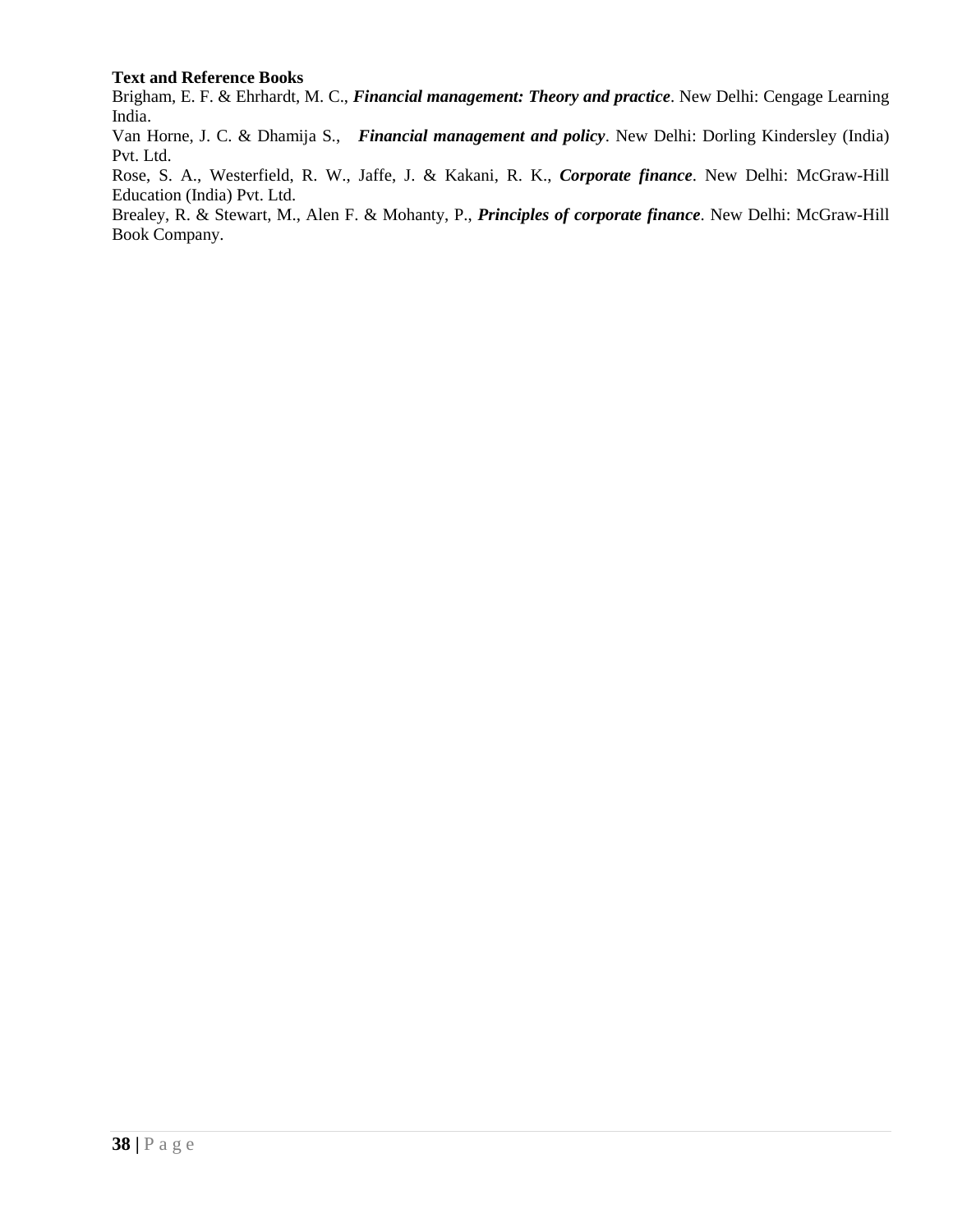**Text and Reference Books**

Brigham, E. F. & Ehrhardt, M. C., ***Financial management: Theory and practice***. New Delhi: Cengage Learning India.

Van Horne, J. C. & Dhamija S., ***Financial management and policy***. New Delhi: Dorling Kindersley (India) Pvt. Ltd.

Rose, S. A., Westerfield, R. W., Jaffe, J. & Kakani, R. K., ***Corporate finance***. New Delhi: McGraw-Hill Education (India) Pvt. Ltd.

Brealey, R. & Stewart, M., Alen F. & Mohanty, P., ***Principles of corporate finance***. New Delhi: McGraw-Hill Book Company.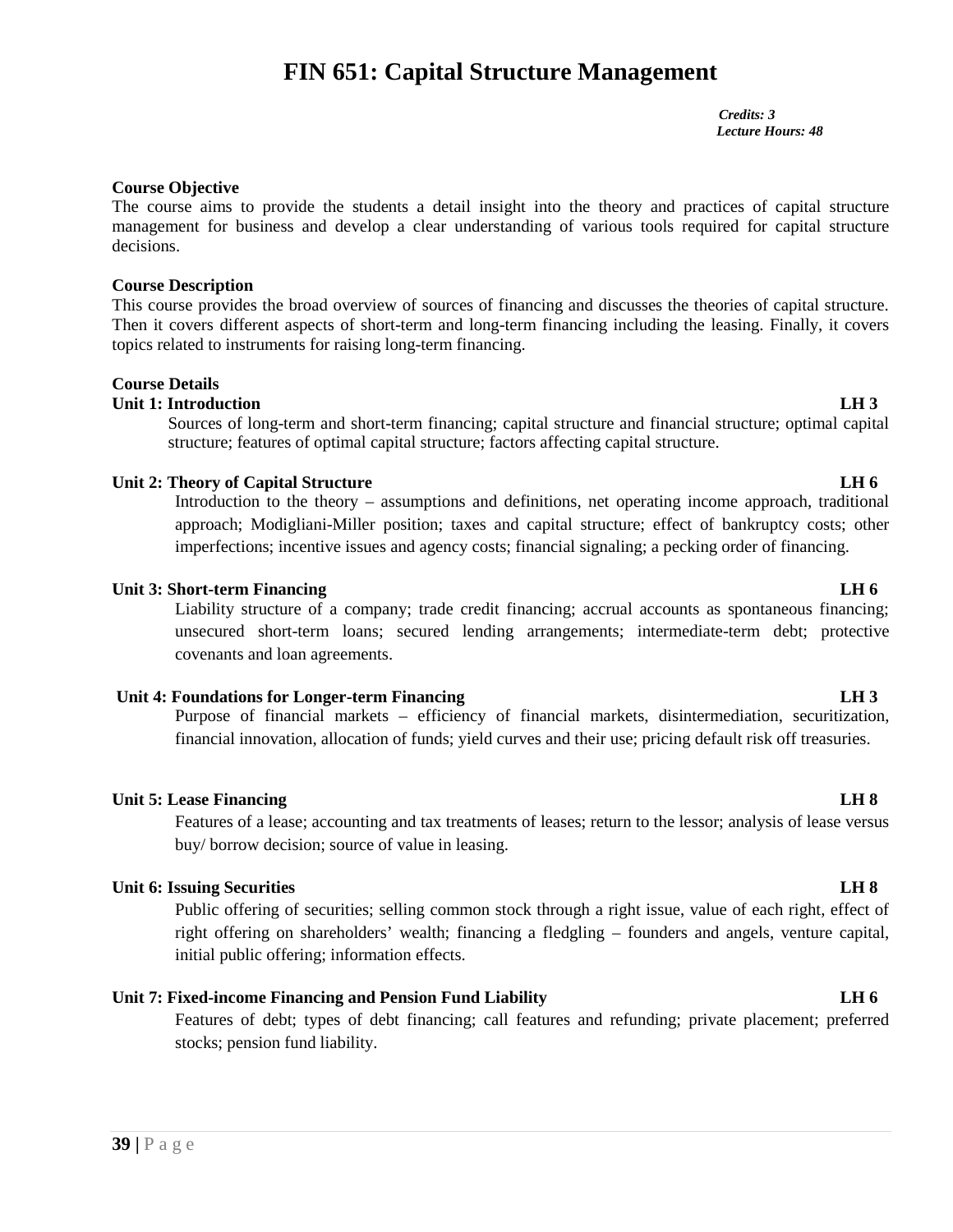# FIN 651: Capital Structure Management

*Credits: 3*
*Lecture Hours: 48*

**Course Objective**

The course aims to provide the students a detail insight into the theory and practices of capital structure management for business and develop a clear understanding of various tools required for capital structure decisions.

**Course Description**

This course provides the broad overview of sources of financing and discusses the theories of capital structure. Then it covers different aspects of short-term and long-term financing including the leasing. Finally, it covers topics related to instruments for raising long-term financing.

**Course Details**

**Unit 1: Introduction LH 3**

Sources of long-term and short-term financing; capital structure and financial structure; optimal capital structure; features of optimal capital structure; factors affecting capital structure.

**Unit 2: Theory of Capital Structure LH 6**

Introduction to the theory – assumptions and definitions, net operating income approach, traditional approach; Modigliani-Miller position; taxes and capital structure; effect of bankruptcy costs; other imperfections; incentive issues and agency costs; financial signaling; a pecking order of financing.

**Unit 3: Short-term Financing LH 6**

Liability structure of a company; trade credit financing; accrual accounts as spontaneous financing; unsecured short-term loans; secured lending arrangements; intermediate-term debt; protective covenants and loan agreements.

**Unit 4: Foundations for Longer-term Financing LH 3**

Purpose of financial markets – efficiency of financial markets, disintermediation, securitization, financial innovation, allocation of funds; yield curves and their use; pricing default risk off treasuries.

**Unit 5: Lease Financing LH 8**

Features of a lease; accounting and tax treatments of leases; return to the lessor; analysis of lease versus buy/ borrow decision; source of value in leasing.

**Unit 6: Issuing Securities LH 8**

Public offering of securities; selling common stock through a right issue, value of each right, effect of right offering on shareholders' wealth; financing a fledgling – founders and angels, venture capital, initial public offering; information effects.

**Unit 7: Fixed-income Financing and Pension Fund Liability LH 6**

Features of debt; types of debt financing; call features and refunding; private placement; preferred stocks; pension fund liability.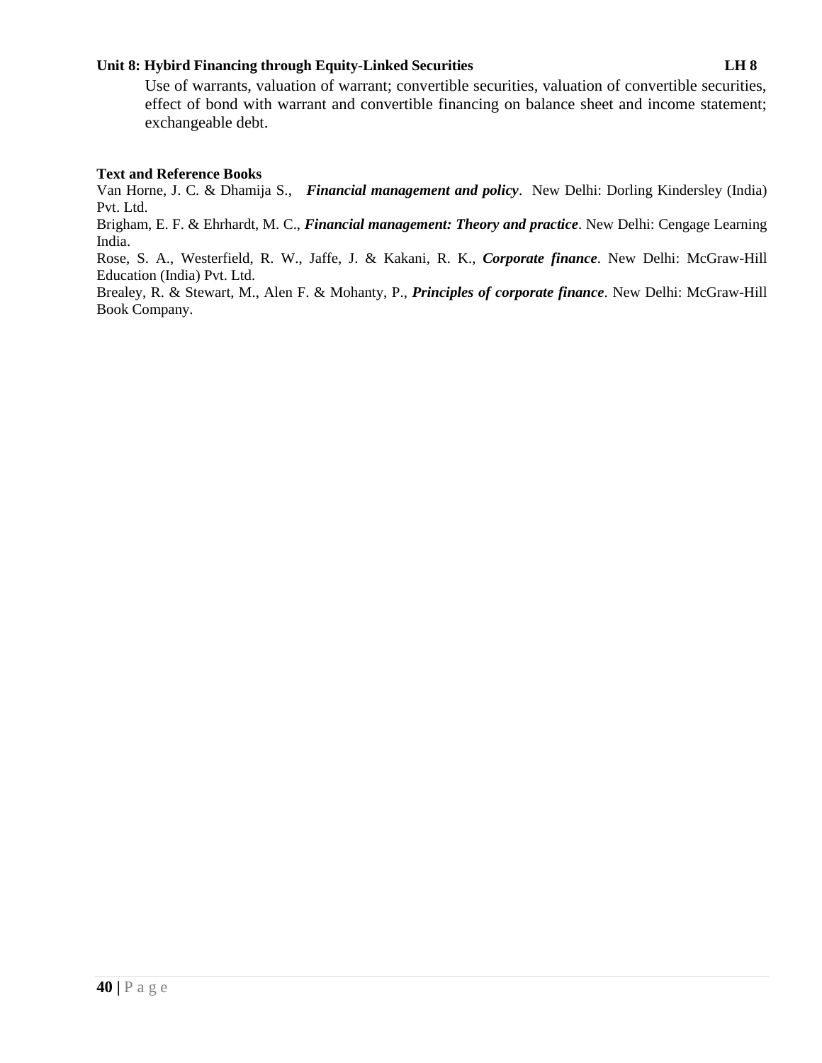**Unit 8: Hybird Financing through Equity-Linked Securities LH 8**

Use of warrants, valuation of warrant; convertible securities, valuation of convertible securities, effect of bond with warrant and convertible financing on balance sheet and income statement; exchangeable debt.

**Text and Reference Books**

Van Horne, J. C. & Dhamija S., ***Financial management and policy***. New Delhi: Dorling Kindersley (India) Pvt. Ltd.

Brigham, E. F. & Ehrhardt, M. C., ***Financial management: Theory and practice***. New Delhi: Cengage Learning India.

Rose, S. A., Westerfield, R. W., Jaffe, J. & Kakani, R. K., ***Corporate finance***. New Delhi: McGraw-Hill Education (India) Pvt. Ltd.

Brealey, R. & Stewart, M., Alen F. & Mohanty, P., ***Principles of corporate finance***. New Delhi: McGraw-Hill Book Company.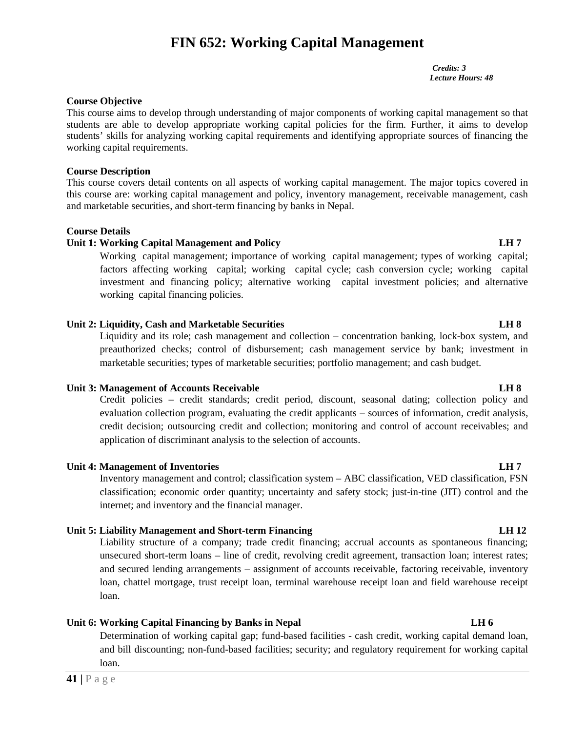# FIN 652: Working Capital Management

*Credits: 3*
*Lecture Hours: 48*

**Course Objective**

This course aims to develop through understanding of major components of working capital management so that students are able to develop appropriate working capital policies for the firm. Further, it aims to develop students' skills for analyzing working capital requirements and identifying appropriate sources of financing the working capital requirements.

**Course Description**

This course covers detail contents on all aspects of working capital management. The major topics covered in this course are: working capital management and policy, inventory management, receivable management, cash and marketable securities, and short-term financing by banks in Nepal.

**Course Details**

**Unit 1: Working Capital Management and Policy LH 7**

Working capital management; importance of working capital management; types of working capital; factors affecting working capital; working capital cycle; cash conversion cycle; working capital investment and financing policy; alternative working capital investment policies; and alternative working capital financing policies.

**Unit 2: Liquidity, Cash and Marketable Securities LH 8**

Liquidity and its role; cash management and collection – concentration banking, lock-box system, and preauthorized checks; control of disbursement; cash management service by bank; investment in marketable securities; types of marketable securities; portfolio management; and cash budget.

**Unit 3: Management of Accounts Receivable LH 8**

Credit policies – credit standards; credit period, discount, seasonal dating; collection policy and evaluation collection program, evaluating the credit applicants – sources of information, credit analysis, credit decision; outsourcing credit and collection; monitoring and control of account receivables; and application of discriminant analysis to the selection of accounts.

**Unit 4: Management of Inventories LH 7**

Inventory management and control; classification system – ABC classification, VED classification, FSN classification; economic order quantity; uncertainty and safety stock; just-in-tine (JIT) control and the internet; and inventory and the financial manager.

**Unit 5: Liability Management and Short-term Financing LH 12**

Liability structure of a company; trade credit financing; accrual accounts as spontaneous financing; unsecured short-term loans – line of credit, revolving credit agreement, transaction loan; interest rates; and secured lending arrangements – assignment of accounts receivable, factoring receivable, inventory loan, chattel mortgage, trust receipt loan, terminal warehouse receipt loan and field warehouse receipt loan.

**Unit 6: Working Capital Financing by Banks in Nepal LH 6**

Determination of working capital gap; fund-based facilities - cash credit, working capital demand loan, and bill discounting; non-fund-based facilities; security; and regulatory requirement for working capital loan.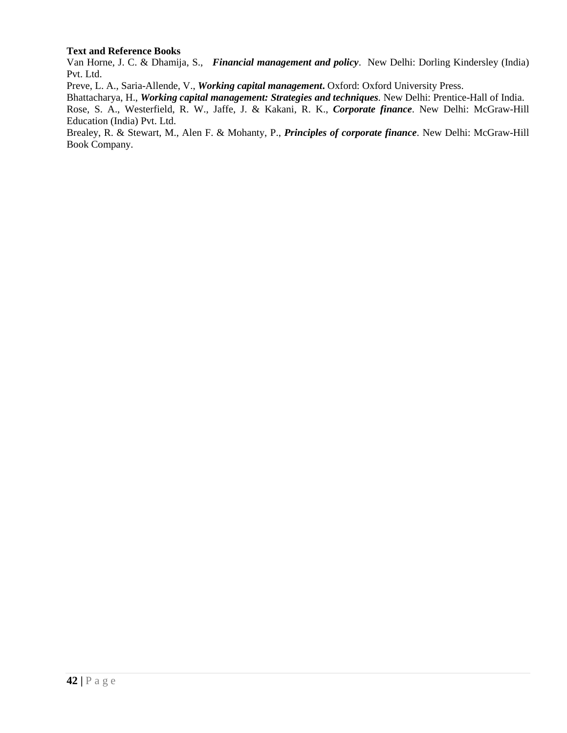**Text and Reference Books**

Van Horne, J. C. & Dhamija, S., ***Financial management and policy***. New Delhi: Dorling Kindersley (India) Pvt. Ltd.

Preve, L. A., Saria-Allende, V., ***Working capital management***. Oxford: Oxford University Press.

Bhattacharya, H., ***Working capital management: Strategies and techniques***. New Delhi: Prentice-Hall of India.

Rose, S. A., Westerfield, R. W., Jaffe, J. & Kakani, R. K., ***Corporate finance***. New Delhi: McGraw-Hill Education (India) Pvt. Ltd.

Brealey, R. & Stewart, M., Alen F. & Mohanty, P., ***Principles of corporate finance***. New Delhi: McGraw-Hill Book Company.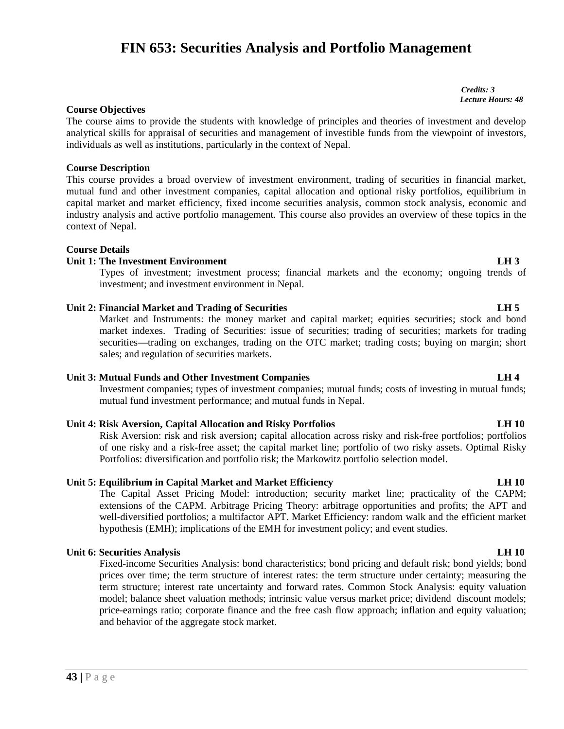# FIN 653: Securities Analysis and Portfolio Management

*Credits: 3*
*Lecture Hours: 48*

**Course Objectives**

The course aims to provide the students with knowledge of principles and theories of investment and develop analytical skills for appraisal of securities and management of investible funds from the viewpoint of investors, individuals as well as institutions, particularly in the context of Nepal.

**Course Description**

This course provides a broad overview of investment environment, trading of securities in financial market, mutual fund and other investment companies, capital allocation and optional risky portfolios, equilibrium in capital market and market efficiency, fixed income securities analysis, common stock analysis, economic and industry analysis and active portfolio management. This course also provides an overview of these topics in the context of Nepal.

**Course Details**

**Unit 1: The Investment Environment LH 3**

Types of investment; investment process; financial markets and the economy; ongoing trends of investment; and investment environment in Nepal.

**Unit 2: Financial Market and Trading of Securities LH 5**

Market and Instruments: the money market and capital market; equities securities; stock and bond market indexes. Trading of Securities: issue of securities; trading of securities; markets for trading securities—trading on exchanges, trading on the OTC market; trading costs; buying on margin; short sales; and regulation of securities markets.

**Unit 3: Mutual Funds and Other Investment Companies LH 4**

Investment companies; types of investment companies; mutual funds; costs of investing in mutual funds; mutual fund investment performance; and mutual funds in Nepal.

**Unit 4: Risk Aversion, Capital Allocation and Risky Portfolios LH 10**

Risk Aversion: risk and risk aversion**;** capital allocation across risky and risk-free portfolios; portfolios of one risky and a risk-free asset; the capital market line; portfolio of two risky assets. Optimal Risky Portfolios: diversification and portfolio risk; the Markowitz portfolio selection model.

**Unit 5: Equilibrium in Capital Market and Market Efficiency LH 10**

The Capital Asset Pricing Model: introduction; security market line; practicality of the CAPM; extensions of the CAPM. Arbitrage Pricing Theory: arbitrage opportunities and profits; the APT and well-diversified portfolios; a multifactor APT. Market Efficiency: random walk and the efficient market hypothesis (EMH); implications of the EMH for investment policy; and event studies.

**Unit 6: Securities Analysis LH 10**

Fixed-income Securities Analysis: bond characteristics; bond pricing and default risk; bond yields; bond prices over time; the term structure of interest rates: the term structure under certainty; measuring the term structure; interest rate uncertainty and forward rates. Common Stock Analysis: equity valuation model; balance sheet valuation methods; intrinsic value versus market price; dividend discount models; price-earnings ratio; corporate finance and the free cash flow approach; inflation and equity valuation; and behavior of the aggregate stock market.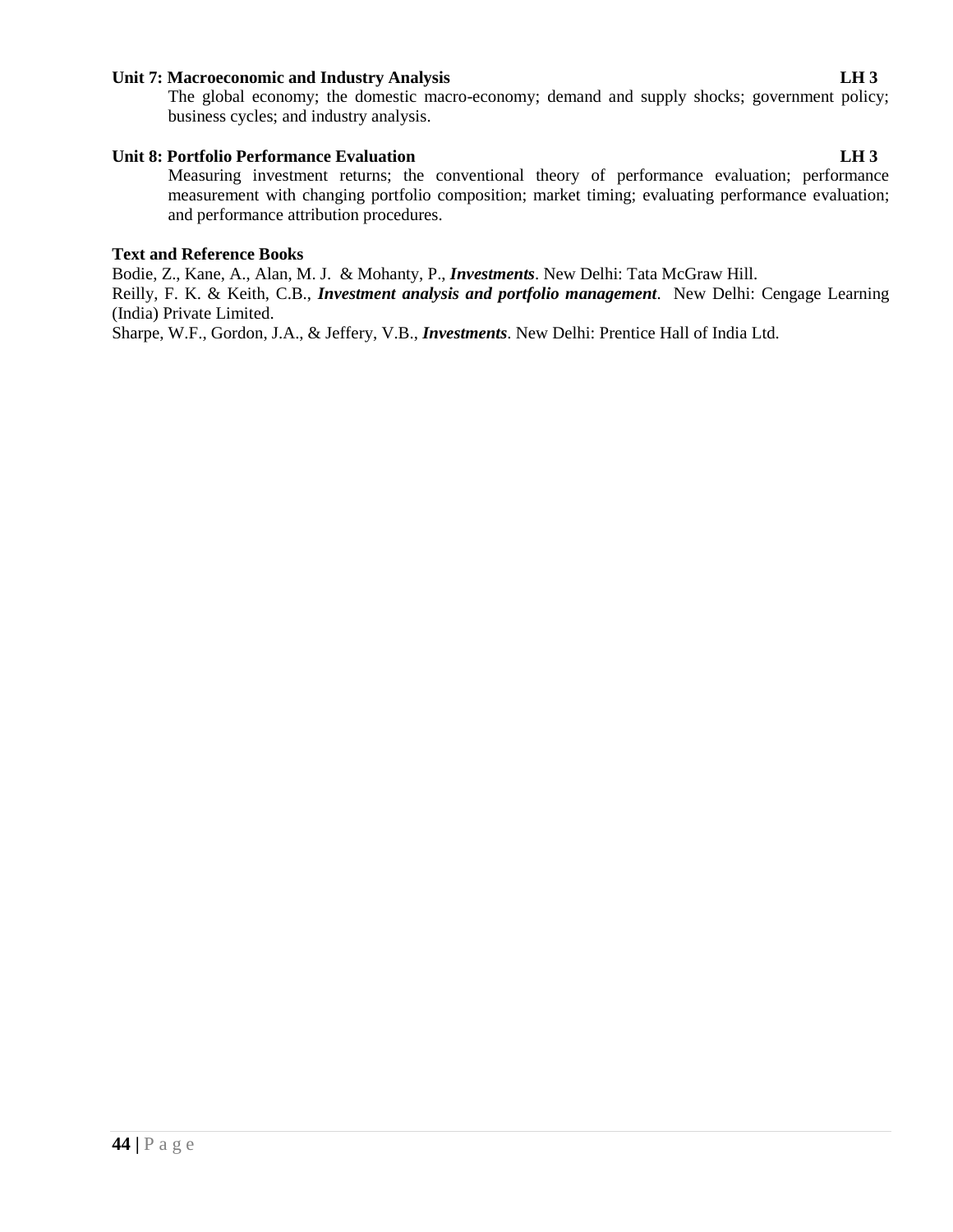**Unit 7: Macroeconomic and Industry Analysis LH 3**

The global economy; the domestic macro-economy; demand and supply shocks; government policy; business cycles; and industry analysis.

**Unit 8: Portfolio Performance Evaluation LH 3**

Measuring investment returns; the conventional theory of performance evaluation; performance measurement with changing portfolio composition; market timing; evaluating performance evaluation; and performance attribution procedures.

**Text and Reference Books**

Bodie, Z., Kane, A., Alan, M. J. & Mohanty, P., ***Investments***. New Delhi: Tata McGraw Hill.

Reilly, F. K. & Keith, C.B., ***Investment analysis and portfolio management***. New Delhi: Cengage Learning (India) Private Limited.

Sharpe, W.F., Gordon, J.A., & Jeffery, V.B., ***Investments***. New Delhi: Prentice Hall of India Ltd.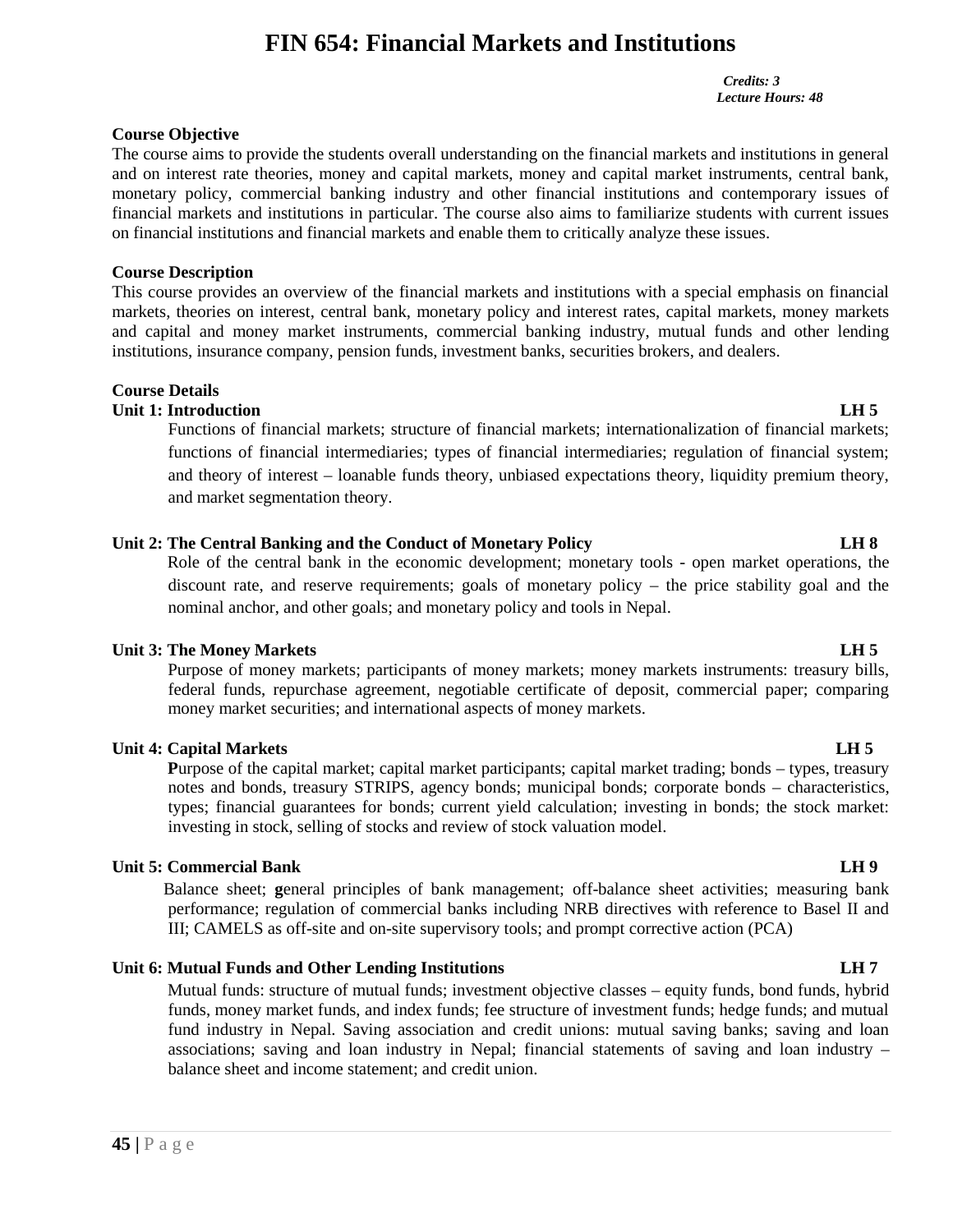# FIN 654: Financial Markets and Institutions

*Credits: 3*
*Lecture Hours: 48*

**Course Objective**

The course aims to provide the students overall understanding on the financial markets and institutions in general and on interest rate theories, money and capital markets, money and capital market instruments, central bank, monetary policy, commercial banking industry and other financial institutions and contemporary issues of financial markets and institutions in particular. The course also aims to familiarize students with current issues on financial institutions and financial markets and enable them to critically analyze these issues.

**Course Description**

This course provides an overview of the financial markets and institutions with a special emphasis on financial markets, theories on interest, central bank, monetary policy and interest rates, capital markets, money markets and capital and money market instruments, commercial banking industry, mutual funds and other lending institutions, insurance company, pension funds, investment banks, securities brokers, and dealers.

**Course Details**

**Unit 1: Introduction LH 5**

Functions of financial markets; structure of financial markets; internationalization of financial markets; functions of financial intermediaries; types of financial intermediaries; regulation of financial system; and theory of interest – loanable funds theory, unbiased expectations theory, liquidity premium theory, and market segmentation theory.

**Unit 2: The Central Banking and the Conduct of Monetary Policy LH 8**

Role of the central bank in the economic development; monetary tools - open market operations, the discount rate, and reserve requirements; goals of monetary policy – the price stability goal and the nominal anchor, and other goals; and monetary policy and tools in Nepal.

**Unit 3: The Money Markets LH 5**

Purpose of money markets; participants of money markets; money markets instruments: treasury bills, federal funds, repurchase agreement, negotiable certificate of deposit, commercial paper; comparing money market securities; and international aspects of money markets.

**Unit 4: Capital Markets LH 5**

**P**urpose of the capital market; capital market participants; capital market trading; bonds – types, treasury notes and bonds, treasury STRIPS, agency bonds; municipal bonds; corporate bonds – characteristics, types; financial guarantees for bonds; current yield calculation; investing in bonds; the stock market: investing in stock, selling of stocks and review of stock valuation model.

**Unit 5: Commercial Bank LH 9**

Balance sheet; **g**eneral principles of bank management; off-balance sheet activities; measuring bank performance; regulation of commercial banks including NRB directives with reference to Basel II and III; CAMELS as off-site and on-site supervisory tools; and prompt corrective action (PCA)

**Unit 6: Mutual Funds and Other Lending Institutions LH 7**

Mutual funds: structure of mutual funds; investment objective classes – equity funds, bond funds, hybrid funds, money market funds, and index funds; fee structure of investment funds; hedge funds; and mutual fund industry in Nepal. Saving association and credit unions: mutual saving banks; saving and loan associations; saving and loan industry in Nepal; financial statements of saving and loan industry – balance sheet and income statement; and credit union.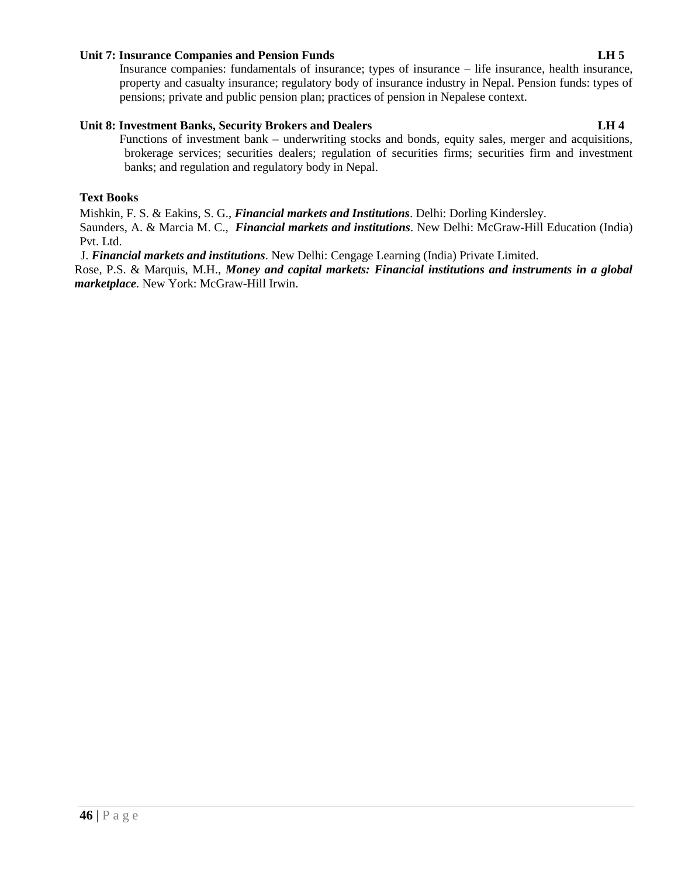**Unit 7: Insurance Companies and Pension Funds** **LH 5**

Insurance companies: fundamentals of insurance; types of insurance – life insurance, health insurance, property and casualty insurance; regulatory body of insurance industry in Nepal. Pension funds: types of pensions; private and public pension plan; practices of pension in Nepalese context.

**Unit 8: Investment Banks, Security Brokers and Dealers** **LH 4**

Functions of investment bank – underwriting stocks and bonds, equity sales, merger and acquisitions, brokerage services; securities dealers; regulation of securities firms; securities firm and investment banks; and regulation and regulatory body in Nepal.

**Text Books**

Mishkin, F. S. & Eakins, S. G., ***Financial markets and Institutions***. Delhi: Dorling Kindersley.

Saunders, A. & Marcia M. C., ***Financial markets and institutions***. New Delhi: McGraw-Hill Education (India) Pvt. Ltd.

J. ***Financial markets and institutions***. New Delhi: Cengage Learning (India) Private Limited.

Rose, P.S. & Marquis, M.H., ***Money and capital markets: Financial institutions and instruments in a global marketplace***. New York: McGraw-Hill Irwin.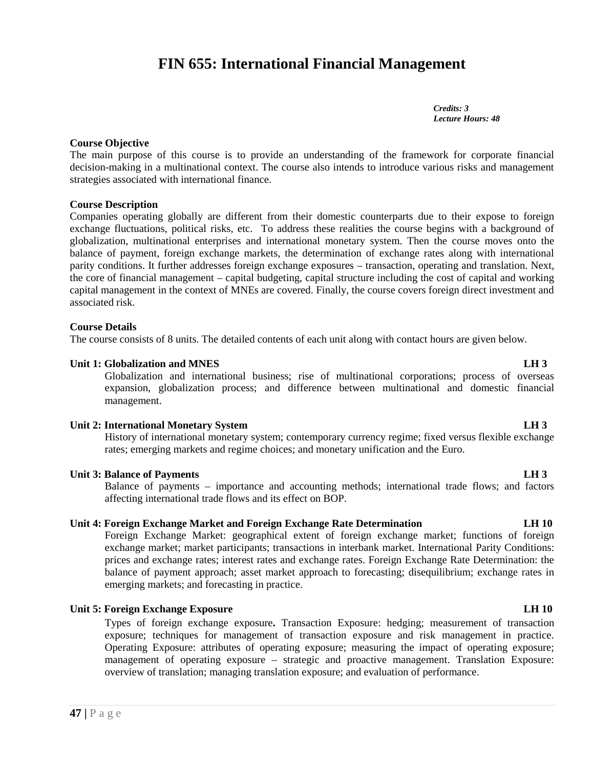# FIN 655: International Financial Management

***Credits: 3***
***Lecture Hours: 48***

**Course Objective**

The main purpose of this course is to provide an understanding of the framework for corporate financial decision-making in a multinational context. The course also intends to introduce various risks and management strategies associated with international finance.

**Course Description**

Companies operating globally are different from their domestic counterparts due to their expose to foreign exchange fluctuations, political risks, etc. To address these realities the course begins with a background of globalization, multinational enterprises and international monetary system. Then the course moves onto the balance of payment, foreign exchange markets, the determination of exchange rates along with international parity conditions. It further addresses foreign exchange exposures – transaction, operating and translation. Next, the core of financial management – capital budgeting, capital structure including the cost of capital and working capital management in the context of MNEs are covered. Finally, the course covers foreign direct investment and associated risk.

**Course Details**

The course consists of 8 units. The detailed contents of each unit along with contact hours are given below.

**Unit 1: Globalization and MNES** **LH 3**

Globalization and international business; rise of multinational corporations; process of overseas expansion, globalization process; and difference between multinational and domestic financial management.

**Unit 2: International Monetary System** **LH 3**

History of international monetary system; contemporary currency regime; fixed versus flexible exchange rates; emerging markets and regime choices; and monetary unification and the Euro.

**Unit 3: Balance of Payments** **LH 3**

Balance of payments – importance and accounting methods; international trade flows; and factors affecting international trade flows and its effect on BOP.

**Unit 4: Foreign Exchange Market and Foreign Exchange Rate Determination** **LH 10**

Foreign Exchange Market: geographical extent of foreign exchange market; functions of foreign exchange market; market participants; transactions in interbank market. International Parity Conditions: prices and exchange rates; interest rates and exchange rates. Foreign Exchange Rate Determination: the balance of payment approach; asset market approach to forecasting; disequilibrium; exchange rates in emerging markets; and forecasting in practice.

**Unit 5: Foreign Exchange Exposure** **LH 10**

Types of foreign exchange exposure**.** Transaction Exposure: hedging; measurement of transaction exposure; techniques for management of transaction exposure and risk management in practice. Operating Exposure: attributes of operating exposure; measuring the impact of operating exposure; management of operating exposure – strategic and proactive management. Translation Exposure: overview of translation; managing translation exposure; and evaluation of performance.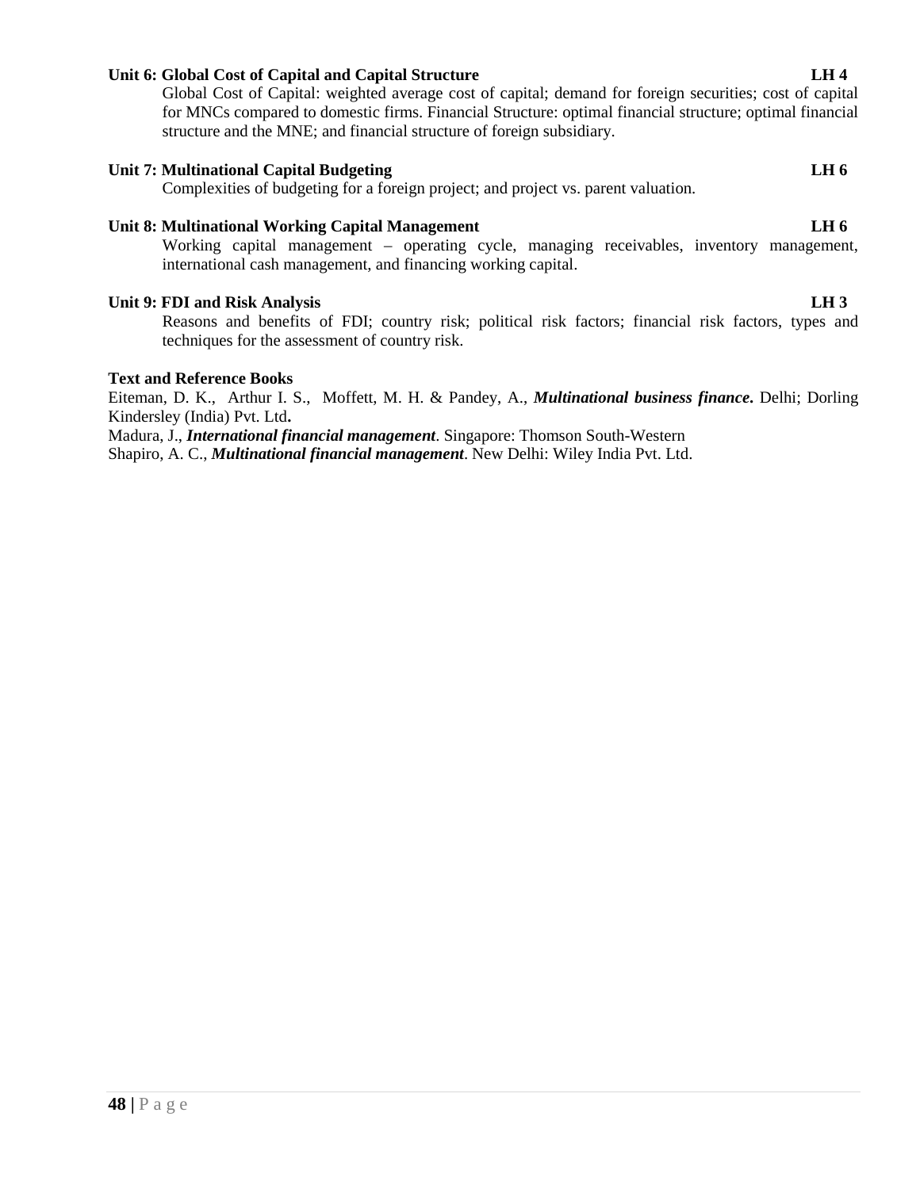**Unit 6: Global Cost of Capital and Capital Structure LH 4**

Global Cost of Capital: weighted average cost of capital; demand for foreign securities; cost of capital for MNCs compared to domestic firms. Financial Structure: optimal financial structure; optimal financial structure and the MNE; and financial structure of foreign subsidiary.

**Unit 7: Multinational Capital Budgeting LH 6**

Complexities of budgeting for a foreign project; and project vs. parent valuation.

**Unit 8: Multinational Working Capital Management LH 6**

Working capital management – operating cycle, managing receivables, inventory management, international cash management, and financing working capital.

**Unit 9: FDI and Risk Analysis LH 3**

Reasons and benefits of FDI; country risk; political risk factors; financial risk factors, types and techniques for the assessment of country risk.

**Text and Reference Books**

Eiteman, D. K., Arthur I. S., Moffett, M. H. & Pandey, A., ***Multinational business finance*.** Delhi; Dorling Kindersley (India) Pvt. Ltd**.**

Madura, J., ***International financial management***. Singapore: Thomson South-Western

Shapiro, A. C., ***Multinational financial management***. New Delhi: Wiley India Pvt. Ltd.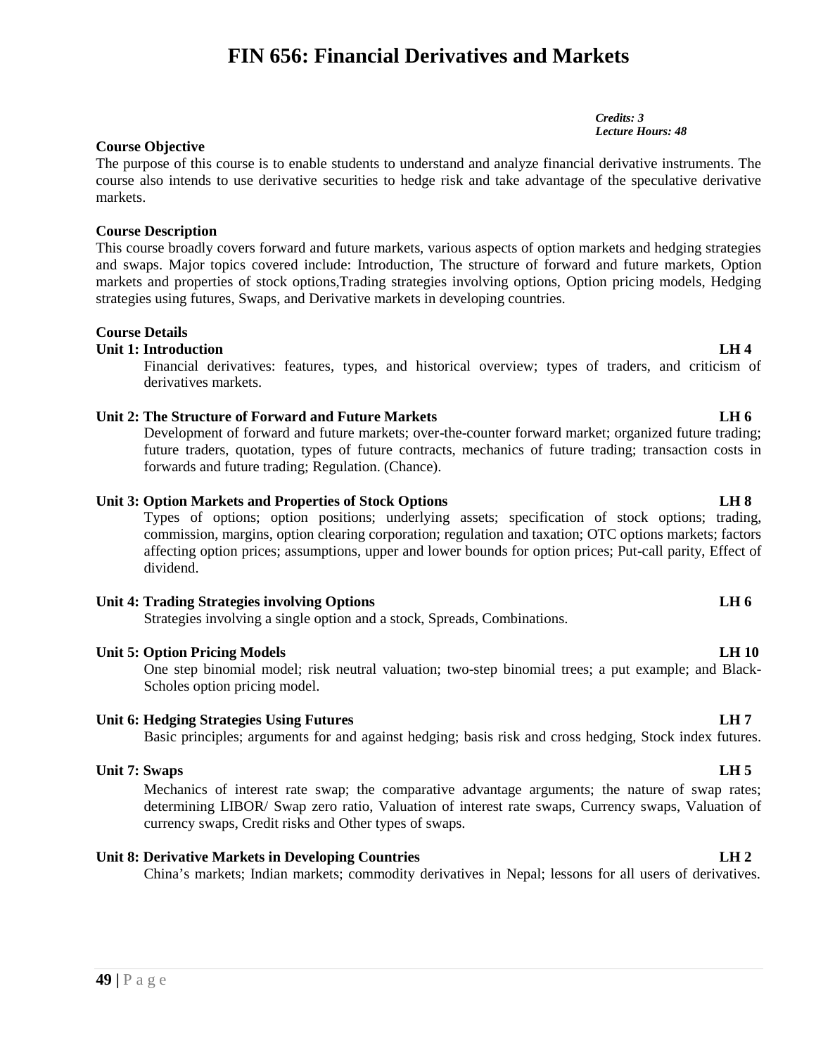# FIN 656: Financial Derivatives and Markets

***Credits: 3***
***Lecture Hours: 48***

**Course Objective**

The purpose of this course is to enable students to understand and analyze financial derivative instruments. The course also intends to use derivative securities to hedge risk and take advantage of the speculative derivative markets.

**Course Description**

This course broadly covers forward and future markets, various aspects of option markets and hedging strategies and swaps. Major topics covered include: Introduction, The structure of forward and future markets, Option markets and properties of stock options,Trading strategies involving options, Option pricing models, Hedging strategies using futures, Swaps, and Derivative markets in developing countries.

**Course Details**

**Unit 1: Introduction LH 4**

Financial derivatives: features, types, and historical overview; types of traders, and criticism of derivatives markets.

**Unit 2: The Structure of Forward and Future Markets LH 6**

Development of forward and future markets; over-the-counter forward market; organized future trading; future traders, quotation, types of future contracts, mechanics of future trading; transaction costs in forwards and future trading; Regulation. (Chance).

**Unit 3: Option Markets and Properties of Stock Options LH 8**

Types of options; option positions; underlying assets; specification of stock options; trading, commission, margins, option clearing corporation; regulation and taxation; OTC options markets; factors affecting option prices; assumptions, upper and lower bounds for option prices; Put-call parity, Effect of dividend.

**Unit 4: Trading Strategies involving Options LH 6**

Strategies involving a single option and a stock, Spreads, Combinations.

**Unit 5: Option Pricing Models LH 10**

One step binomial model; risk neutral valuation; two-step binomial trees; a put example; and Black-Scholes option pricing model.

**Unit 6: Hedging Strategies Using Futures LH 7**

Basic principles; arguments for and against hedging; basis risk and cross hedging, Stock index futures.

**Unit 7: Swaps LH 5**

Mechanics of interest rate swap; the comparative advantage arguments; the nature of swap rates; determining LIBOR/ Swap zero ratio, Valuation of interest rate swaps, Currency swaps, Valuation of currency swaps, Credit risks and Other types of swaps.

**Unit 8: Derivative Markets in Developing Countries LH 2**

China's markets; Indian markets; commodity derivatives in Nepal; lessons for all users of derivatives.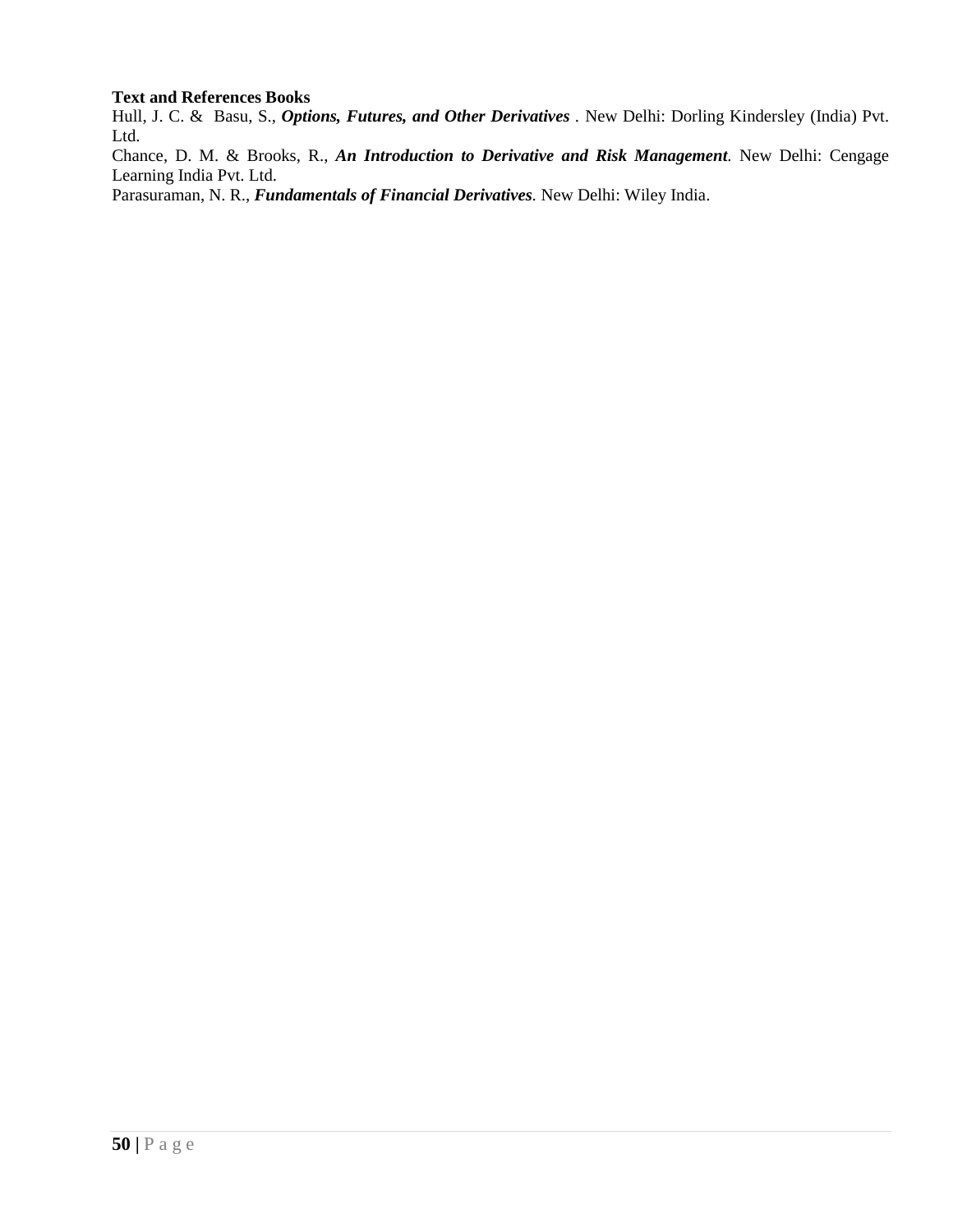**Text and References Books**

Hull, J. C. & Basu, S., ***Options, Futures, and Other Derivatives*** . New Delhi: Dorling Kindersley (India) Pvt. Ltd.

Chance, D. M. & Brooks, R., ***An Introduction to Derivative and Risk Management***. New Delhi: Cengage Learning India Pvt. Ltd.

Parasuraman, N. R., ***Fundamentals of Financial Derivatives***. New Delhi: Wiley India.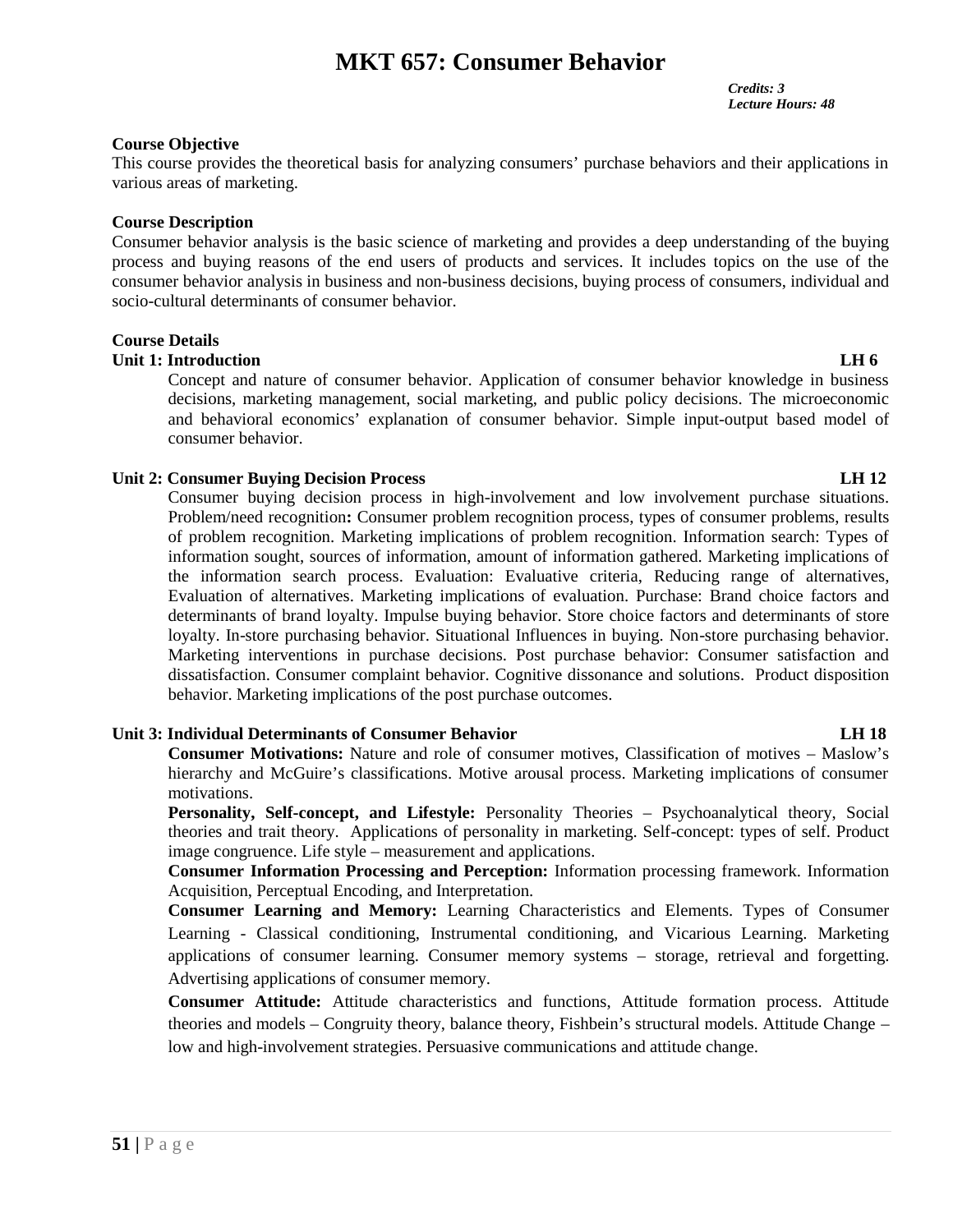# MKT 657: Consumer Behavior

***Credits: 3***
***Lecture Hours: 48***

**Course Objective**

This course provides the theoretical basis for analyzing consumers' purchase behaviors and their applications in various areas of marketing.

**Course Description**

Consumer behavior analysis is the basic science of marketing and provides a deep understanding of the buying process and buying reasons of the end users of products and services. It includes topics on the use of the consumer behavior analysis in business and non-business decisions, buying process of consumers, individual and socio-cultural determinants of consumer behavior.

**Course Details**

**Unit 1: Introduction** **LH 6**

Concept and nature of consumer behavior. Application of consumer behavior knowledge in business decisions, marketing management, social marketing, and public policy decisions. The microeconomic and behavioral economics' explanation of consumer behavior. Simple input-output based model of consumer behavior.

**Unit 2: Consumer Buying Decision Process** **LH 12**

Consumer buying decision process in high-involvement and low involvement purchase situations. Problem/need recognition**:** Consumer problem recognition process, types of consumer problems, results of problem recognition. Marketing implications of problem recognition. Information search: Types of information sought, sources of information, amount of information gathered. Marketing implications of the information search process. Evaluation: Evaluative criteria, Reducing range of alternatives, Evaluation of alternatives. Marketing implications of evaluation. Purchase: Brand choice factors and determinants of brand loyalty. Impulse buying behavior. Store choice factors and determinants of store loyalty. In-store purchasing behavior. Situational Influences in buying. Non-store purchasing behavior. Marketing interventions in purchase decisions. Post purchase behavior: Consumer satisfaction and dissatisfaction. Consumer complaint behavior. Cognitive dissonance and solutions. Product disposition behavior. Marketing implications of the post purchase outcomes.

**Unit 3: Individual Determinants of Consumer Behavior** **LH 18**

**Consumer Motivations:** Nature and role of consumer motives, Classification of motives – Maslow's hierarchy and McGuire's classifications. Motive arousal process. Marketing implications of consumer motivations.

**Personality, Self-concept, and Lifestyle:** Personality Theories – Psychoanalytical theory, Social theories and trait theory. Applications of personality in marketing. Self-concept: types of self. Product image congruence. Life style – measurement and applications.

**Consumer Information Processing and Perception:** Information processing framework. Information Acquisition, Perceptual Encoding, and Interpretation.

**Consumer Learning and Memory:** Learning Characteristics and Elements. Types of Consumer Learning - Classical conditioning, Instrumental conditioning, and Vicarious Learning. Marketing applications of consumer learning. Consumer memory systems – storage, retrieval and forgetting. Advertising applications of consumer memory.

**Consumer Attitude:** Attitude characteristics and functions, Attitude formation process. Attitude theories and models – Congruity theory, balance theory, Fishbein's structural models. Attitude Change – low and high-involvement strategies. Persuasive communications and attitude change.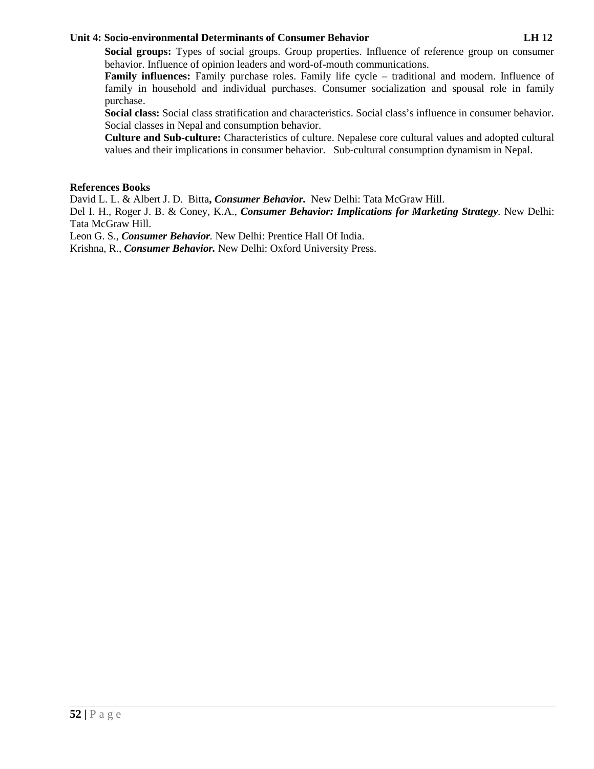**Unit 4: Socio-environmental Determinants of Consumer Behavior LH 12**

**Social groups:** Types of social groups. Group properties. Influence of reference group on consumer behavior. Influence of opinion leaders and word-of-mouth communications.

**Family influences:** Family purchase roles. Family life cycle – traditional and modern. Influence of family in household and individual purchases. Consumer socialization and spousal role in family purchase.

**Social class:** Social class stratification and characteristics. Social class's influence in consumer behavior. Social classes in Nepal and consumption behavior.

**Culture and Sub-culture:** Characteristics of culture. Nepalese core cultural values and adopted cultural values and their implications in consumer behavior. Sub-cultural consumption dynamism in Nepal.

**References Books**

David L. L. & Albert J. D. Bitta**, *Consumer Behavior.*** New Delhi: Tata McGraw Hill.

Del I. H., Roger J. B. & Coney, K.A., ***Consumer Behavior: Implications for Marketing Strategy***. New Delhi: Tata McGraw Hill.

Leon G. S., ***Consumer Behavior***. New Delhi: Prentice Hall Of India.

Krishna, R., ***Consumer Behavior.*** New Delhi: Oxford University Press.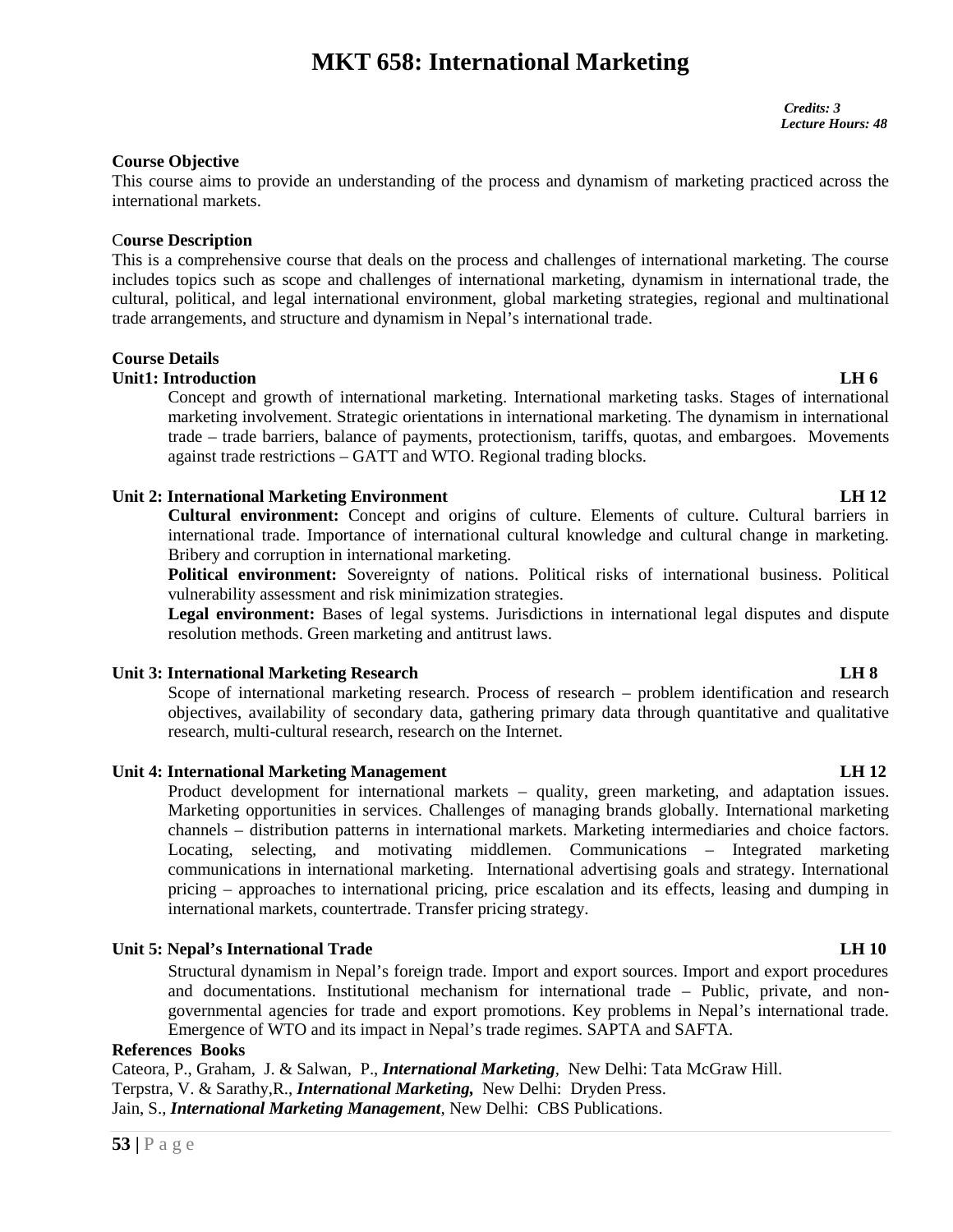# MKT 658: International Marketing

*Credits: 3*
*Lecture Hours: 48*

**Course Objective**

This course aims to provide an understanding of the process and dynamism of marketing practiced across the international markets.

**Course Description**

This is a comprehensive course that deals on the process and challenges of international marketing. The course includes topics such as scope and challenges of international marketing, dynamism in international trade, the cultural, political, and legal international environment, global marketing strategies, regional and multinational trade arrangements, and structure and dynamism in Nepal's international trade.

**Course Details**

**Unit1: Introduction LH 6**

Concept and growth of international marketing. International marketing tasks. Stages of international marketing involvement. Strategic orientations in international marketing. The dynamism in international trade – trade barriers, balance of payments, protectionism, tariffs, quotas, and embargoes. Movements against trade restrictions – GATT and WTO. Regional trading blocks.

**Unit 2: International Marketing Environment LH 12**

**Cultural environment:** Concept and origins of culture. Elements of culture. Cultural barriers in international trade. Importance of international cultural knowledge and cultural change in marketing. Bribery and corruption in international marketing.

**Political environment:** Sovereignty of nations. Political risks of international business. Political vulnerability assessment and risk minimization strategies.

**Legal environment:** Bases of legal systems. Jurisdictions in international legal disputes and dispute resolution methods. Green marketing and antitrust laws.

**Unit 3: International Marketing Research LH 8**

Scope of international marketing research. Process of research – problem identification and research objectives, availability of secondary data, gathering primary data through quantitative and qualitative research, multi-cultural research, research on the Internet.

**Unit 4: International Marketing Management LH 12**

Product development for international markets – quality, green marketing, and adaptation issues. Marketing opportunities in services. Challenges of managing brands globally. International marketing channels – distribution patterns in international markets. Marketing intermediaries and choice factors. Locating, selecting, and motivating middlemen. Communications – Integrated marketing communications in international marketing. International advertising goals and strategy. International pricing – approaches to international pricing, price escalation and its effects, leasing and dumping in international markets, countertrade. Transfer pricing strategy.

**Unit 5: Nepal's International Trade LH 10**

Structural dynamism in Nepal's foreign trade. Import and export sources. Import and export procedures and documentations. Institutional mechanism for international trade – Public, private, and non-governmental agencies for trade and export promotions. Key problems in Nepal's international trade. Emergence of WTO and its impact in Nepal's trade regimes. SAPTA and SAFTA.

**References Books**

Cateora, P., Graham, J. & Salwan, P., ***International Marketing***, New Delhi: Tata McGraw Hill.

Terpstra, V. & Sarathy,R., ***International Marketing,*** New Delhi: Dryden Press.

Jain, S., ***International Marketing Management***, New Delhi: CBS Publications.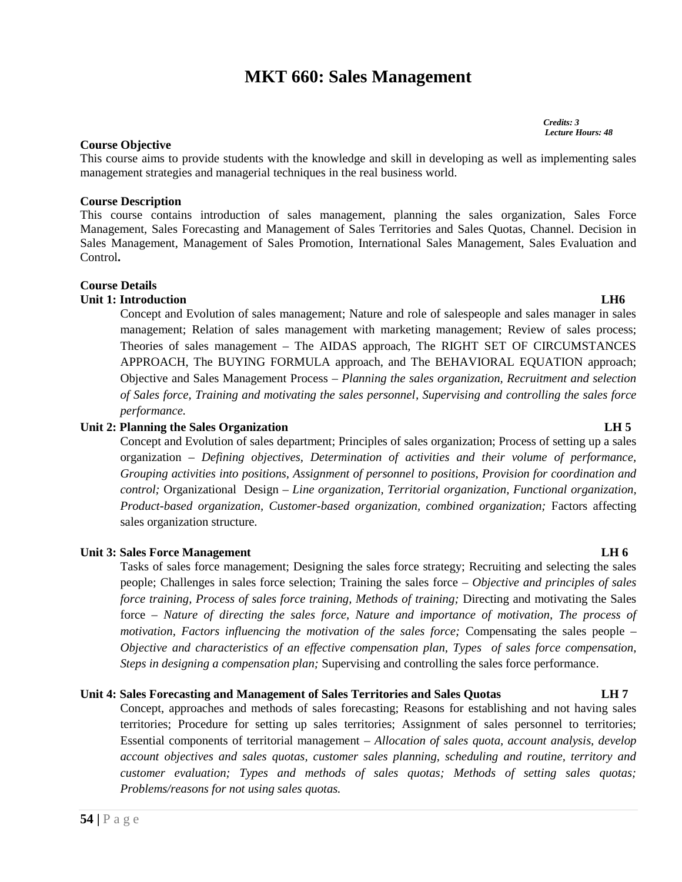# MKT 660: Sales Management

*Credits: 3*
*Lecture Hours: 48*

**Course Objective**

This course aims to provide students with the knowledge and skill in developing as well as implementing sales management strategies and managerial techniques in the real business world.

**Course Description**

This course contains introduction of sales management, planning the sales organization, Sales Force Management, Sales Forecasting and Management of Sales Territories and Sales Quotas, Channel. Decision in Sales Management, Management of Sales Promotion, International Sales Management, Sales Evaluation and Control**.**

**Course Details**

**Unit 1: Introduction LH6**

Concept and Evolution of sales management; Nature and role of salespeople and sales manager in sales management; Relation of sales management with marketing management; Review of sales process; Theories of sales management – The AIDAS approach, The RIGHT SET OF CIRCUMSTANCES APPROACH, The BUYING FORMULA approach, and The BEHAVIORAL EQUATION approach; Objective and Sales Management Process – *Planning the sales organization, Recruitment and selection of Sales force, Training and motivating the sales personnel, Supervising and controlling the sales force performance.*

**Unit 2: Planning the Sales Organization LH 5**

Concept and Evolution of sales department; Principles of sales organization; Process of setting up a sales organization – *Defining objectives, Determination of activities and their volume of performance, Grouping activities into positions, Assignment of personnel to positions, Provision for coordination and control;* Organizational Design – *Line organization, Territorial organization, Functional organization, Product-based organization, Customer-based organization, combined organization;* Factors affecting sales organization structure.

**Unit 3: Sales Force Management LH 6**

Tasks of sales force management; Designing the sales force strategy; Recruiting and selecting the sales people; Challenges in sales force selection; Training the sales force – *Objective and principles of sales force training, Process of sales force training, Methods of training;* Directing and motivating the Sales force – *Nature of directing the sales force, Nature and importance of motivation, The process of motivation, Factors influencing the motivation of the sales force;* Compensating the sales people – *Objective and characteristics of an effective compensation plan, Types of sales force compensation, Steps in designing a compensation plan;* Supervising and controlling the sales force performance.

**Unit 4: Sales Forecasting and Management of Sales Territories and Sales Quotas LH 7**

Concept, approaches and methods of sales forecasting; Reasons for establishing and not having sales territories; Procedure for setting up sales territories; Assignment of sales personnel to territories; Essential components of territorial management – *Allocation of sales quota, account analysis, develop account objectives and sales quotas, customer sales planning, scheduling and routine, territory and customer evaluation; Types and methods of sales quotas; Methods of setting sales quotas; Problems/reasons for not using sales quotas.*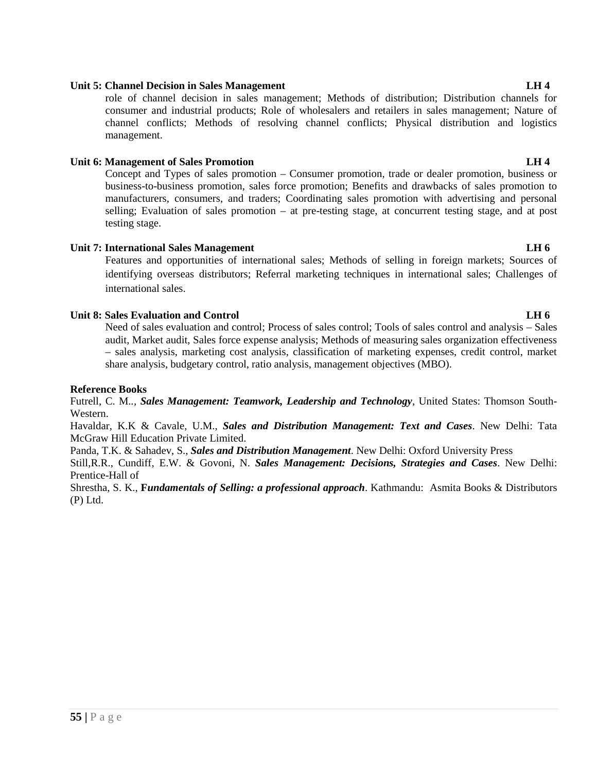**Unit 5: Channel Decision in Sales Management LH 4**

role of channel decision in sales management; Methods of distribution; Distribution channels for consumer and industrial products; Role of wholesalers and retailers in sales management; Nature of channel conflicts; Methods of resolving channel conflicts; Physical distribution and logistics management.

**Unit 6: Management of Sales Promotion LH 4**

Concept and Types of sales promotion – Consumer promotion, trade or dealer promotion, business or business-to-business promotion, sales force promotion; Benefits and drawbacks of sales promotion to manufacturers, consumers, and traders; Coordinating sales promotion with advertising and personal selling; Evaluation of sales promotion – at pre-testing stage, at concurrent testing stage, and at post testing stage.

**Unit 7: International Sales Management LH 6**

Features and opportunities of international sales; Methods of selling in foreign markets; Sources of identifying overseas distributors; Referral marketing techniques in international sales; Challenges of international sales.

**Unit 8: Sales Evaluation and Control LH 6**

Need of sales evaluation and control; Process of sales control; Tools of sales control and analysis – Sales audit, Market audit, Sales force expense analysis; Methods of measuring sales organization effectiveness – sales analysis, marketing cost analysis, classification of marketing expenses, credit control, market share analysis, budgetary control, ratio analysis, management objectives (MBO).

**Reference Books**

Futrell, C. M.., ***Sales Management: Teamwork, Leadership and Technology***, United States: Thomson South-Western.

Havaldar, K.K & Cavale, U.M., ***Sales and Distribution Management: Text and Cases***. New Delhi: Tata McGraw Hill Education Private Limited.

Panda, T.K. & Sahadev, S., ***Sales and Distribution Management***. New Delhi: Oxford University Press

Still,R.R., Cundiff, E.W. & Govoni, N. ***Sales Management: Decisions, Strategies and Cases***. New Delhi: Prentice-Hall of

Shrestha, S. K., **F*undamentals of Selling: a professional approach***. Kathmandu: Asmita Books & Distributors (P) Ltd.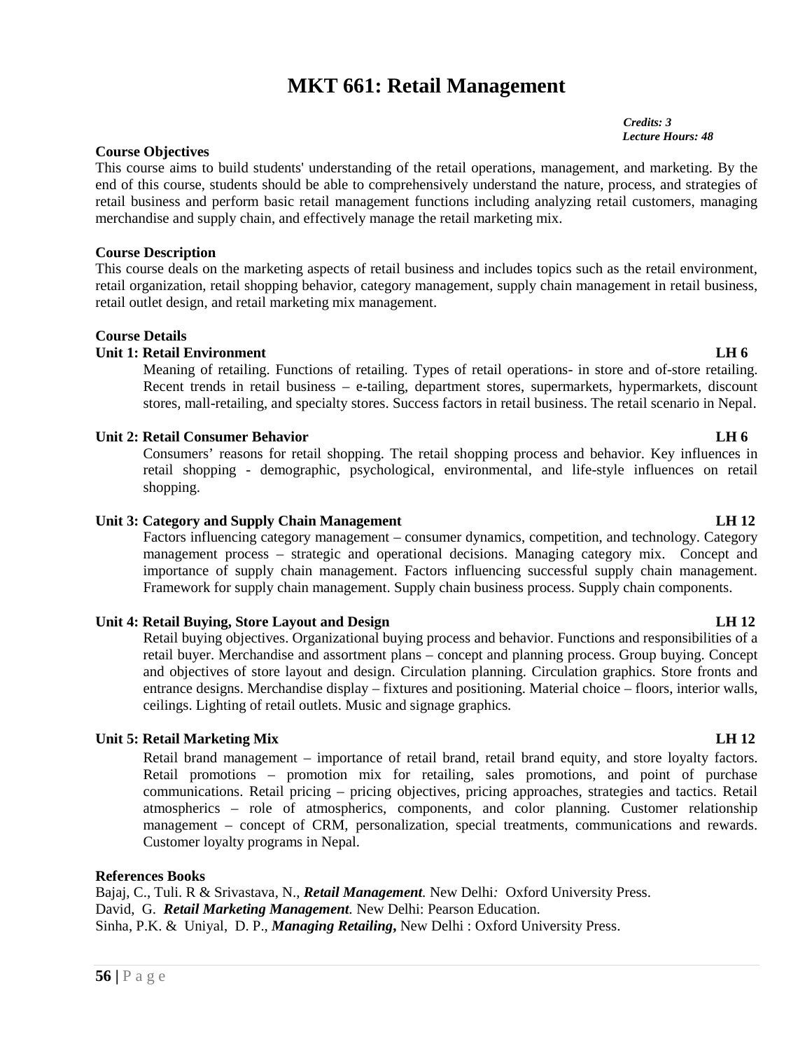# MKT 661: Retail Management

*Credits: 3*
*Lecture Hours: 48*

**Course Objectives**

This course aims to build students' understanding of the retail operations, management, and marketing. By the end of this course, students should be able to comprehensively understand the nature, process, and strategies of retail business and perform basic retail management functions including analyzing retail customers, managing merchandise and supply chain, and effectively manage the retail marketing mix.

**Course Description**

This course deals on the marketing aspects of retail business and includes topics such as the retail environment, retail organization, retail shopping behavior, category management, supply chain management in retail business, retail outlet design, and retail marketing mix management.

**Course Details**

**Unit 1: Retail Environment LH 6**

Meaning of retailing. Functions of retailing. Types of retail operations- in store and of-store retailing. Recent trends in retail business – e-tailing, department stores, supermarkets, hypermarkets, discount stores, mall-retailing, and specialty stores. Success factors in retail business. The retail scenario in Nepal.

**Unit 2: Retail Consumer Behavior LH 6**

Consumers' reasons for retail shopping. The retail shopping process and behavior. Key influences in retail shopping - demographic, psychological, environmental, and life-style influences on retail shopping.

**Unit 3: Category and Supply Chain Management LH 12**

Factors influencing category management – consumer dynamics, competition, and technology. Category management process – strategic and operational decisions. Managing category mix. Concept and importance of supply chain management. Factors influencing successful supply chain management. Framework for supply chain management. Supply chain business process. Supply chain components.

**Unit 4: Retail Buying, Store Layout and Design LH 12**

Retail buying objectives. Organizational buying process and behavior. Functions and responsibilities of a retail buyer. Merchandise and assortment plans – concept and planning process. Group buying. Concept and objectives of store layout and design. Circulation planning. Circulation graphics. Store fronts and entrance designs. Merchandise display – fixtures and positioning. Material choice – floors, interior walls, ceilings. Lighting of retail outlets. Music and signage graphics.

**Unit 5: Retail Marketing Mix LH 12**

Retail brand management – importance of retail brand, retail brand equity, and store loyalty factors. Retail promotions – promotion mix for retailing, sales promotions, and point of purchase communications. Retail pricing – pricing objectives, pricing approaches, strategies and tactics. Retail atmospherics – role of atmospherics, components, and color planning. Customer relationship management – concept of CRM, personalization, special treatments, communications and rewards. Customer loyalty programs in Nepal.

**References Books**

Bajaj, C., Tuli. R & Srivastava, N., ***Retail Management***. New Delhi: Oxford University Press.
David, G. ***Retail Marketing Management***. New Delhi: Pearson Education.
Sinha, P.K. & Uniyal, D. P., ***Managing Retailing*****,** New Delhi : Oxford University Press.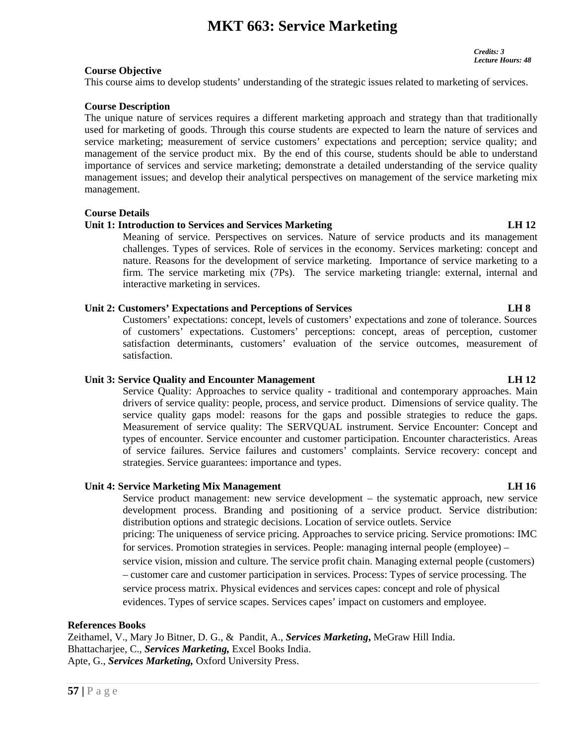# MKT 663: Service Marketing

***Credits: 3***
***Lecture Hours: 48***

**Course Objective**

This course aims to develop students' understanding of the strategic issues related to marketing of services.

**Course Description**

The unique nature of services requires a different marketing approach and strategy than that traditionally used for marketing of goods. Through this course students are expected to learn the nature of services and service marketing; measurement of service customers' expectations and perception; service quality; and management of the service product mix. By the end of this course, students should be able to understand importance of services and service marketing; demonstrate a detailed understanding of the service quality management issues; and develop their analytical perspectives on management of the service marketing mix management.

**Course Details**

**Unit 1: Introduction to Services and Services Marketing LH 12**

Meaning of service. Perspectives on services. Nature of service products and its management challenges. Types of services. Role of services in the economy. Services marketing: concept and nature. Reasons for the development of service marketing. Importance of service marketing to a firm. The service marketing mix (7Ps). The service marketing triangle: external, internal and interactive marketing in services.

**Unit 2: Customers' Expectations and Perceptions of Services LH 8**

Customers' expectations: concept, levels of customers' expectations and zone of tolerance. Sources of customers' expectations. Customers' perceptions: concept, areas of perception, customer satisfaction determinants, customers' evaluation of the service outcomes, measurement of satisfaction.

**Unit 3: Service Quality and Encounter Management LH 12**

Service Quality: Approaches to service quality - traditional and contemporary approaches. Main drivers of service quality: people, process, and service product. Dimensions of service quality. The service quality gaps model: reasons for the gaps and possible strategies to reduce the gaps. Measurement of service quality: The SERVQUAL instrument. Service Encounter: Concept and types of encounter. Service encounter and customer participation. Encounter characteristics. Areas of service failures. Service failures and customers' complaints. Service recovery: concept and strategies. Service guarantees: importance and types.

**Unit 4: Service Marketing Mix Management LH 16**

Service product management: new service development – the systematic approach, new service development process. Branding and positioning of a service product. Service distribution: distribution options and strategic decisions. Location of service outlets. Service pricing: The uniqueness of service pricing. Approaches to service pricing. Service promotions: IMC for services. Promotion strategies in services. People: managing internal people (employee) – service vision, mission and culture. The service profit chain. Managing external people (customers) – customer care and customer participation in services. Process: Types of service processing. The service process matrix. Physical evidences and services capes: concept and role of physical evidences. Types of service scapes. Services capes' impact on customers and employee.

**References Books**

Zeithamel, V., Mary Jo Bitner, D. G., & Pandit, A., ***Services Marketing,*** MeGraw Hill India.
Bhattacharjee, C., ***Services Marketing,*** Excel Books India.
Apte, G., ***Services Marketing,*** Oxford University Press.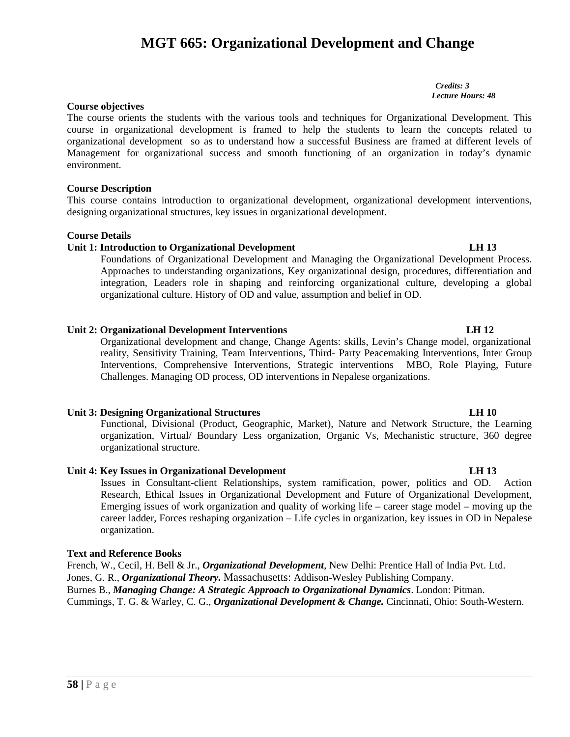# MGT 665: Organizational Development and Change

*Credits: 3*
*Lecture Hours: 48*

**Course objectives**

The course orients the students with the various tools and techniques for Organizational Development. This course in organizational development is framed to help the students to learn the concepts related to organizational development so as to understand how a successful Business are framed at different levels of Management for organizational success and smooth functioning of an organization in today's dynamic environment.

**Course Description**

This course contains introduction to organizational development, organizational development interventions, designing organizational structures, key issues in organizational development.

**Course Details**

**Unit 1: Introduction to Organizational Development LH 13**

Foundations of Organizational Development and Managing the Organizational Development Process. Approaches to understanding organizations, Key organizational design, procedures, differentiation and integration, Leaders role in shaping and reinforcing organizational culture, developing a global organizational culture. History of OD and value, assumption and belief in OD.

**Unit 2: Organizational Development Interventions LH 12**

Organizational development and change, Change Agents: skills, Levin's Change model, organizational reality, Sensitivity Training, Team Interventions, Third- Party Peacemaking Interventions, Inter Group Interventions, Comprehensive Interventions, Strategic interventions MBO, Role Playing, Future Challenges. Managing OD process, OD interventions in Nepalese organizations.

**Unit 3: Designing Organizational Structures LH 10**

Functional, Divisional (Product, Geographic, Market), Nature and Network Structure, the Learning organization, Virtual/ Boundary Less organization, Organic Vs, Mechanistic structure, 360 degree organizational structure.

**Unit 4: Key Issues in Organizational Development LH 13**

Issues in Consultant-client Relationships, system ramification, power, politics and OD. Action Research, Ethical Issues in Organizational Development and Future of Organizational Development, Emerging issues of work organization and quality of working life – career stage model – moving up the career ladder, Forces reshaping organization – Life cycles in organization, key issues in OD in Nepalese organization.

**Text and Reference Books**

French, W., Cecil, H. Bell & Jr., ***Organizational Development***, New Delhi: Prentice Hall of India Pvt. Ltd.
Jones, G. R., ***Organizational Theory.*** Massachusetts: Addison-Wesley Publishing Company.
Burnes B., ***Managing Change: A Strategic Approach to Organizational Dynamics***. London: Pitman.
Cummings, T. G. & Warley, C. G., ***Organizational Development & Change.*** Cincinnati, Ohio: South-Western.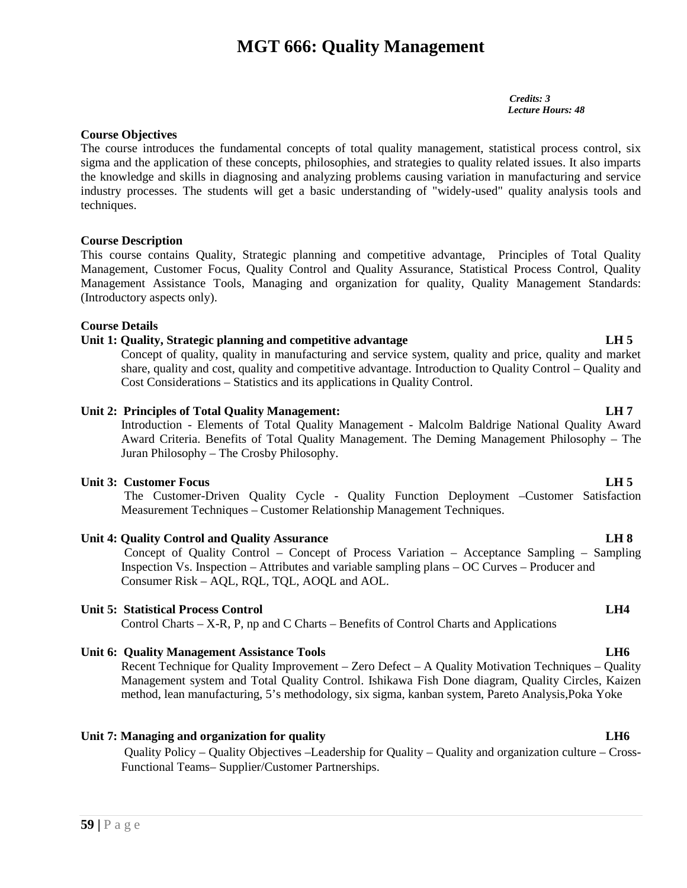# MGT 666: Quality Management

*Credits: 3*
*Lecture Hours: 48*

**Course Objectives**

The course introduces the fundamental concepts of total quality management, statistical process control, six sigma and the application of these concepts, philosophies, and strategies to quality related issues. It also imparts the knowledge and skills in diagnosing and analyzing problems causing variation in manufacturing and service industry processes. The students will get a basic understanding of "widely-used" quality analysis tools and techniques.

**Course Description**

This course contains Quality, Strategic planning and competitive advantage, Principles of Total Quality Management, Customer Focus, Quality Control and Quality Assurance, Statistical Process Control, Quality Management Assistance Tools, Managing and organization for quality, Quality Management Standards: (Introductory aspects only).

**Course Details**

**Unit 1: Quality, Strategic planning and competitive advantage LH 5**

Concept of quality, quality in manufacturing and service system, quality and price, quality and market share, quality and cost, quality and competitive advantage. Introduction to Quality Control – Quality and Cost Considerations – Statistics and its applications in Quality Control.

**Unit 2: Principles of Total Quality Management: LH 7**

Introduction - Elements of Total Quality Management - Malcolm Baldrige National Quality Award Award Criteria. Benefits of Total Quality Management. The Deming Management Philosophy – The Juran Philosophy – The Crosby Philosophy.

**Unit 3: Customer Focus LH 5**

The Customer-Driven Quality Cycle - Quality Function Deployment –Customer Satisfaction Measurement Techniques – Customer Relationship Management Techniques.

**Unit 4: Quality Control and Quality Assurance LH 8**

Concept of Quality Control – Concept of Process Variation – Acceptance Sampling – Sampling Inspection Vs. Inspection – Attributes and variable sampling plans – OC Curves – Producer and Consumer Risk – AQL, RQL, TQL, AOQL and AOL.

**Unit 5: Statistical Process Control LH4**

Control Charts – X-R, P, np and C Charts – Benefits of Control Charts and Applications

**Unit 6: Quality Management Assistance Tools LH6**

Recent Technique for Quality Improvement – Zero Defect – A Quality Motivation Techniques – Quality Management system and Total Quality Control. Ishikawa Fish Done diagram, Quality Circles, Kaizen method, lean manufacturing, 5's methodology, six sigma, kanban system, Pareto Analysis,Poka Yoke

**Unit 7: Managing and organization for quality LH6**

Quality Policy – Quality Objectives –Leadership for Quality – Quality and organization culture – Cross-Functional Teams– Supplier/Customer Partnerships.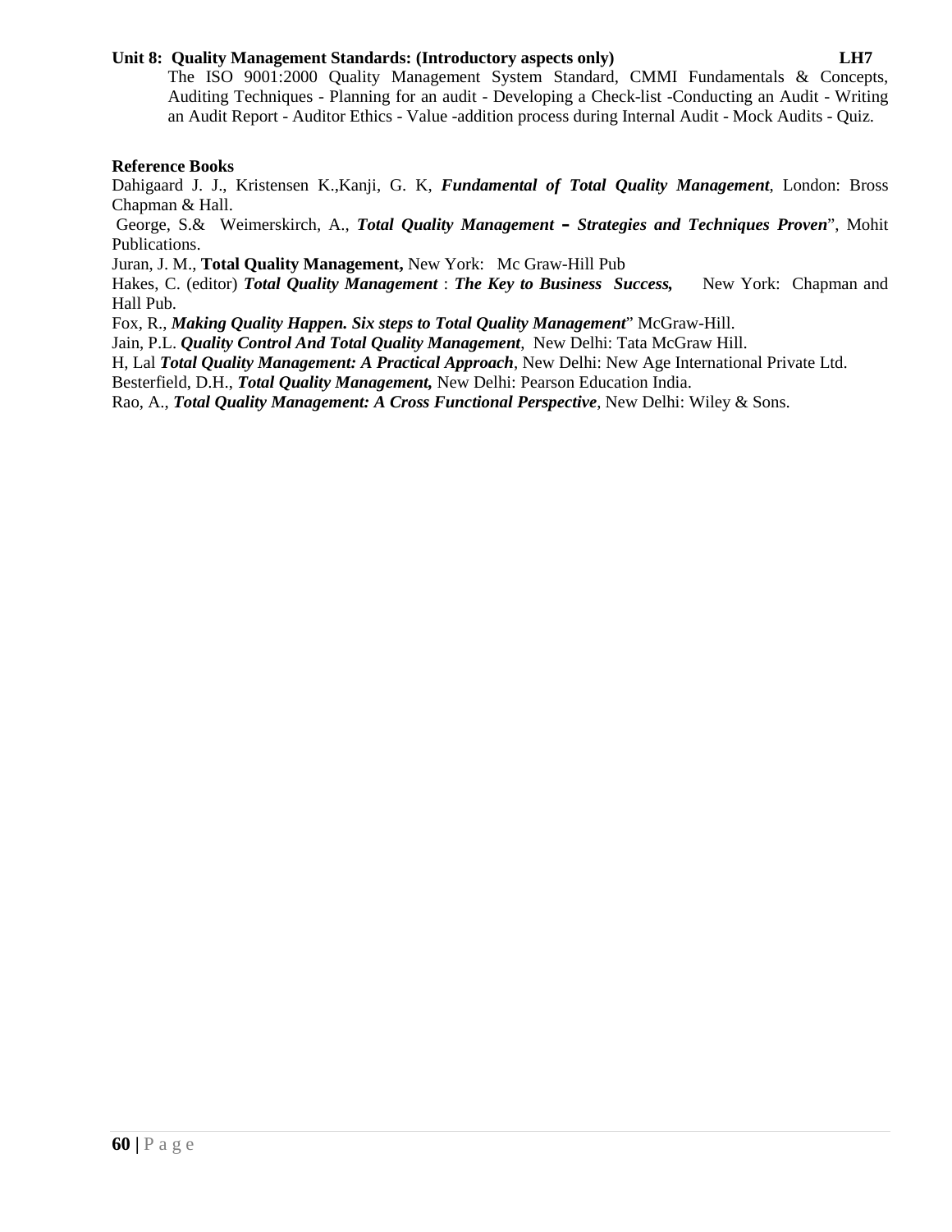**Unit 8: Quality Management Standards: (Introductory aspects only) LH7**

The ISO 9001:2000 Quality Management System Standard, CMMI Fundamentals & Concepts, Auditing Techniques - Planning for an audit - Developing a Check-list -Conducting an Audit - Writing an Audit Report - Auditor Ethics - Value -addition process during Internal Audit - Mock Audits - Quiz.

**Reference Books**

Dahigaard J. J., Kristensen K.,Kanji, G. K, ***Fundamental of Total Quality Management***, London: Bross Chapman & Hall.

George, S.& Weimerskirch, A., ***Total Quality Management – Strategies and Techniques Proven***", Mohit Publications.

Juran, J. M., **Total Quality Management,** New York: Mc Graw-Hill Pub

Hakes, C. (editor) ***Total Quality Management*** : ***The Key to Business Success,*** New York: Chapman and Hall Pub.

Fox, R., ***Making Quality Happen. Six steps to Total Quality Management***" McGraw-Hill.

Jain, P.L. ***Quality Control And Total Quality Management***, New Delhi: Tata McGraw Hill.

H, Lal ***Total Quality Management: A Practical Approach***, New Delhi: New Age International Private Ltd.

Besterfield, D.H., ***Total Quality Management,*** New Delhi: Pearson Education India.

Rao, A., ***Total Quality Management: A Cross Functional Perspective***, New Delhi: Wiley & Sons.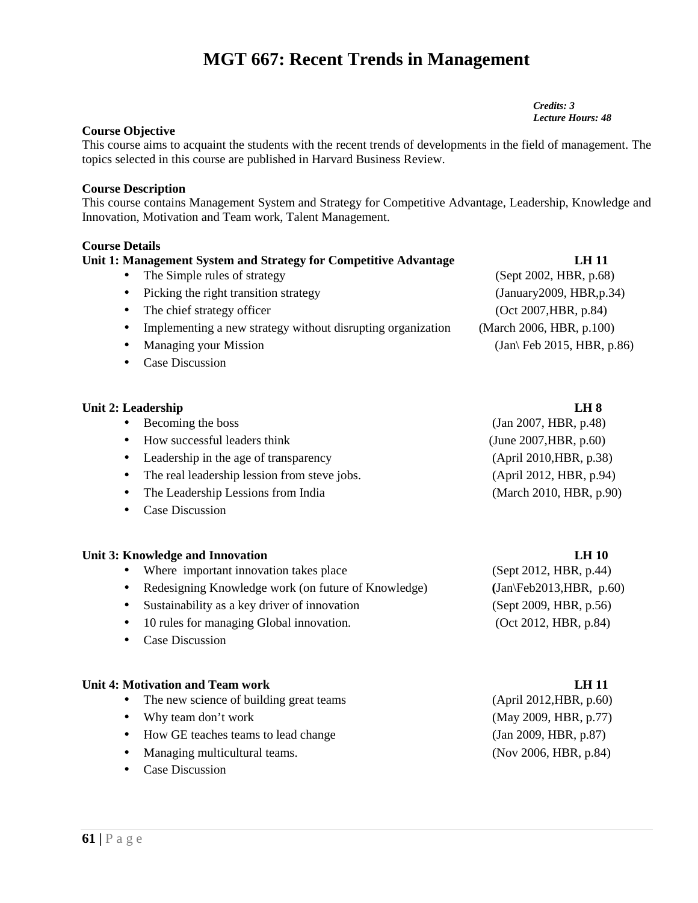# MGT 667: Recent Trends in Management

***Credits: 3***
***Lecture Hours: 48***

**Course Objective**
This course aims to acquaint the students with the recent trends of developments in the field of management. The topics selected in this course are published in Harvard Business Review.

**Course Description**
This course contains Management System and Strategy for Competitive Advantage, Leadership, Knowledge and Innovation, Motivation and Team work, Talent Management.

**Course Details**

**Unit 1: Management System and Strategy for Competitive Advantage** **LH 11**

- The Simple rules of strategy (Sept 2002, HBR, p.68)
- Picking the right transition strategy (January2009, HBR,p.34)
- The chief strategy officer (Oct 2007,HBR, p.84)
- Implementing a new strategy without disrupting organization (March 2006, HBR, p.100)
- Managing your Mission (Jan\ Feb 2015, HBR, p.86)
- Case Discussion

**Unit 2: Leadership** **LH 8**

- Becoming the boss (Jan 2007, HBR, p.48)
- How successful leaders think (June 2007,HBR, p.60)
- Leadership in the age of transparency (April 2010,HBR, p.38)
- The real leadership lession from steve jobs. (April 2012, HBR, p.94)
- The Leadership Lessions from India (March 2010, HBR, p.90)
- Case Discussion

**Unit 3: Knowledge and Innovation** **LH 10**

- Where important innovation takes place (Sept 2012, HBR, p.44)
- Redesigning Knowledge work (on future of Knowledge) (Jan\Feb2013,HBR, p.60)
- Sustainability as a key driver of innovation (Sept 2009, HBR, p.56)
- 10 rules for managing Global innovation. (Oct 2012, HBR, p.84)
- Case Discussion

**Unit 4: Motivation and Team work** **LH 11**

- The new science of building great teams (April 2012,HBR, p.60)
- Why team don't work (May 2009, HBR, p.77)
- How GE teaches teams to lead change (Jan 2009, HBR, p.87)
- Managing multicultural teams. (Nov 2006, HBR, p.84)
- Case Discussion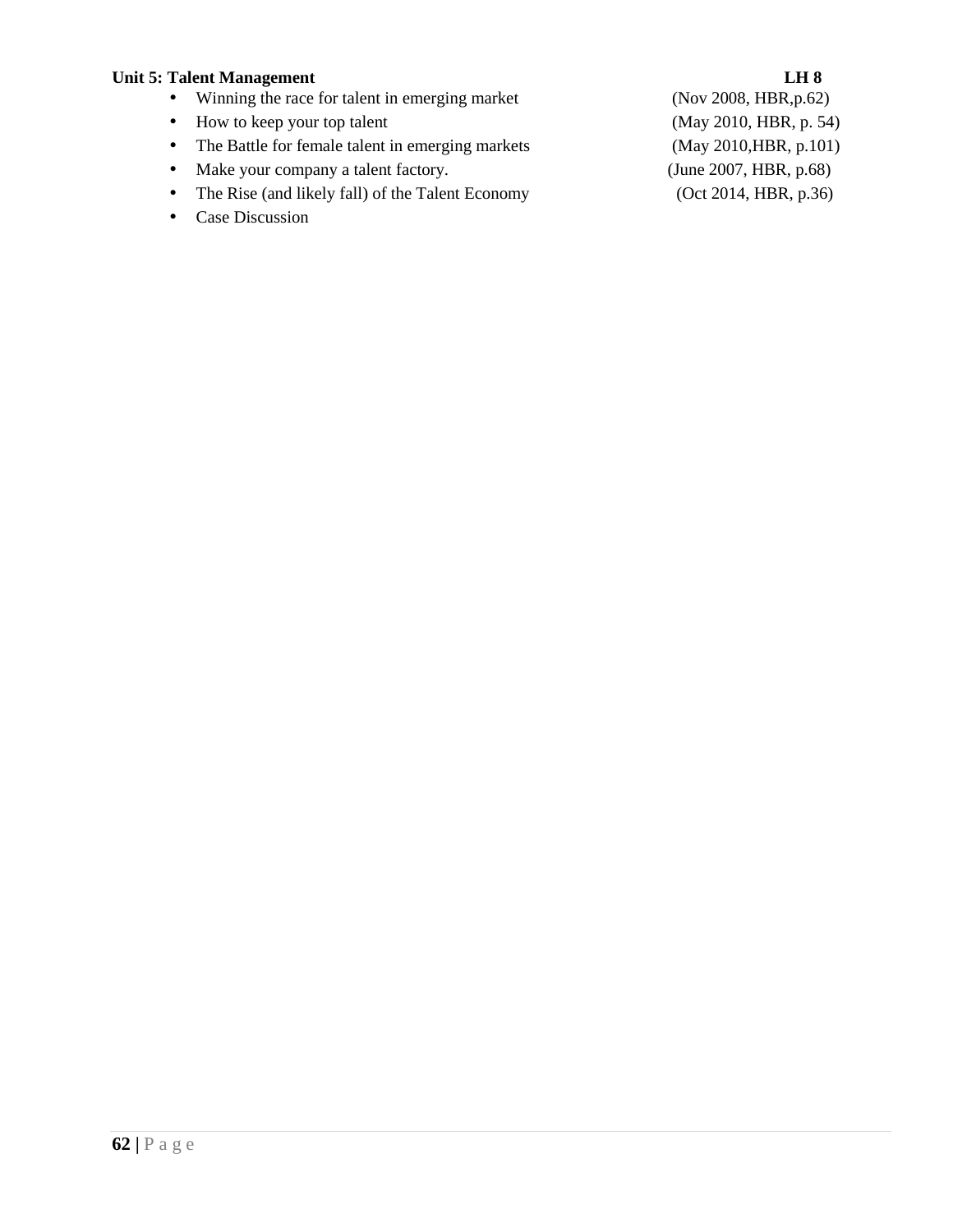**Unit 5: Talent Management LH 8**

- Winning the race for talent in emerging market (Nov 2008, HBR,p.62)
- How to keep your top talent (May 2010, HBR, p. 54)
- The Battle for female talent in emerging markets (May 2010,HBR, p.101)
- Make your company a talent factory. (June 2007, HBR, p.68)
- The Rise (and likely fall) of the Talent Economy (Oct 2014, HBR, p.36)
- Case Discussion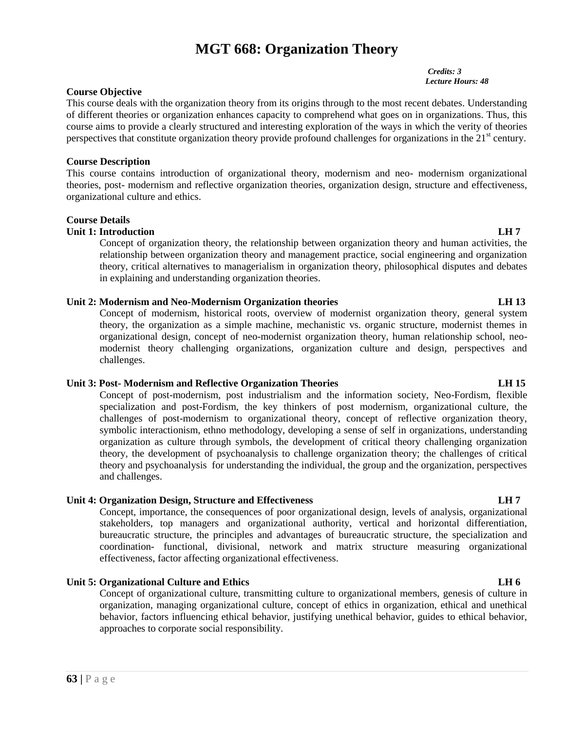# MGT 668: Organization Theory

*Credits: 3*
*Lecture Hours: 48*

**Course Objective**

This course deals with the organization theory from its origins through to the most recent debates. Understanding of different theories or organization enhances capacity to comprehend what goes on in organizations. Thus, this course aims to provide a clearly structured and interesting exploration of the ways in which the verity of theories perspectives that constitute organization theory provide profound challenges for organizations in the 21st century.

**Course Description**

This course contains introduction of organizational theory, modernism and neo- modernism organizational theories, post- modernism and reflective organization theories, organization design, structure and effectiveness, organizational culture and ethics.

**Course Details**

**Unit 1: Introduction LH 7**

Concept of organization theory, the relationship between organization theory and human activities, the relationship between organization theory and management practice, social engineering and organization theory, critical alternatives to managerialism in organization theory, philosophical disputes and debates in explaining and understanding organization theories.

**Unit 2: Modernism and Neo-Modernism Organization theories LH 13**

Concept of modernism, historical roots, overview of modernist organization theory, general system theory, the organization as a simple machine, mechanistic vs. organic structure, modernist themes in organizational design, concept of neo-modernist organization theory, human relationship school, neo-modernist theory challenging organizations, organization culture and design, perspectives and challenges.

**Unit 3: Post- Modernism and Reflective Organization Theories LH 15**

Concept of post-modernism, post industrialism and the information society, Neo-Fordism, flexible specialization and post-Fordism, the key thinkers of post modernism, organizational culture, the challenges of post-modernism to organizational theory, concept of reflective organization theory, symbolic interactionism, ethno methodology, developing a sense of self in organizations, understanding organization as culture through symbols, the development of critical theory challenging organization theory, the development of psychoanalysis to challenge organization theory; the challenges of critical theory and psychoanalysis for understanding the individual, the group and the organization, perspectives and challenges.

**Unit 4: Organization Design, Structure and Effectiveness LH 7**

Concept, importance, the consequences of poor organizational design, levels of analysis, organizational stakeholders, top managers and organizational authority, vertical and horizontal differentiation, bureaucratic structure, the principles and advantages of bureaucratic structure, the specialization and coordination- functional, divisional, network and matrix structure measuring organizational effectiveness, factor affecting organizational effectiveness.

**Unit 5: Organizational Culture and Ethics LH 6**

Concept of organizational culture, transmitting culture to organizational members, genesis of culture in organization, managing organizational culture, concept of ethics in organization, ethical and unethical behavior, factors influencing ethical behavior, justifying unethical behavior, guides to ethical behavior, approaches to corporate social responsibility.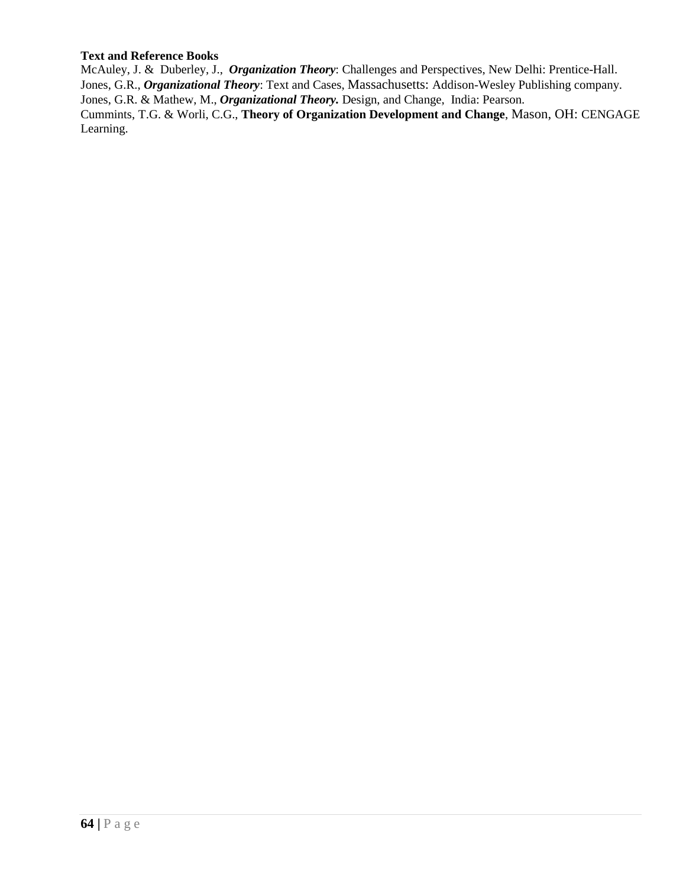**Text and Reference Books**

McAuley, J. & Duberley, J., ***Organization Theory***: Challenges and Perspectives, New Delhi: Prentice-Hall.

Jones, G.R., ***Organizational Theory***: Text and Cases, Massachusetts: Addison-Wesley Publishing company.

Jones, G.R. & Mathew, M., ***Organizational Theory.*** Design, and Change, India: Pearson.

Cummints, T.G. & Worli, C.G., **Theory of Organization Development and Change**, Mason, OH: CENGAGE Learning.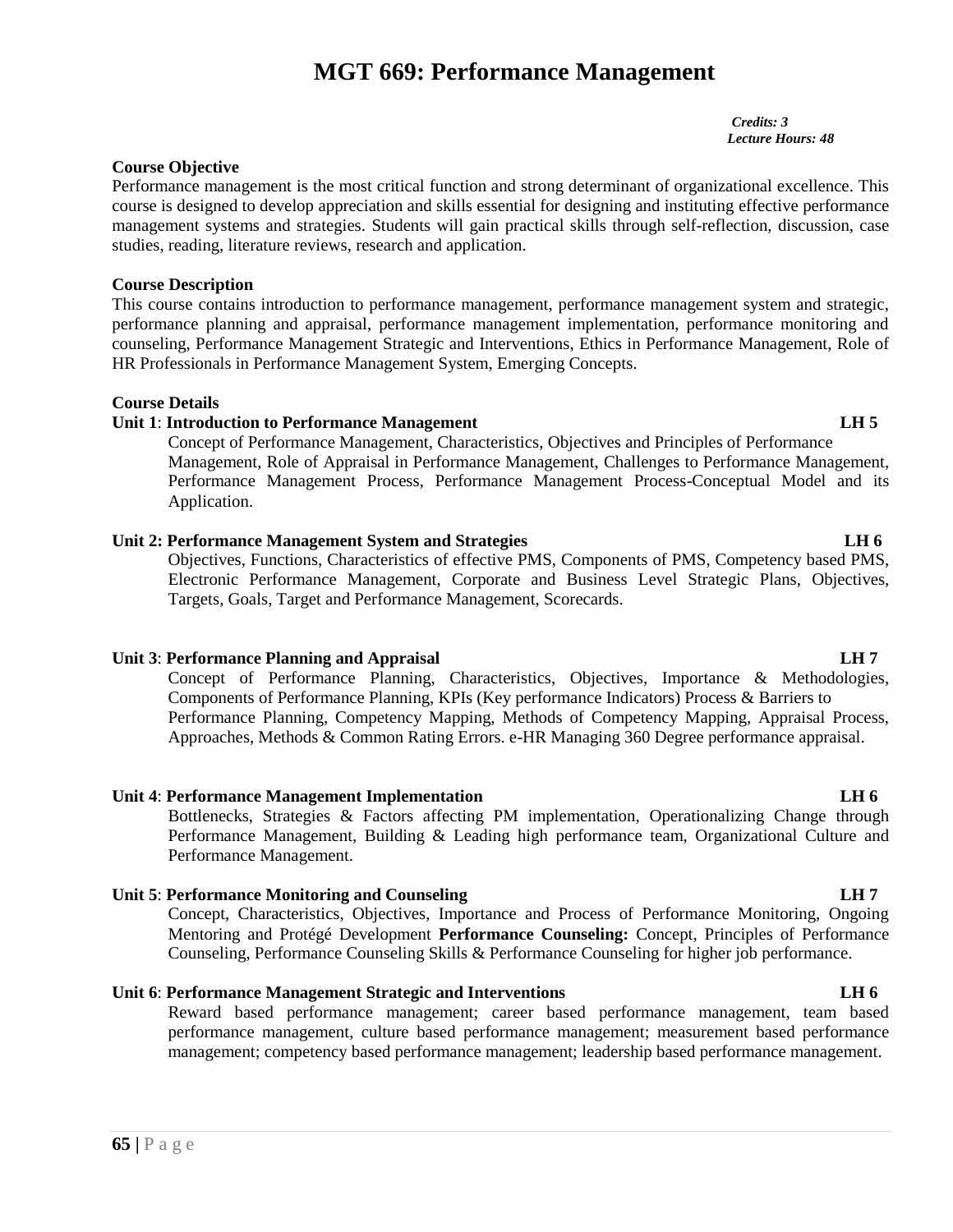# MGT 669: Performance Management

***Credits: 3***
***Lecture Hours: 48***

**Course Objective**

Performance management is the most critical function and strong determinant of organizational excellence. This course is designed to develop appreciation and skills essential for designing and instituting effective performance management systems and strategies. Students will gain practical skills through self-reflection, discussion, case studies, reading, literature reviews, research and application.

**Course Description**

This course contains introduction to performance management, performance management system and strategic, performance planning and appraisal, performance management implementation, performance monitoring and counseling, Performance Management Strategic and Interventions, Ethics in Performance Management, Role of HR Professionals in Performance Management System, Emerging Concepts.

**Course Details**

**Unit 1**: **Introduction to Performance Management** **LH 5**

Concept of Performance Management, Characteristics, Objectives and Principles of Performance Management, Role of Appraisal in Performance Management, Challenges to Performance Management, Performance Management Process, Performance Management Process-Conceptual Model and its Application.

**Unit 2: Performance Management System and Strategies** **LH 6**

Objectives, Functions, Characteristics of effective PMS, Components of PMS, Competency based PMS, Electronic Performance Management, Corporate and Business Level Strategic Plans, Objectives, Targets, Goals, Target and Performance Management, Scorecards.

**Unit 3**: **Performance Planning and Appraisal** **LH 7**

Concept of Performance Planning, Characteristics, Objectives, Importance & Methodologies, Components of Performance Planning, KPIs (Key performance Indicators) Process & Barriers to Performance Planning, Competency Mapping, Methods of Competency Mapping, Appraisal Process, Approaches, Methods & Common Rating Errors. e-HR Managing 360 Degree performance appraisal.

**Unit 4**: **Performance Management Implementation** **LH 6**

Bottlenecks, Strategies & Factors affecting PM implementation, Operationalizing Change through Performance Management, Building & Leading high performance team, Organizational Culture and Performance Management.

**Unit 5**: **Performance Monitoring and Counseling** **LH 7**

Concept, Characteristics, Objectives, Importance and Process of Performance Monitoring, Ongoing Mentoring and Protégé Development **Performance Counseling:** Concept, Principles of Performance Counseling, Performance Counseling Skills & Performance Counseling for higher job performance.

**Unit 6**: **Performance Management Strategic and Interventions** **LH 6**

Reward based performance management; career based performance management, team based performance management, culture based performance management; measurement based performance management; competency based performance management; leadership based performance management.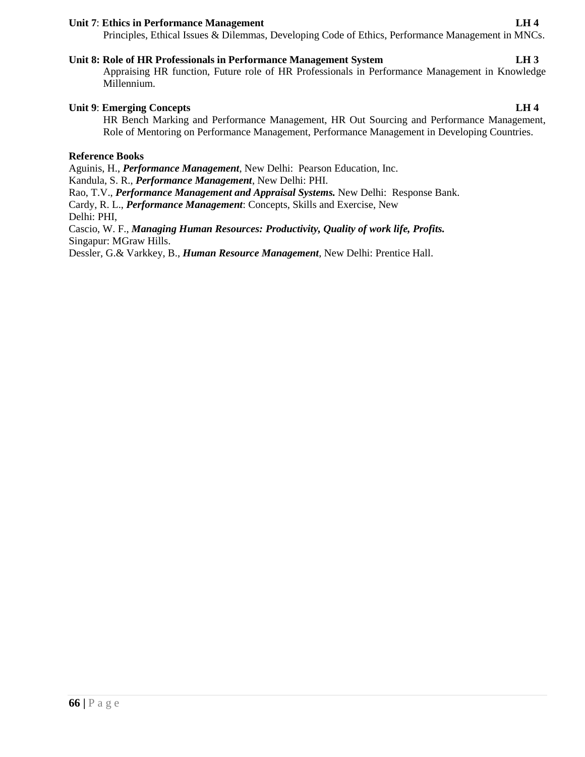**Unit 7**: **Ethics in Performance Management** **LH 4**

Principles, Ethical Issues & Dilemmas, Developing Code of Ethics, Performance Management in MNCs.

**Unit 8: Role of HR Professionals in Performance Management System** **LH 3**

Appraising HR function, Future role of HR Professionals in Performance Management in Knowledge Millennium.

**Unit 9**: **Emerging Concepts** **LH 4**

HR Bench Marking and Performance Management, HR Out Sourcing and Performance Management, Role of Mentoring on Performance Management, Performance Management in Developing Countries.

**Reference Books**

Aguinis, H., ***Performance Management***, New Delhi: Pearson Education, Inc.
Kandula, S. R., ***Performance Management***, New Delhi: PHI.
Rao, T.V., ***Performance Management and Appraisal Systems.*** New Delhi: Response Bank.
Cardy, R. L., ***Performance Management***: Concepts, Skills and Exercise, New Delhi: PHI,
Cascio, W. F., ***Managing Human Resources: Productivity, Quality of work life, Profits.*** Singapur: MGraw Hills.
Dessler, G.& Varkkey, B., ***Human Resource Management***, New Delhi: Prentice Hall.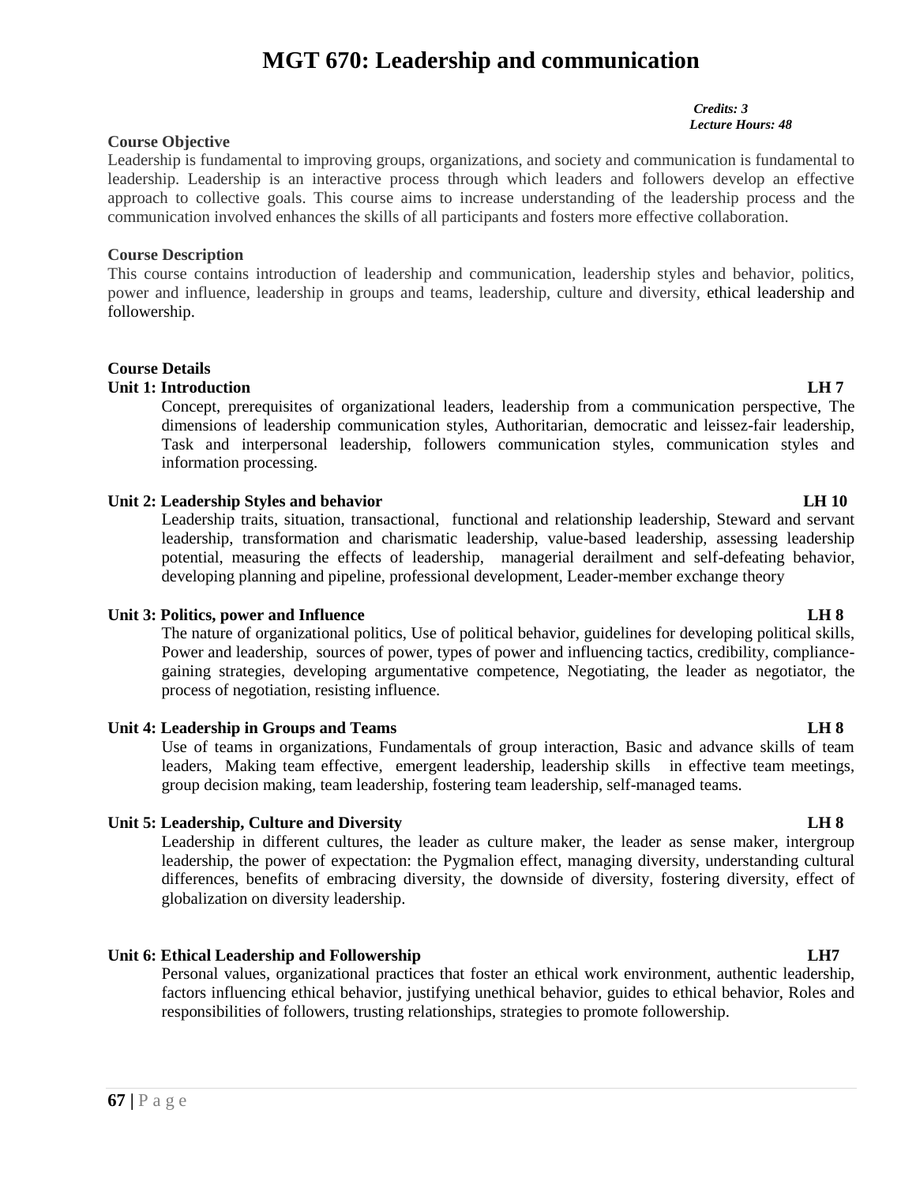# MGT 670: Leadership and communication

*Credits: 3*
*Lecture Hours: 48*

**Course Objective**

Leadership is fundamental to improving groups, organizations, and society and communication is fundamental to leadership. Leadership is an interactive process through which leaders and followers develop an effective approach to collective goals. This course aims to increase understanding of the leadership process and the communication involved enhances the skills of all participants and fosters more effective collaboration.

**Course Description**

This course contains introduction of leadership and communication, leadership styles and behavior, politics, power and influence, leadership in groups and teams, leadership, culture and diversity, ethical leadership and followership.

**Course Details**

**Unit 1: Introduction** **LH 7**

Concept, prerequisites of organizational leaders, leadership from a communication perspective, The dimensions of leadership communication styles, Authoritarian, democratic and leissez-fair leadership, Task and interpersonal leadership, followers communication styles, communication styles and information processing.

**Unit 2: Leadership Styles and behavior** **LH 10**

Leadership traits, situation, transactional, functional and relationship leadership, Steward and servant leadership, transformation and charismatic leadership, value-based leadership, assessing leadership potential, measuring the effects of leadership, managerial derailment and self-defeating behavior, developing planning and pipeline, professional development, Leader-member exchange theory

**Unit 3: Politics, power and Influence** **LH 8**

The nature of organizational politics, Use of political behavior, guidelines for developing political skills, Power and leadership, sources of power, types of power and influencing tactics, credibility, compliance-gaining strategies, developing argumentative competence, Negotiating, the leader as negotiator, the process of negotiation, resisting influence.

**Unit 4: Leadership in Groups and Teams** **LH 8**

Use of teams in organizations, Fundamentals of group interaction, Basic and advance skills of team leaders, Making team effective, emergent leadership, leadership skills in effective team meetings, group decision making, team leadership, fostering team leadership, self-managed teams.

**Unit 5: Leadership, Culture and Diversity** **LH 8**

Leadership in different cultures, the leader as culture maker, the leader as sense maker, intergroup leadership, the power of expectation: the Pygmalion effect, managing diversity, understanding cultural differences, benefits of embracing diversity, the downside of diversity, fostering diversity, effect of globalization on diversity leadership.

**Unit 6: Ethical Leadership and Followership** **LH7**

Personal values, organizational practices that foster an ethical work environment, authentic leadership, factors influencing ethical behavior, justifying unethical behavior, guides to ethical behavior, Roles and responsibilities of followers, trusting relationships, strategies to promote followership.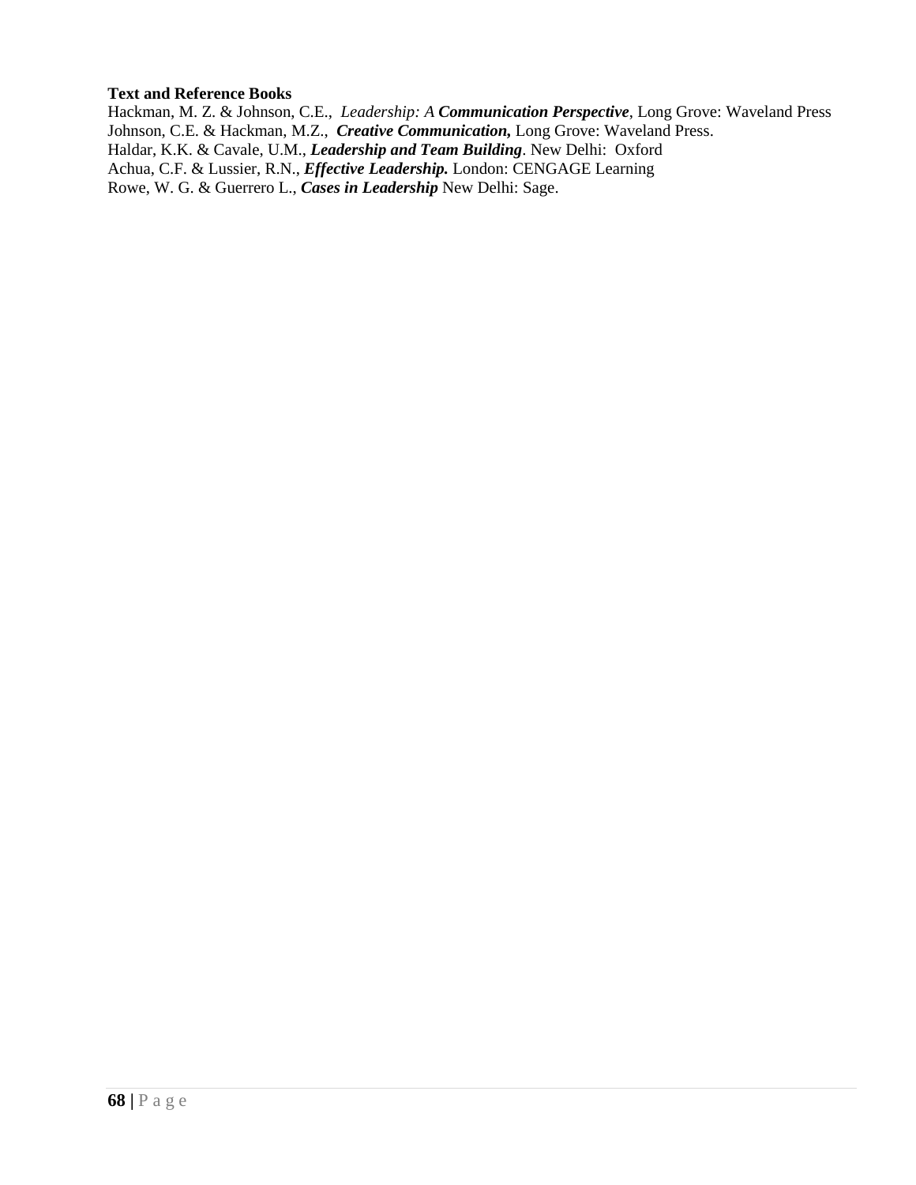**Text and Reference Books**

Hackman, M. Z. & Johnson, C.E., *Leadership: A* ***Communication Perspective***, Long Grove: Waveland Press
Johnson, C.E. & Hackman, M.Z., ***Creative Communication,*** Long Grove: Waveland Press.
Haldar, K.K. & Cavale, U.M., ***Leadership and Team Building***. New Delhi: Oxford
Achua, C.F. & Lussier, R.N., ***Effective Leadership.*** London: CENGAGE Learning
Rowe, W. G. & Guerrero L., ***Cases in Leadership*** New Delhi: Sage.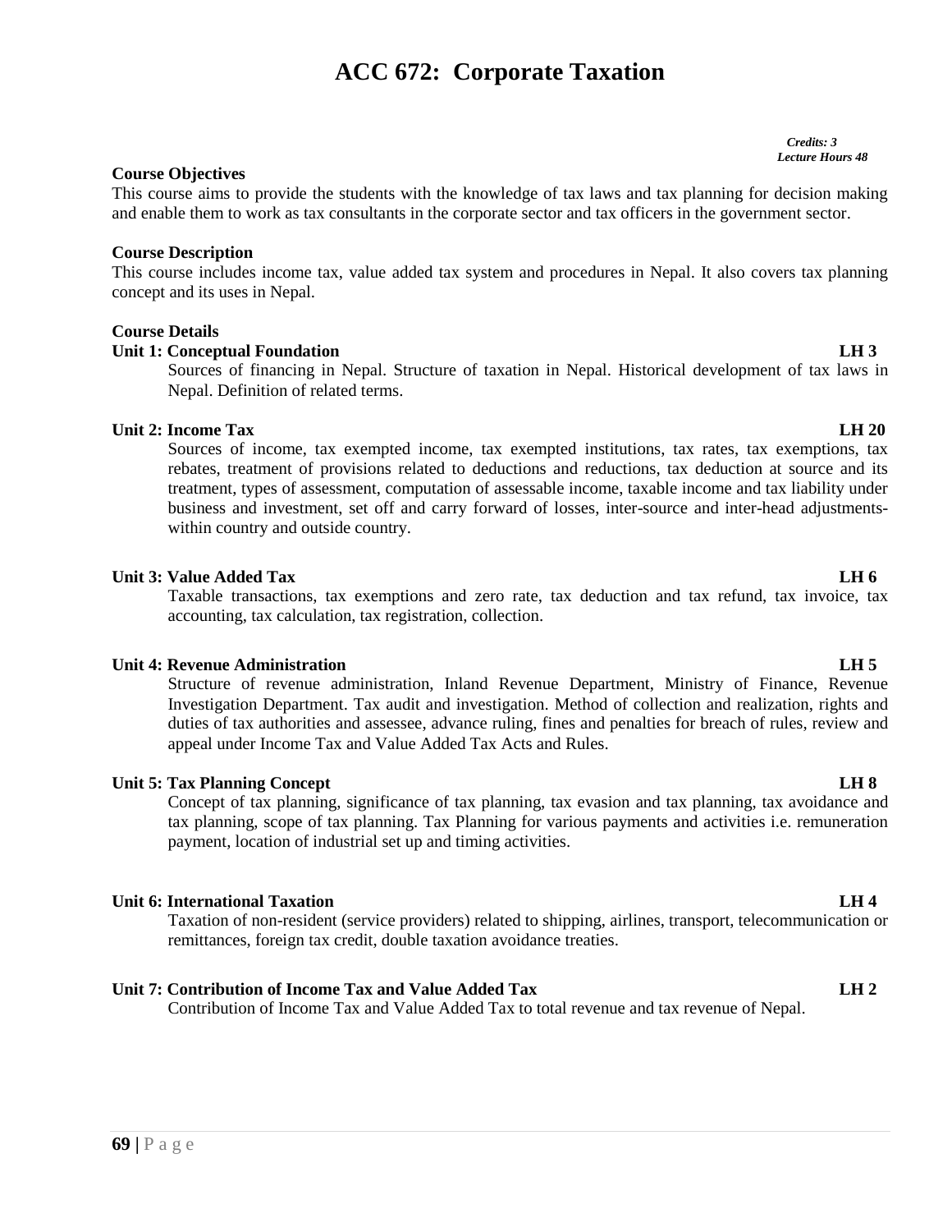# ACC 672: Corporate Taxation

*Credits: 3*
*Lecture Hours 48*

**Course Objectives**

This course aims to provide the students with the knowledge of tax laws and tax planning for decision making and enable them to work as tax consultants in the corporate sector and tax officers in the government sector.

**Course Description**

This course includes income tax, value added tax system and procedures in Nepal. It also covers tax planning concept and its uses in Nepal.

**Course Details**

**Unit 1: Conceptual Foundation** **LH 3**

Sources of financing in Nepal. Structure of taxation in Nepal. Historical development of tax laws in Nepal. Definition of related terms.

**Unit 2: Income Tax** **LH 20**

Sources of income, tax exempted income, tax exempted institutions, tax rates, tax exemptions, tax rebates, treatment of provisions related to deductions and reductions, tax deduction at source and its treatment, types of assessment, computation of assessable income, taxable income and tax liability under business and investment, set off and carry forward of losses, inter-source and inter-head adjustments-within country and outside country.

**Unit 3: Value Added Tax** **LH 6**

Taxable transactions, tax exemptions and zero rate, tax deduction and tax refund, tax invoice, tax accounting, tax calculation, tax registration, collection.

**Unit 4: Revenue Administration** **LH 5**

Structure of revenue administration, Inland Revenue Department, Ministry of Finance, Revenue Investigation Department. Tax audit and investigation. Method of collection and realization, rights and duties of tax authorities and assessee, advance ruling, fines and penalties for breach of rules, review and appeal under Income Tax and Value Added Tax Acts and Rules.

**Unit 5: Tax Planning Concept** **LH 8**

Concept of tax planning, significance of tax planning, tax evasion and tax planning, tax avoidance and tax planning, scope of tax planning. Tax Planning for various payments and activities i.e. remuneration payment, location of industrial set up and timing activities.

**Unit 6: International Taxation** **LH 4**

Taxation of non-resident (service providers) related to shipping, airlines, transport, telecommunication or remittances, foreign tax credit, double taxation avoidance treaties.

**Unit 7: Contribution of Income Tax and Value Added Tax** **LH 2**

Contribution of Income Tax and Value Added Tax to total revenue and tax revenue of Nepal.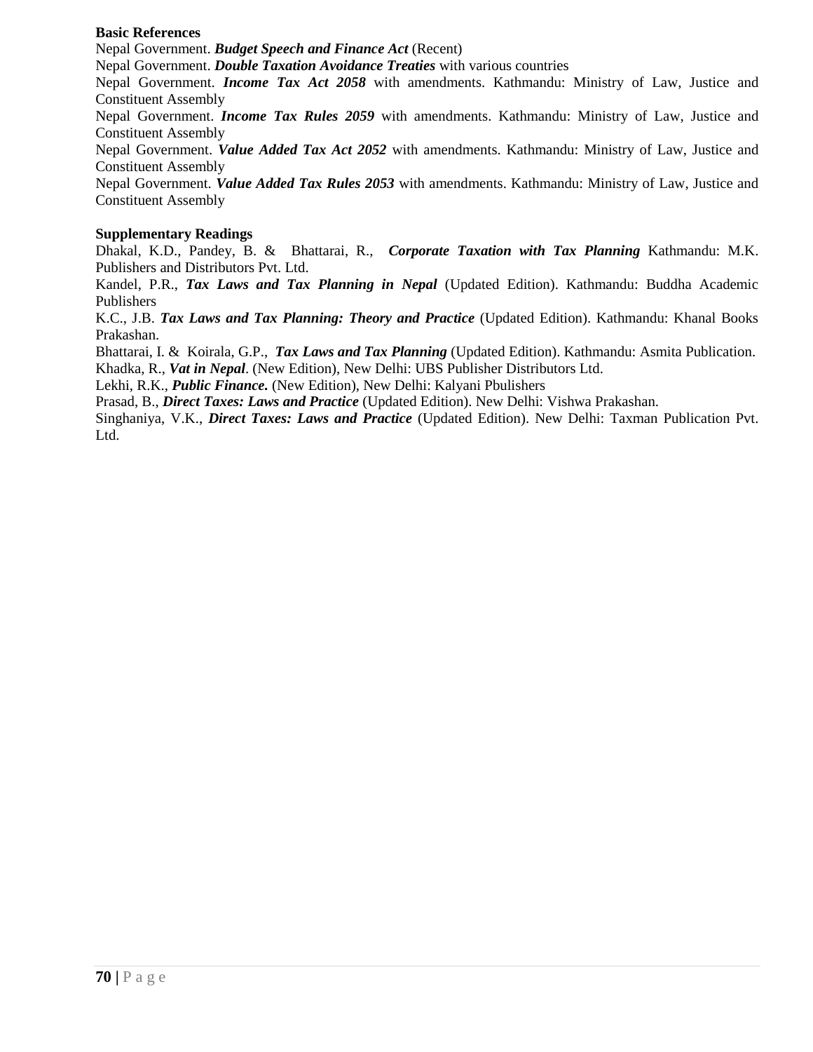**Basic References**

Nepal Government. ***Budget Speech and Finance Act*** (Recent)

Nepal Government. ***Double Taxation Avoidance Treaties*** with various countries

Nepal Government. ***Income Tax Act 2058*** with amendments. Kathmandu: Ministry of Law, Justice and Constituent Assembly

Nepal Government. ***Income Tax Rules 2059*** with amendments. Kathmandu: Ministry of Law, Justice and Constituent Assembly

Nepal Government. ***Value Added Tax Act 2052*** with amendments. Kathmandu: Ministry of Law, Justice and Constituent Assembly

Nepal Government. ***Value Added Tax Rules 2053*** with amendments. Kathmandu: Ministry of Law, Justice and Constituent Assembly

**Supplementary Readings**

Dhakal, K.D., Pandey, B. & Bhattarai, R., ***Corporate Taxation with Tax Planning*** Kathmandu: M.K. Publishers and Distributors Pvt. Ltd.

Kandel, P.R., ***Tax Laws and Tax Planning in Nepal*** (Updated Edition). Kathmandu: Buddha Academic Publishers

K.C., J.B. ***Tax Laws and Tax Planning: Theory and Practice*** (Updated Edition). Kathmandu: Khanal Books Prakashan.

Bhattarai, I. & Koirala, G.P., ***Tax Laws and Tax Planning*** (Updated Edition). Kathmandu: Asmita Publication.

Khadka, R., ***Vat in Nepal***. (New Edition), New Delhi: UBS Publisher Distributors Ltd.

Lekhi, R.K., ***Public Finance.*** (New Edition), New Delhi: Kalyani Pbulishers

Prasad, B., ***Direct Taxes: Laws and Practice*** (Updated Edition). New Delhi: Vishwa Prakashan.

Singhaniya, V.K., ***Direct Taxes: Laws and Practice*** (Updated Edition). New Delhi: Taxman Publication Pvt. Ltd.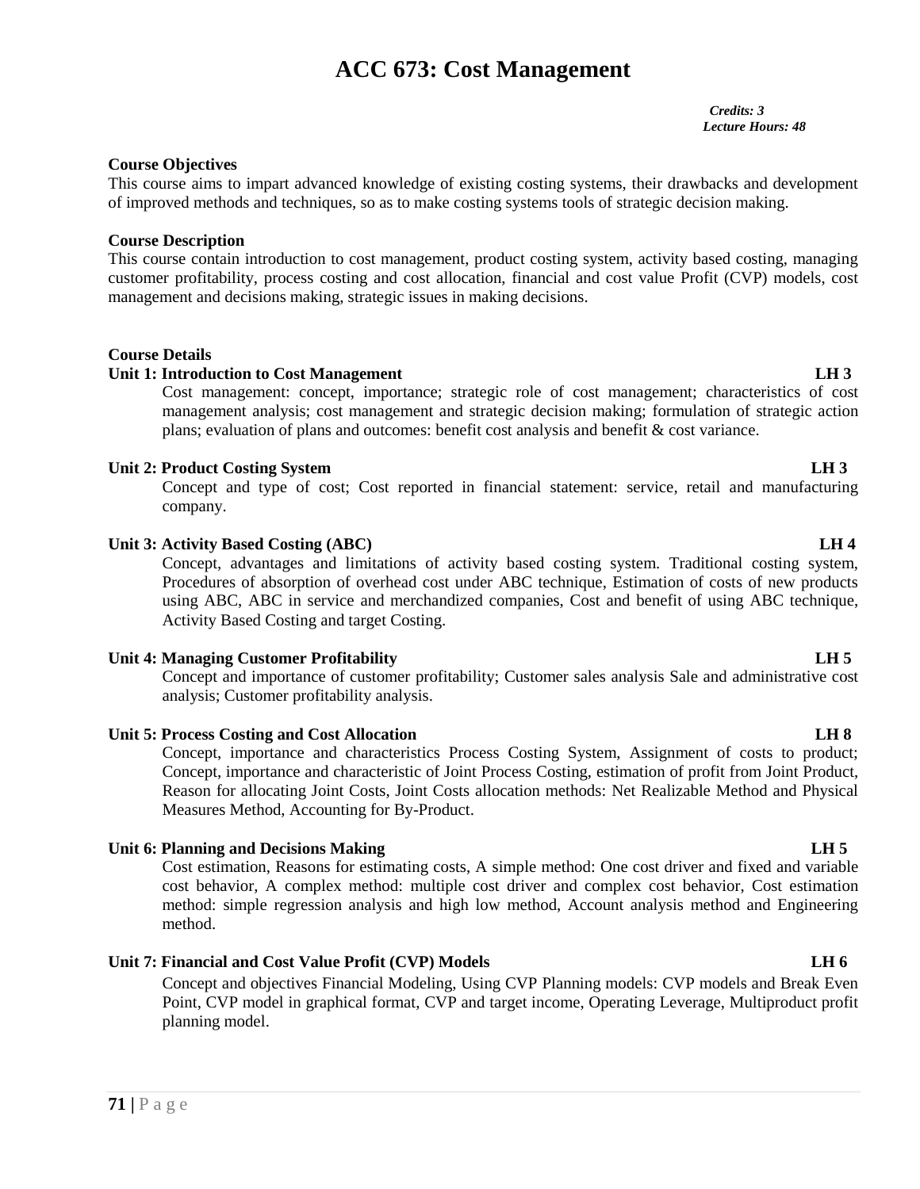# ACC 673: Cost Management

*Credits: 3*
*Lecture Hours: 48*

**Course Objectives**

This course aims to impart advanced knowledge of existing costing systems, their drawbacks and development of improved methods and techniques, so as to make costing systems tools of strategic decision making.

**Course Description**

This course contain introduction to cost management, product costing system, activity based costing, managing customer profitability, process costing and cost allocation, financial and cost value Profit (CVP) models, cost management and decisions making, strategic issues in making decisions.

**Course Details**

**Unit 1: Introduction to Cost Management LH 3**

Cost management: concept, importance; strategic role of cost management; characteristics of cost management analysis; cost management and strategic decision making; formulation of strategic action plans; evaluation of plans and outcomes: benefit cost analysis and benefit & cost variance.

**Unit 2: Product Costing System LH 3**

Concept and type of cost; Cost reported in financial statement: service, retail and manufacturing company.

**Unit 3: Activity Based Costing (ABC) LH 4**

Concept, advantages and limitations of activity based costing system. Traditional costing system, Procedures of absorption of overhead cost under ABC technique, Estimation of costs of new products using ABC, ABC in service and merchandized companies, Cost and benefit of using ABC technique, Activity Based Costing and target Costing.

**Unit 4: Managing Customer Profitability LH 5**

Concept and importance of customer profitability; Customer sales analysis Sale and administrative cost analysis; Customer profitability analysis.

**Unit 5: Process Costing and Cost Allocation LH 8**

Concept, importance and characteristics Process Costing System, Assignment of costs to product; Concept, importance and characteristic of Joint Process Costing, estimation of profit from Joint Product, Reason for allocating Joint Costs, Joint Costs allocation methods: Net Realizable Method and Physical Measures Method, Accounting for By-Product.

**Unit 6: Planning and Decisions Making LH 5**

Cost estimation, Reasons for estimating costs, A simple method: One cost driver and fixed and variable cost behavior, A complex method: multiple cost driver and complex cost behavior, Cost estimation method: simple regression analysis and high low method, Account analysis method and Engineering method.

**Unit 7: Financial and Cost Value Profit (CVP) Models LH 6**

Concept and objectives Financial Modeling, Using CVP Planning models: CVP models and Break Even Point, CVP model in graphical format, CVP and target income, Operating Leverage, Multiproduct profit planning model.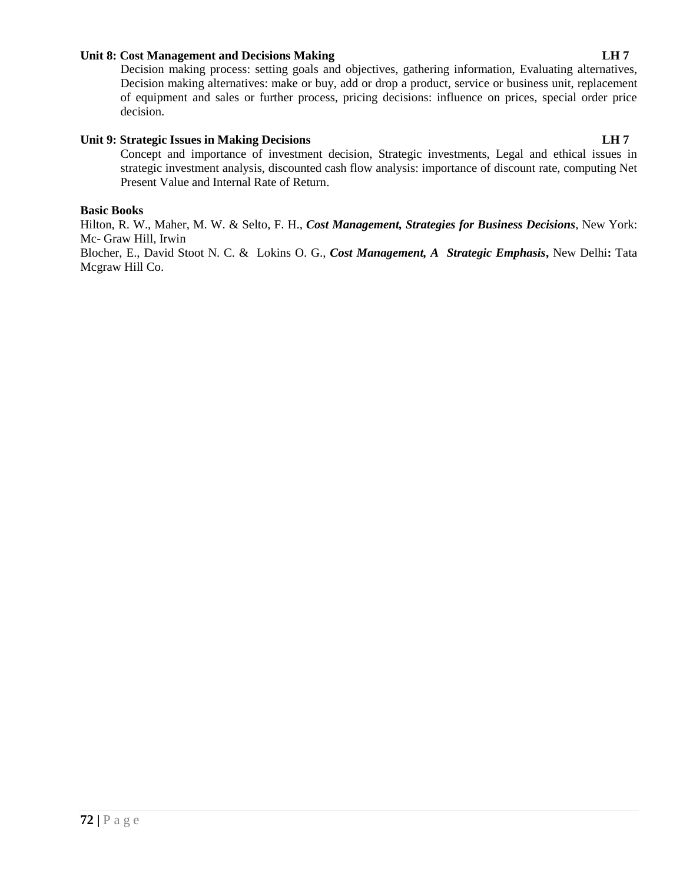**Unit 8: Cost Management and Decisions Making LH 7**

Decision making process: setting goals and objectives, gathering information, Evaluating alternatives, Decision making alternatives: make or buy, add or drop a product, service or business unit, replacement of equipment and sales or further process, pricing decisions: influence on prices, special order price decision.

**Unit 9: Strategic Issues in Making Decisions LH 7**

Concept and importance of investment decision, Strategic investments, Legal and ethical issues in strategic investment analysis, discounted cash flow analysis: importance of discount rate, computing Net Present Value and Internal Rate of Return.

**Basic Books**

Hilton, R. W., Maher, M. W. & Selto, F. H., ***Cost Management, Strategies for Business Decisions***, New York: Mc- Graw Hill, Irwin

Blocher, E., David Stoot N. C. & Lokins O. G., ***Cost Management, A Strategic Emphasis*****,** New Delhi**:** Tata Mcgraw Hill Co.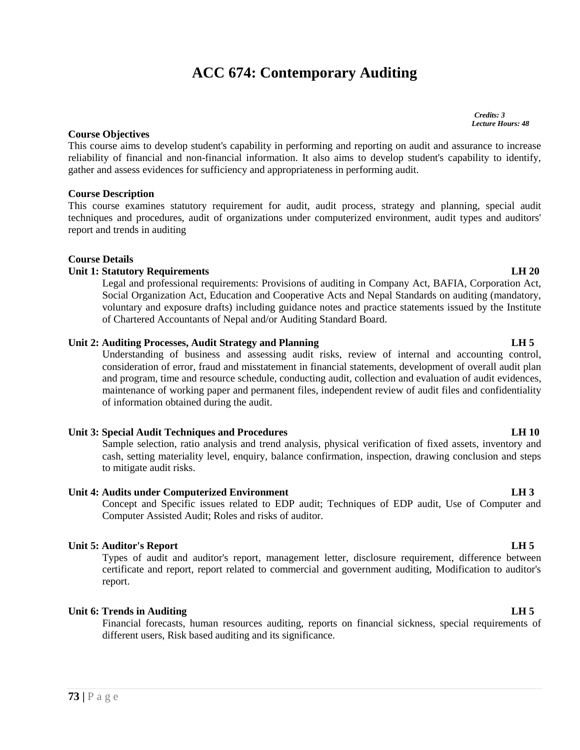# ACC 674: Contemporary Auditing

*Credits: 3*
*Lecture Hours: 48*

**Course Objectives**

This course aims to develop student's capability in performing and reporting on audit and assurance to increase reliability of financial and non-financial information. It also aims to develop student's capability to identify, gather and assess evidences for sufficiency and appropriateness in performing audit.

**Course Description**

This course examines statutory requirement for audit, audit process, strategy and planning, special audit techniques and procedures, audit of organizations under computerized environment, audit types and auditors' report and trends in auditing

**Course Details**

**Unit 1: Statutory Requirements** **LH 20**

Legal and professional requirements: Provisions of auditing in Company Act, BAFIA, Corporation Act, Social Organization Act, Education and Cooperative Acts and Nepal Standards on auditing (mandatory, voluntary and exposure drafts) including guidance notes and practice statements issued by the Institute of Chartered Accountants of Nepal and/or Auditing Standard Board.

**Unit 2: Auditing Processes, Audit Strategy and Planning** **LH 5**

Understanding of business and assessing audit risks, review of internal and accounting control, consideration of error, fraud and misstatement in financial statements, development of overall audit plan and program, time and resource schedule, conducting audit, collection and evaluation of audit evidences, maintenance of working paper and permanent files, independent review of audit files and confidentiality of information obtained during the audit.

**Unit 3: Special Audit Techniques and Procedures** **LH 10**

Sample selection, ratio analysis and trend analysis, physical verification of fixed assets, inventory and cash, setting materiality level, enquiry, balance confirmation, inspection, drawing conclusion and steps to mitigate audit risks.

**Unit 4: Audits under Computerized Environment** **LH 3**

Concept and Specific issues related to EDP audit; Techniques of EDP audit, Use of Computer and Computer Assisted Audit; Roles and risks of auditor.

**Unit 5: Auditor's Report** **LH 5**

Types of audit and auditor's report, management letter, disclosure requirement, difference between certificate and report, report related to commercial and government auditing, Modification to auditor's report.

**Unit 6: Trends in Auditing** **LH 5**

Financial forecasts, human resources auditing, reports on financial sickness, special requirements of different users, Risk based auditing and its significance.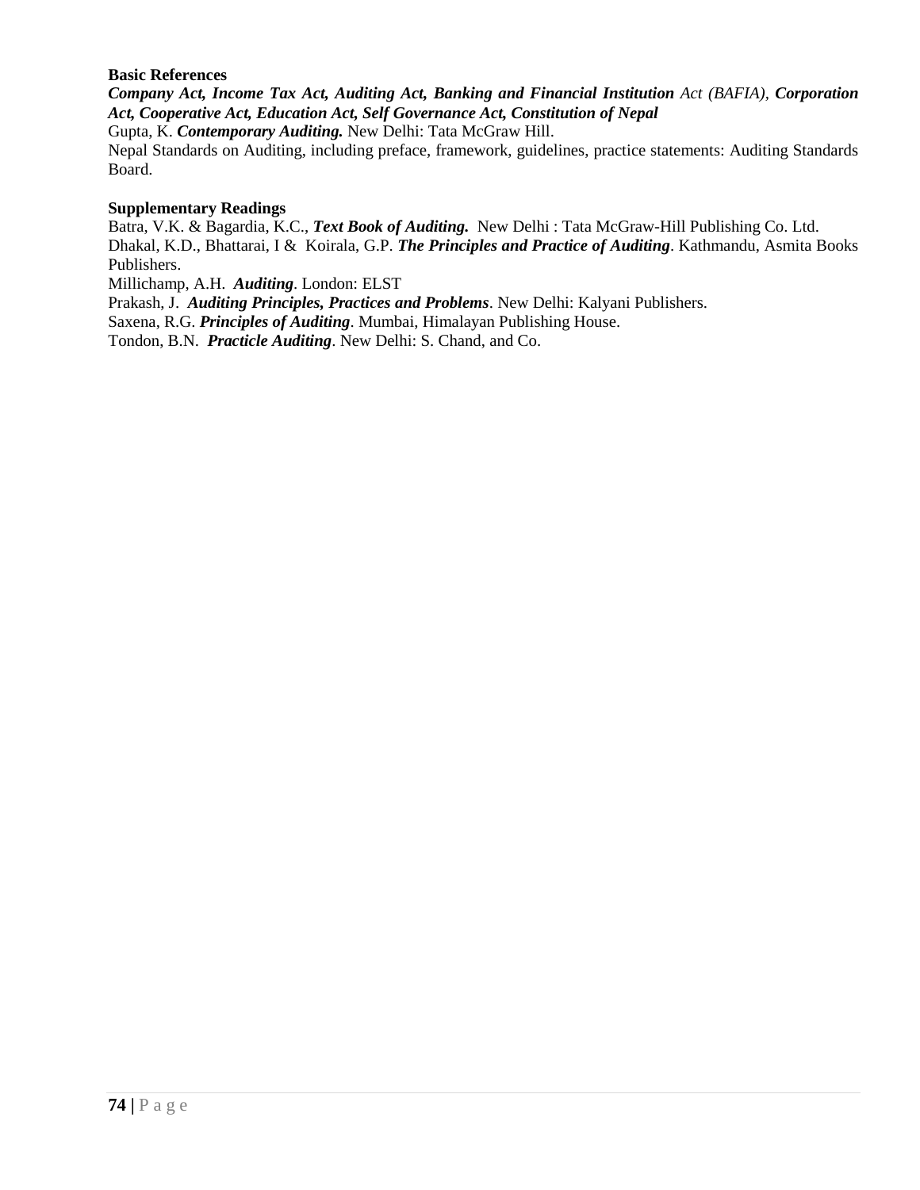**Basic References**

***Company Act, Income Tax Act, Auditing Act, Banking and Financial Institution*** *Act (BAFIA)*, ***Corporation Act, Cooperative Act, Education Act, Self Governance Act, Constitution of Nepal***

Gupta, K. ***Contemporary Auditing.*** New Delhi: Tata McGraw Hill.

Nepal Standards on Auditing, including preface, framework, guidelines, practice statements: Auditing Standards Board.

**Supplementary Readings**

Batra, V.K. & Bagardia, K.C., ***Text Book of Auditing.*** New Delhi : Tata McGraw-Hill Publishing Co. Ltd.

Dhakal, K.D., Bhattarai, I & Koirala, G.P. ***The Principles and Practice of Auditing***. Kathmandu, Asmita Books Publishers.

Millichamp, A.H. ***Auditing***. London: ELST

Prakash, J. ***Auditing Principles, Practices and Problems***. New Delhi: Kalyani Publishers.

Saxena, R.G. ***Principles of Auditing***. Mumbai, Himalayan Publishing House.

Tondon, B.N. ***Practicle Auditing***. New Delhi: S. Chand, and Co.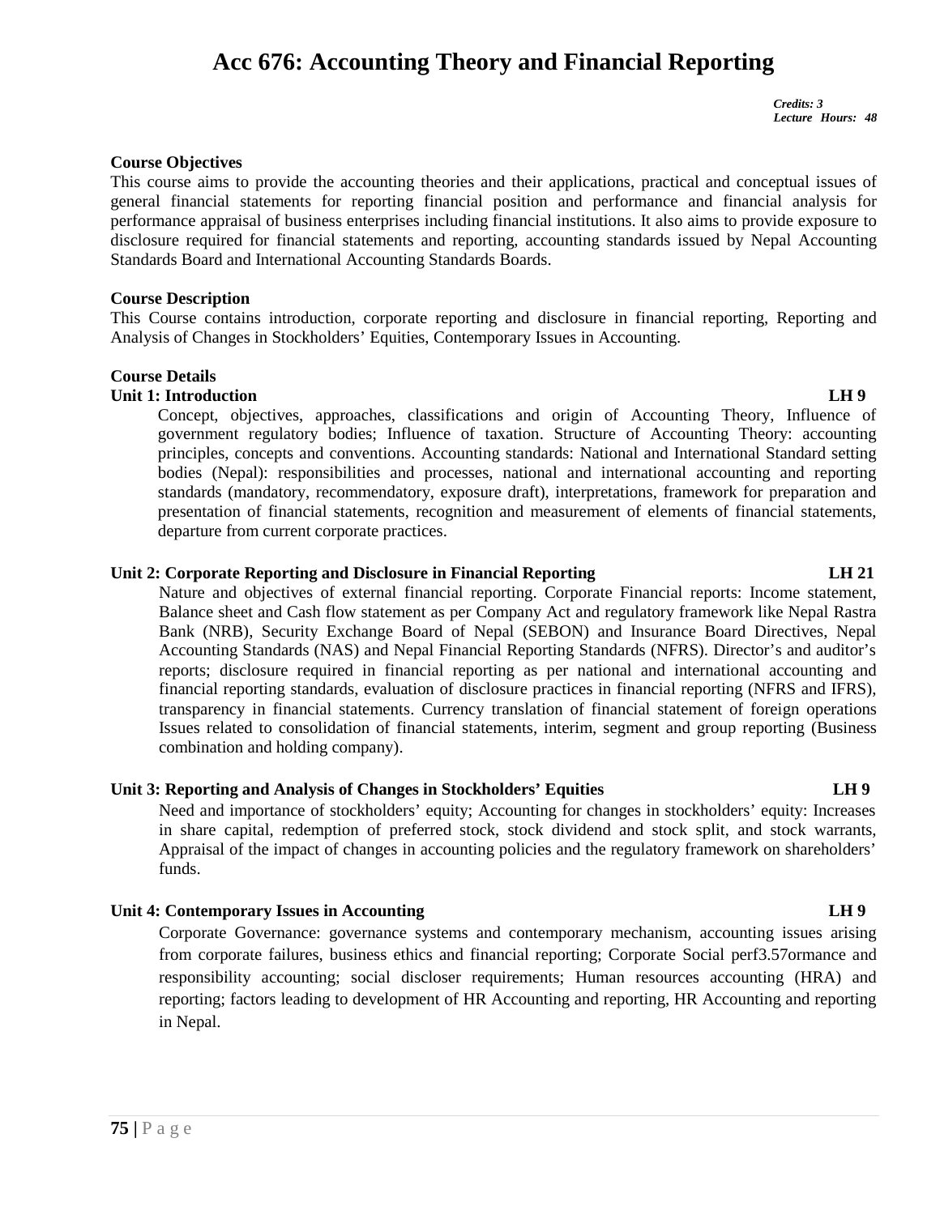# Acc 676: Accounting Theory and Financial Reporting

***Credits: 3***
***Lecture Hours: 48***

**Course Objectives**

This course aims to provide the accounting theories and their applications, practical and conceptual issues of general financial statements for reporting financial position and performance and financial analysis for performance appraisal of business enterprises including financial institutions. It also aims to provide exposure to disclosure required for financial statements and reporting, accounting standards issued by Nepal Accounting Standards Board and International Accounting Standards Boards.

**Course Description**

This Course contains introduction, corporate reporting and disclosure in financial reporting, Reporting and Analysis of Changes in Stockholders' Equities, Contemporary Issues in Accounting.

**Course Details**

**Unit 1: Introduction LH 9**

Concept, objectives, approaches, classifications and origin of Accounting Theory, Influence of government regulatory bodies; Influence of taxation. Structure of Accounting Theory: accounting principles, concepts and conventions. Accounting standards: National and International Standard setting bodies (Nepal): responsibilities and processes, national and international accounting and reporting standards (mandatory, recommendatory, exposure draft), interpretations, framework for preparation and presentation of financial statements, recognition and measurement of elements of financial statements, departure from current corporate practices.

**Unit 2: Corporate Reporting and Disclosure in Financial Reporting LH 21**

Nature and objectives of external financial reporting. Corporate Financial reports: Income statement, Balance sheet and Cash flow statement as per Company Act and regulatory framework like Nepal Rastra Bank (NRB), Security Exchange Board of Nepal (SEBON) and Insurance Board Directives, Nepal Accounting Standards (NAS) and Nepal Financial Reporting Standards (NFRS). Director's and auditor's reports; disclosure required in financial reporting as per national and international accounting and financial reporting standards, evaluation of disclosure practices in financial reporting (NFRS and IFRS), transparency in financial statements. Currency translation of financial statement of foreign operations Issues related to consolidation of financial statements, interim, segment and group reporting (Business combination and holding company).

**Unit 3: Reporting and Analysis of Changes in Stockholders' Equities LH 9**

Need and importance of stockholders' equity; Accounting for changes in stockholders' equity: Increases in share capital, redemption of preferred stock, stock dividend and stock split, and stock warrants, Appraisal of the impact of changes in accounting policies and the regulatory framework on shareholders' funds.

**Unit 4: Contemporary Issues in Accounting LH 9**

Corporate Governance: governance systems and contemporary mechanism, accounting issues arising from corporate failures, business ethics and financial reporting; Corporate Social perf3.57ormance and responsibility accounting; social discloser requirements; Human resources accounting (HRA) and reporting; factors leading to development of HR Accounting and reporting, HR Accounting and reporting in Nepal.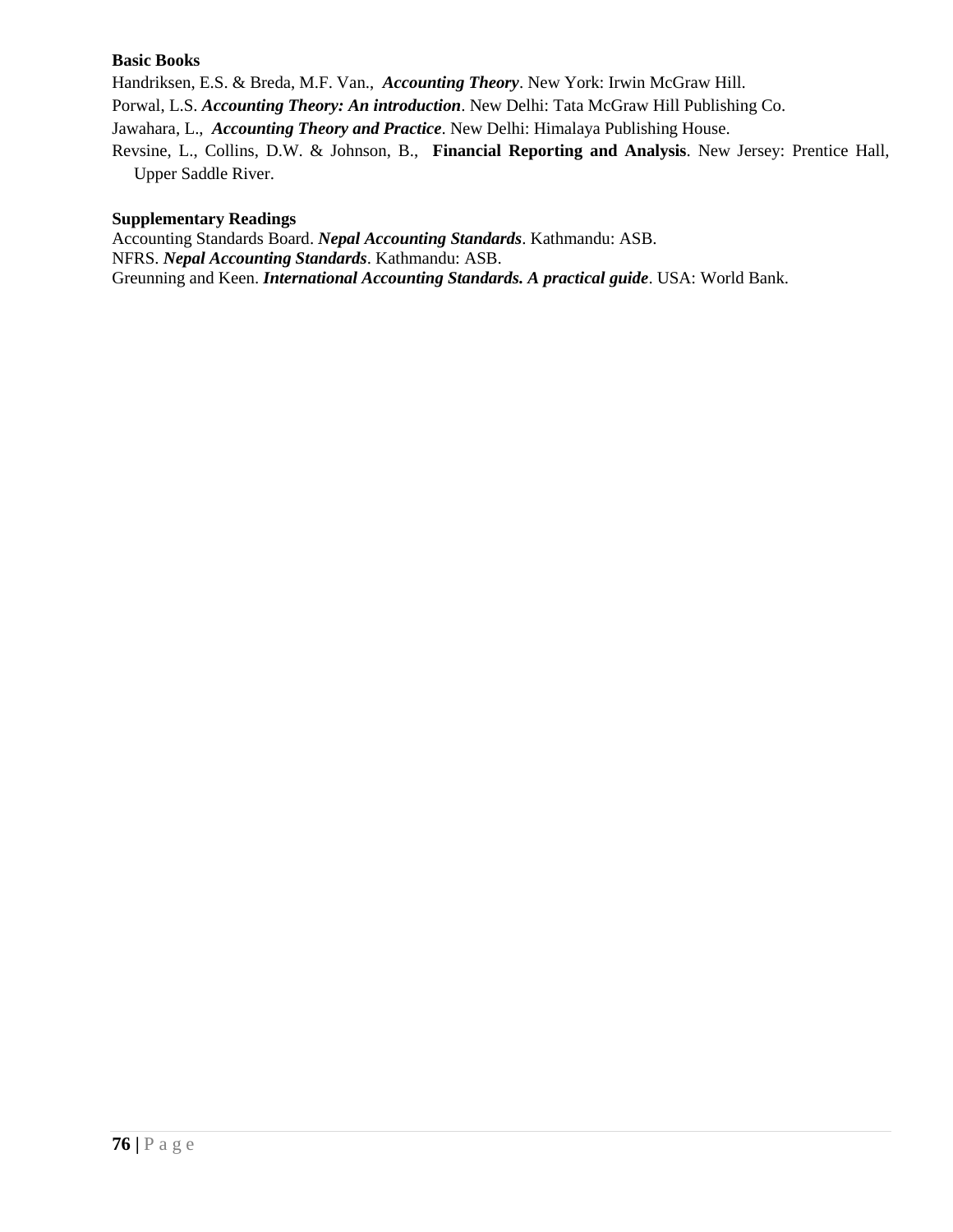**Basic Books**

Handriksen, E.S. & Breda, M.F. Van., ***Accounting Theory***. New York: Irwin McGraw Hill.

Porwal, L.S. ***Accounting Theory: An introduction***. New Delhi: Tata McGraw Hill Publishing Co.

Jawahara, L., ***Accounting Theory and Practice***. New Delhi: Himalaya Publishing House.

Revsine, L., Collins, D.W. & Johnson, B., **Financial Reporting and Analysis**. New Jersey: Prentice Hall, Upper Saddle River.

**Supplementary Readings**

Accounting Standards Board. ***Nepal Accounting Standards***. Kathmandu: ASB.

NFRS. ***Nepal Accounting Standards***. Kathmandu: ASB.

Greunning and Keen. ***International Accounting Standards. A practical guide***. USA: World Bank.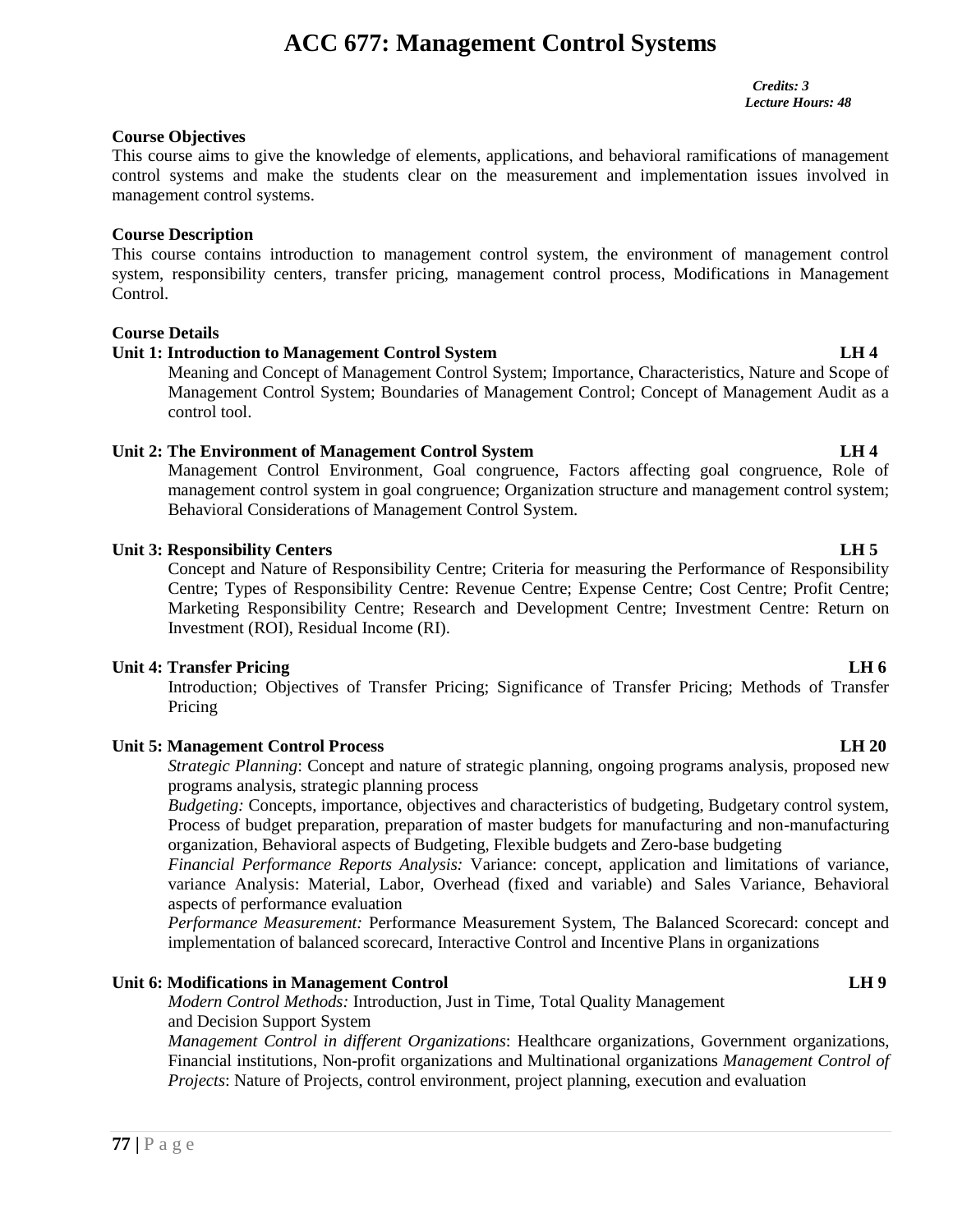# ACC 677: Management Control Systems

*Credits: 3*
*Lecture Hours: 48*

**Course Objectives**

This course aims to give the knowledge of elements, applications, and behavioral ramifications of management control systems and make the students clear on the measurement and implementation issues involved in management control systems.

**Course Description**

This course contains introduction to management control system, the environment of management control system, responsibility centers, transfer pricing, management control process, Modifications in Management Control.

**Course Details**

**Unit 1: Introduction to Management Control System LH 4**

Meaning and Concept of Management Control System; Importance, Characteristics, Nature and Scope of Management Control System; Boundaries of Management Control; Concept of Management Audit as a control tool.

**Unit 2: The Environment of Management Control System LH 4**

Management Control Environment, Goal congruence, Factors affecting goal congruence, Role of management control system in goal congruence; Organization structure and management control system; Behavioral Considerations of Management Control System.

**Unit 3: Responsibility Centers LH 5**

Concept and Nature of Responsibility Centre; Criteria for measuring the Performance of Responsibility Centre; Types of Responsibility Centre: Revenue Centre; Expense Centre; Cost Centre; Profit Centre; Marketing Responsibility Centre; Research and Development Centre; Investment Centre: Return on Investment (ROI), Residual Income (RI).

**Unit 4: Transfer Pricing LH 6**

Introduction; Objectives of Transfer Pricing; Significance of Transfer Pricing; Methods of Transfer Pricing

**Unit 5: Management Control Process LH 20**

*Strategic Planning*: Concept and nature of strategic planning, ongoing programs analysis, proposed new programs analysis, strategic planning process

*Budgeting:* Concepts, importance, objectives and characteristics of budgeting, Budgetary control system, Process of budget preparation, preparation of master budgets for manufacturing and non-manufacturing organization, Behavioral aspects of Budgeting, Flexible budgets and Zero-base budgeting

*Financial Performance Reports Analysis:* Variance: concept, application and limitations of variance, variance Analysis: Material, Labor, Overhead (fixed and variable) and Sales Variance, Behavioral aspects of performance evaluation

*Performance Measurement:* Performance Measurement System, The Balanced Scorecard: concept and implementation of balanced scorecard, Interactive Control and Incentive Plans in organizations

**Unit 6: Modifications in Management Control LH 9**

*Modern Control Methods:* Introduction, Just in Time, Total Quality Management and Decision Support System

*Management Control in different Organizations*: Healthcare organizations, Government organizations, Financial institutions, Non-profit organizations and Multinational organizations *Management Control of Projects*: Nature of Projects, control environment, project planning, execution and evaluation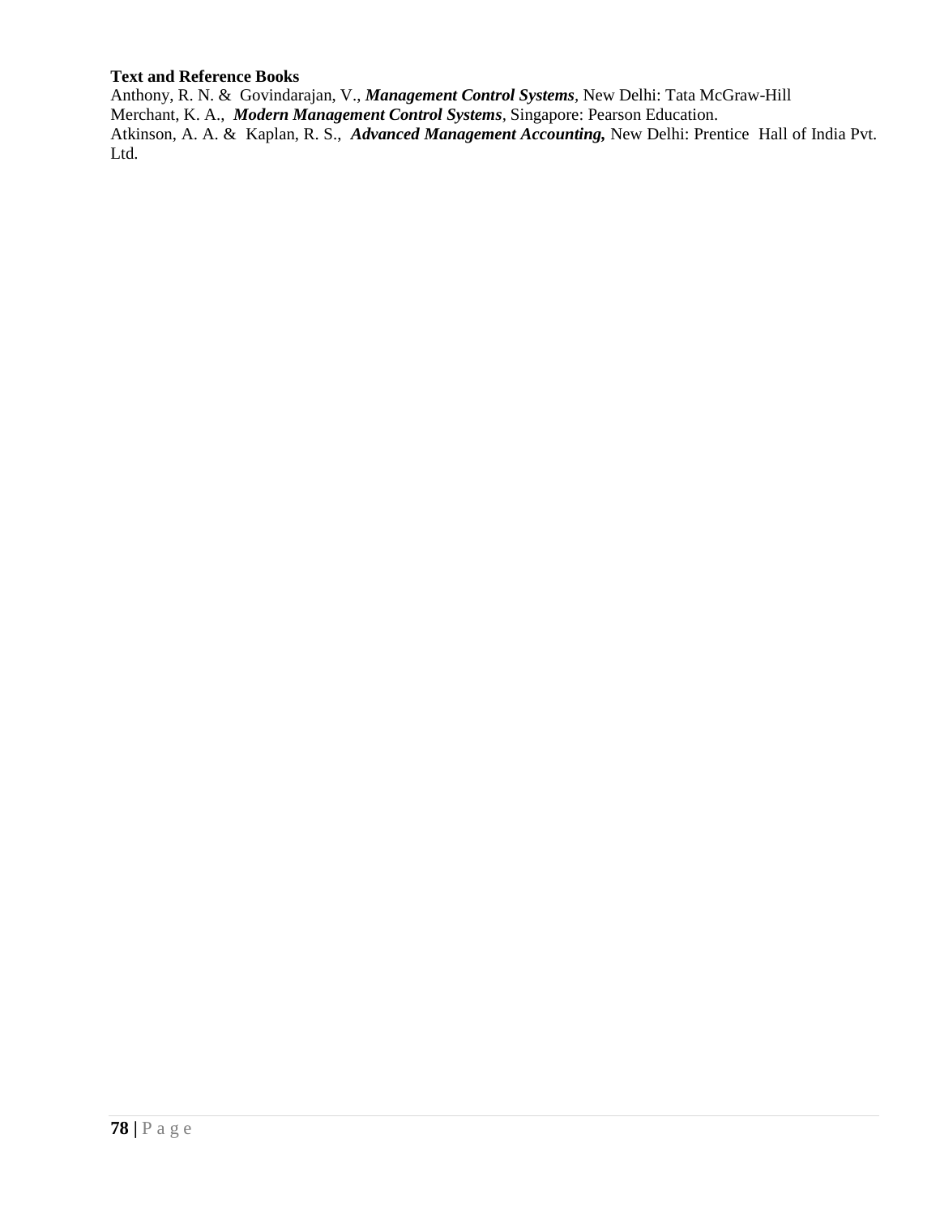**Text and Reference Books**

Anthony, R. N. & Govindarajan, V., ***Management Control Systems***, New Delhi: Tata McGraw-Hill

Merchant, K. A., ***Modern Management Control Systems***, Singapore: Pearson Education.

Atkinson, A. A. & Kaplan, R. S., ***Advanced Management Accounting,*** New Delhi: Prentice Hall of India Pvt. Ltd.